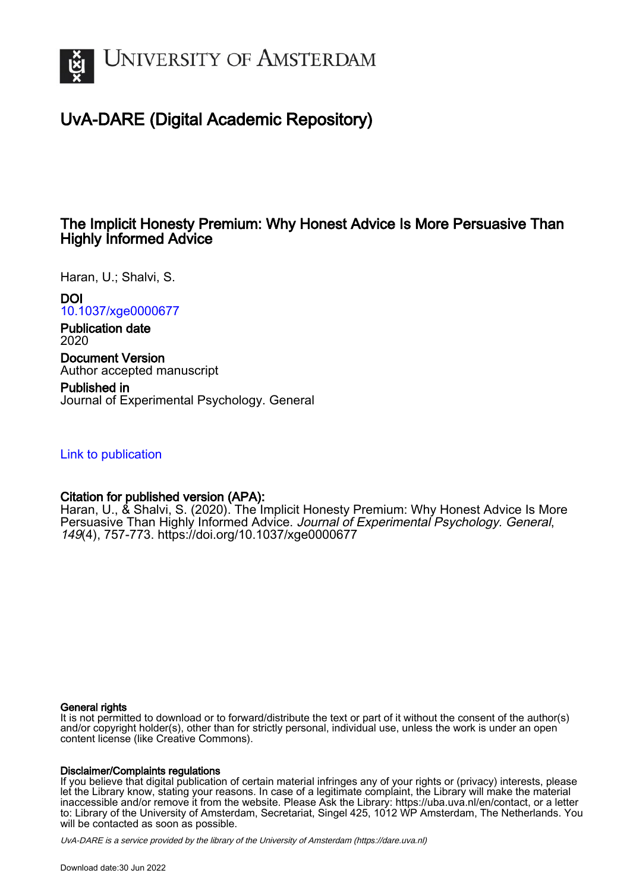UNIVERSITY OF AMSTERDAM

# UvA-DARE (Digital Academic Repository)

## The Implicit Honesty Premium: Why Honest Advice Is More Persuasive Than Highly Informed Advice

Haran, U.; Shalvi, S.

**DOI**
10.1037/xge0000677

**Publication date**
2020

**Document Version**
Author accepted manuscript

**Published in**
Journal of Experimental Psychology. General

Link to publication

**Citation for published version (APA):**
Haran, U., & Shalvi, S. (2020). The Implicit Honesty Premium: Why Honest Advice Is More Persuasive Than Highly Informed Advice. *Journal of Experimental Psychology. General*, *149*(4), 757-773. https://doi.org/10.1037/xge0000677

**General rights**
It is not permitted to download or to forward/distribute the text or part of it without the consent of the author(s) and/or copyright holder(s), other than for strictly personal, individual use, unless the work is under an open content license (like Creative Commons).

**Disclaimer/Complaints regulations**
If you believe that digital publication of certain material infringes any of your rights or (privacy) interests, please let the Library know, stating your reasons. In case of a legitimate complaint, the Library will make the material inaccessible and/or remove it from the website. Please Ask the Library: https://uba.uva.nl/en/contact, or a letter to: Library of the University of Amsterdam, Secretariat, Singel 425, 1012 WP Amsterdam, The Netherlands. You will be contacted as soon as possible.

UvA-DARE is a service provided by the library of the University of Amsterdam (https://dare.uva.nl)

Download date:30 Jun 2022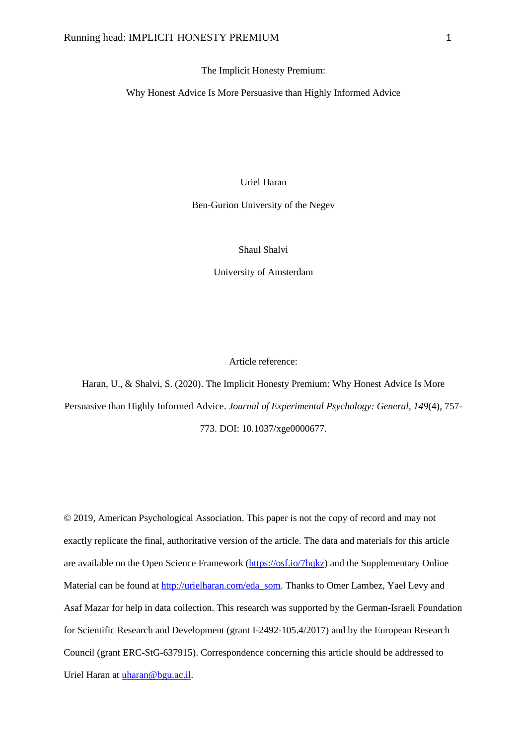The Implicit Honesty Premium:

Why Honest Advice Is More Persuasive than Highly Informed Advice

Uriel Haran

Ben-Gurion University of the Negev

Shaul Shalvi

University of Amsterdam

Article reference:

Haran, U., & Shalvi, S. (2020). The Implicit Honesty Premium: Why Honest Advice Is More Persuasive than Highly Informed Advice. *Journal of Experimental Psychology: General, 149*(4), 757-773. DOI: 10.1037/xge0000677.

© 2019, American Psychological Association. This paper is not the copy of record and may not exactly replicate the final, authoritative version of the article. The data and materials for this article are available on the Open Science Framework (https://osf.io/7hqkz) and the Supplementary Online Material can be found at http://urielharan.com/eda_som. Thanks to Omer Lambez, Yael Levy and Asaf Mazar for help in data collection. This research was supported by the German-Israeli Foundation for Scientific Research and Development (grant I-2492-105.4/2017) and by the European Research Council (grant ERC-StG-637915). Correspondence concerning this article should be addressed to Uriel Haran at uharan@bgu.ac.il.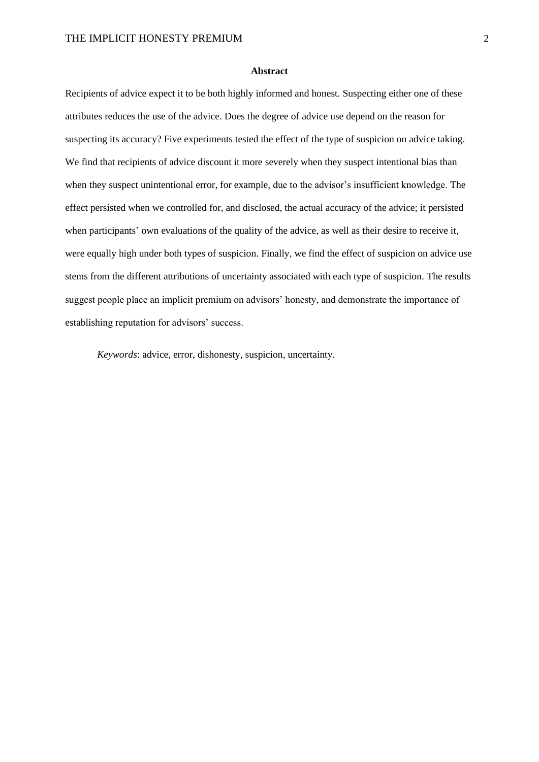## Abstract

Recipients of advice expect it to be both highly informed and honest. Suspecting either one of these attributes reduces the use of the advice. Does the degree of advice use depend on the reason for suspecting its accuracy? Five experiments tested the effect of the type of suspicion on advice taking. We find that recipients of advice discount it more severely when they suspect intentional bias than when they suspect unintentional error, for example, due to the advisor's insufficient knowledge. The effect persisted when we controlled for, and disclosed, the actual accuracy of the advice; it persisted when participants' own evaluations of the quality of the advice, as well as their desire to receive it, were equally high under both types of suspicion. Finally, we find the effect of suspicion on advice use stems from the different attributions of uncertainty associated with each type of suspicion. The results suggest people place an implicit premium on advisors' honesty, and demonstrate the importance of establishing reputation for advisors' success.

*Keywords*: advice, error, dishonesty, suspicion, uncertainty.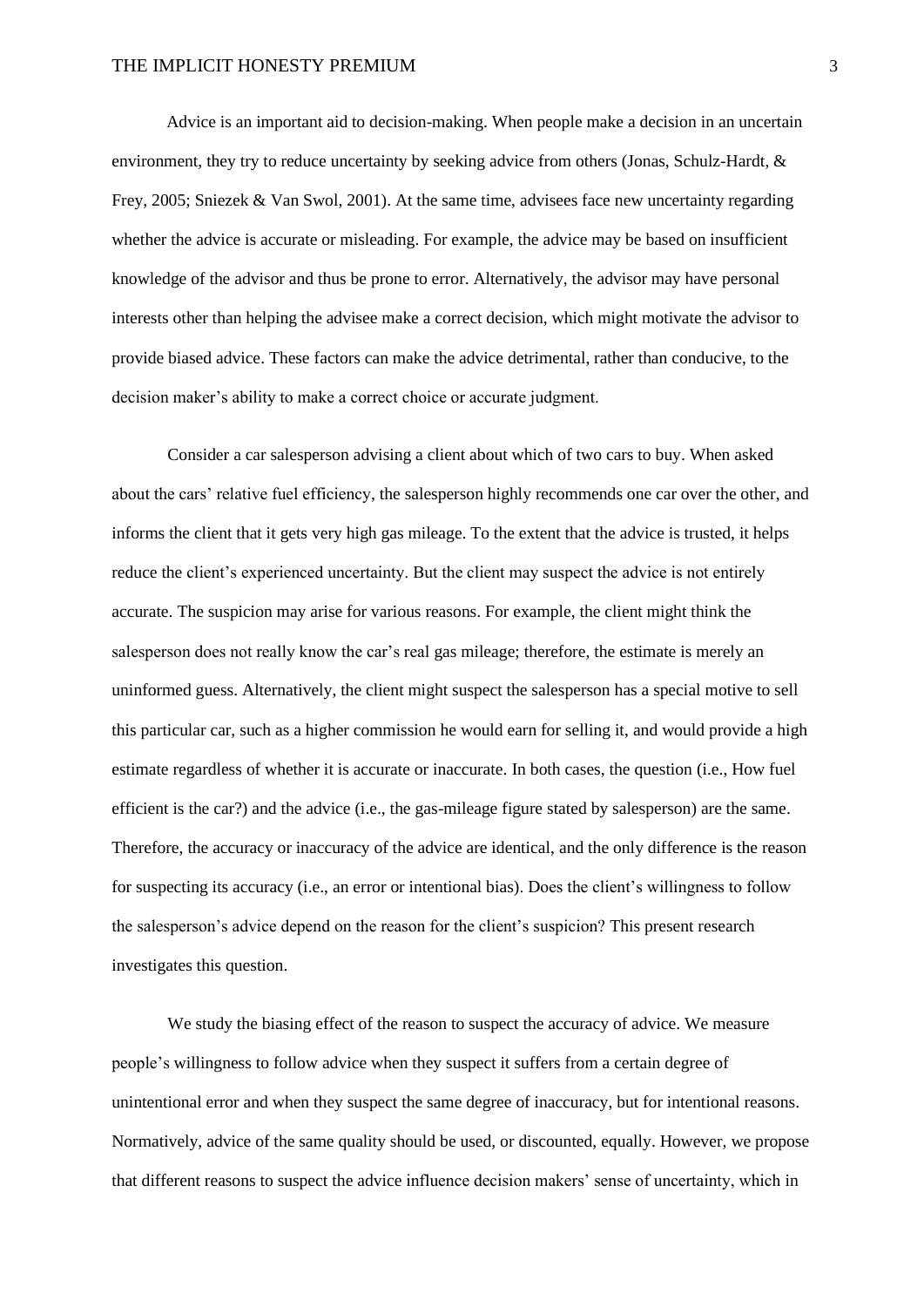Advice is an important aid to decision-making. When people make a decision in an uncertain environment, they try to reduce uncertainty by seeking advice from others (Jonas, Schulz-Hardt, & Frey, 2005; Sniezek & Van Swol, 2001). At the same time, advisees face new uncertainty regarding whether the advice is accurate or misleading. For example, the advice may be based on insufficient knowledge of the advisor and thus be prone to error. Alternatively, the advisor may have personal interests other than helping the advisee make a correct decision, which might motivate the advisor to provide biased advice. These factors can make the advice detrimental, rather than conducive, to the decision maker's ability to make a correct choice or accurate judgment.

Consider a car salesperson advising a client about which of two cars to buy. When asked about the cars' relative fuel efficiency, the salesperson highly recommends one car over the other, and informs the client that it gets very high gas mileage. To the extent that the advice is trusted, it helps reduce the client's experienced uncertainty. But the client may suspect the advice is not entirely accurate. The suspicion may arise for various reasons. For example, the client might think the salesperson does not really know the car's real gas mileage; therefore, the estimate is merely an uninformed guess. Alternatively, the client might suspect the salesperson has a special motive to sell this particular car, such as a higher commission he would earn for selling it, and would provide a high estimate regardless of whether it is accurate or inaccurate. In both cases, the question (i.e., How fuel efficient is the car?) and the advice (i.e., the gas-mileage figure stated by salesperson) are the same. Therefore, the accuracy or inaccuracy of the advice are identical, and the only difference is the reason for suspecting its accuracy (i.e., an error or intentional bias). Does the client's willingness to follow the salesperson's advice depend on the reason for the client's suspicion? This present research investigates this question.

We study the biasing effect of the reason to suspect the accuracy of advice. We measure people's willingness to follow advice when they suspect it suffers from a certain degree of unintentional error and when they suspect the same degree of inaccuracy, but for intentional reasons. Normatively, advice of the same quality should be used, or discounted, equally. However, we propose that different reasons to suspect the advice influence decision makers' sense of uncertainty, which in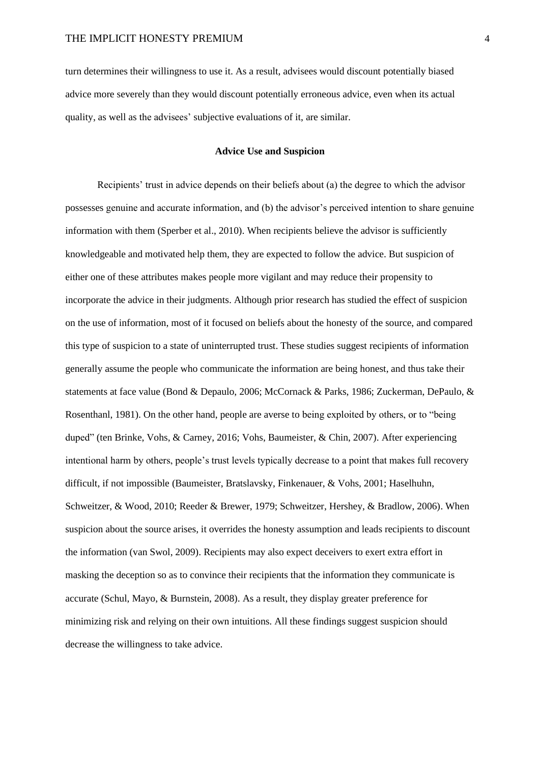turn determines their willingness to use it. As a result, advisees would discount potentially biased advice more severely than they would discount potentially erroneous advice, even when its actual quality, as well as the advisees' subjective evaluations of it, are similar.

## Advice Use and Suspicion

Recipients' trust in advice depends on their beliefs about (a) the degree to which the advisor possesses genuine and accurate information, and (b) the advisor's perceived intention to share genuine information with them (Sperber et al., 2010). When recipients believe the advisor is sufficiently knowledgeable and motivated help them, they are expected to follow the advice. But suspicion of either one of these attributes makes people more vigilant and may reduce their propensity to incorporate the advice in their judgments. Although prior research has studied the effect of suspicion on the use of information, most of it focused on beliefs about the honesty of the source, and compared this type of suspicion to a state of uninterrupted trust. These studies suggest recipients of information generally assume the people who communicate the information are being honest, and thus take their statements at face value (Bond & Depaulo, 2006; McCornack & Parks, 1986; Zuckerman, DePaulo, & Rosenthanl, 1981). On the other hand, people are averse to being exploited by others, or to "being duped" (ten Brinke, Vohs, & Carney, 2016; Vohs, Baumeister, & Chin, 2007). After experiencing intentional harm by others, people's trust levels typically decrease to a point that makes full recovery difficult, if not impossible (Baumeister, Bratslavsky, Finkenauer, & Vohs, 2001; Haselhuhn, Schweitzer, & Wood, 2010; Reeder & Brewer, 1979; Schweitzer, Hershey, & Bradlow, 2006). When suspicion about the source arises, it overrides the honesty assumption and leads recipients to discount the information (van Swol, 2009). Recipients may also expect deceivers to exert extra effort in masking the deception so as to convince their recipients that the information they communicate is accurate (Schul, Mayo, & Burnstein, 2008). As a result, they display greater preference for minimizing risk and relying on their own intuitions. All these findings suggest suspicion should decrease the willingness to take advice.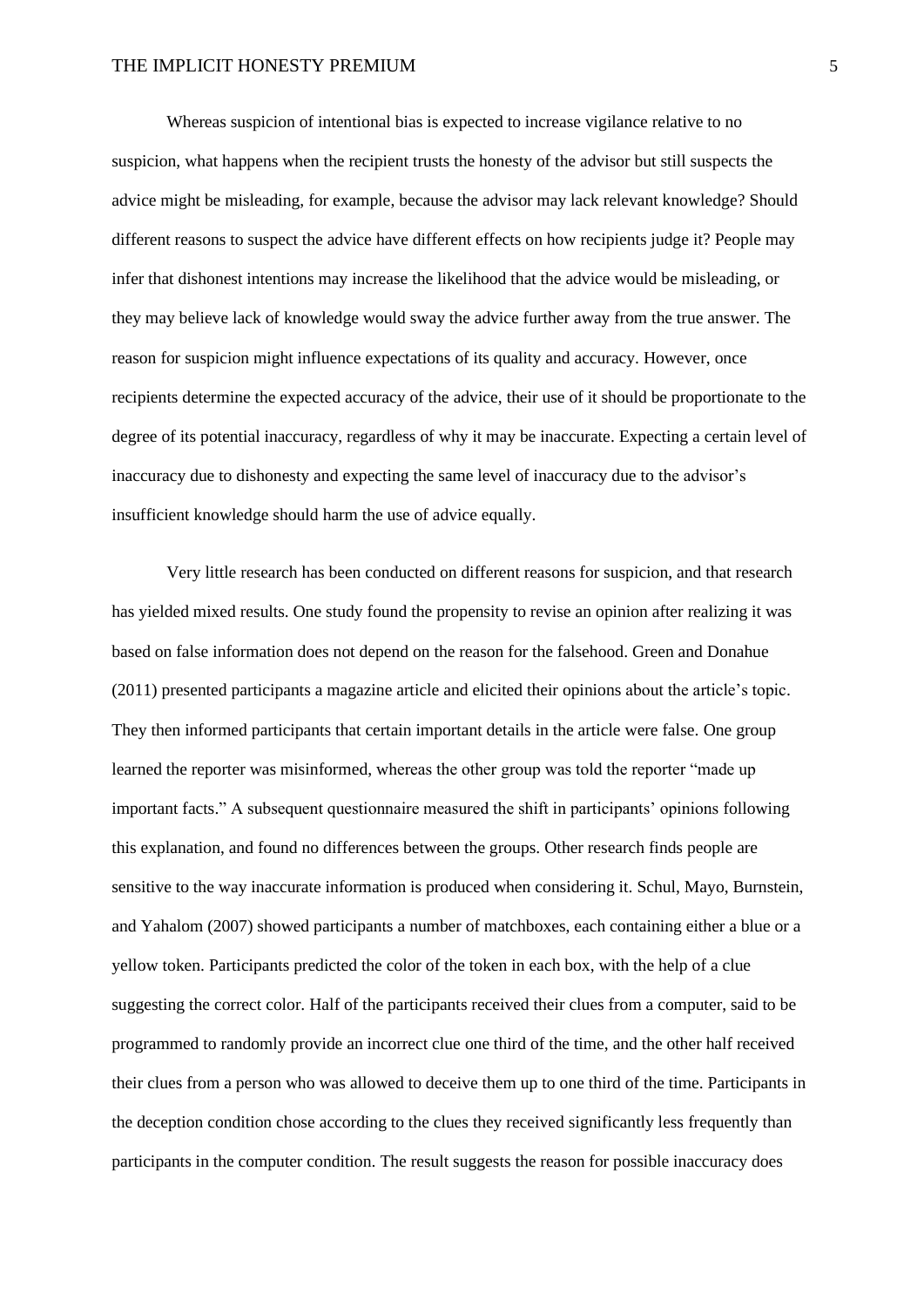Whereas suspicion of intentional bias is expected to increase vigilance relative to no suspicion, what happens when the recipient trusts the honesty of the advisor but still suspects the advice might be misleading, for example, because the advisor may lack relevant knowledge? Should different reasons to suspect the advice have different effects on how recipients judge it? People may infer that dishonest intentions may increase the likelihood that the advice would be misleading, or they may believe lack of knowledge would sway the advice further away from the true answer. The reason for suspicion might influence expectations of its quality and accuracy. However, once recipients determine the expected accuracy of the advice, their use of it should be proportionate to the degree of its potential inaccuracy, regardless of why it may be inaccurate. Expecting a certain level of inaccuracy due to dishonesty and expecting the same level of inaccuracy due to the advisor's insufficient knowledge should harm the use of advice equally.

Very little research has been conducted on different reasons for suspicion, and that research has yielded mixed results. One study found the propensity to revise an opinion after realizing it was based on false information does not depend on the reason for the falsehood. Green and Donahue (2011) presented participants a magazine article and elicited their opinions about the article's topic. They then informed participants that certain important details in the article were false. One group learned the reporter was misinformed, whereas the other group was told the reporter "made up important facts." A subsequent questionnaire measured the shift in participants' opinions following this explanation, and found no differences between the groups. Other research finds people are sensitive to the way inaccurate information is produced when considering it. Schul, Mayo, Burnstein, and Yahalom (2007) showed participants a number of matchboxes, each containing either a blue or a yellow token. Participants predicted the color of the token in each box, with the help of a clue suggesting the correct color. Half of the participants received their clues from a computer, said to be programmed to randomly provide an incorrect clue one third of the time, and the other half received their clues from a person who was allowed to deceive them up to one third of the time. Participants in the deception condition chose according to the clues they received significantly less frequently than participants in the computer condition. The result suggests the reason for possible inaccuracy does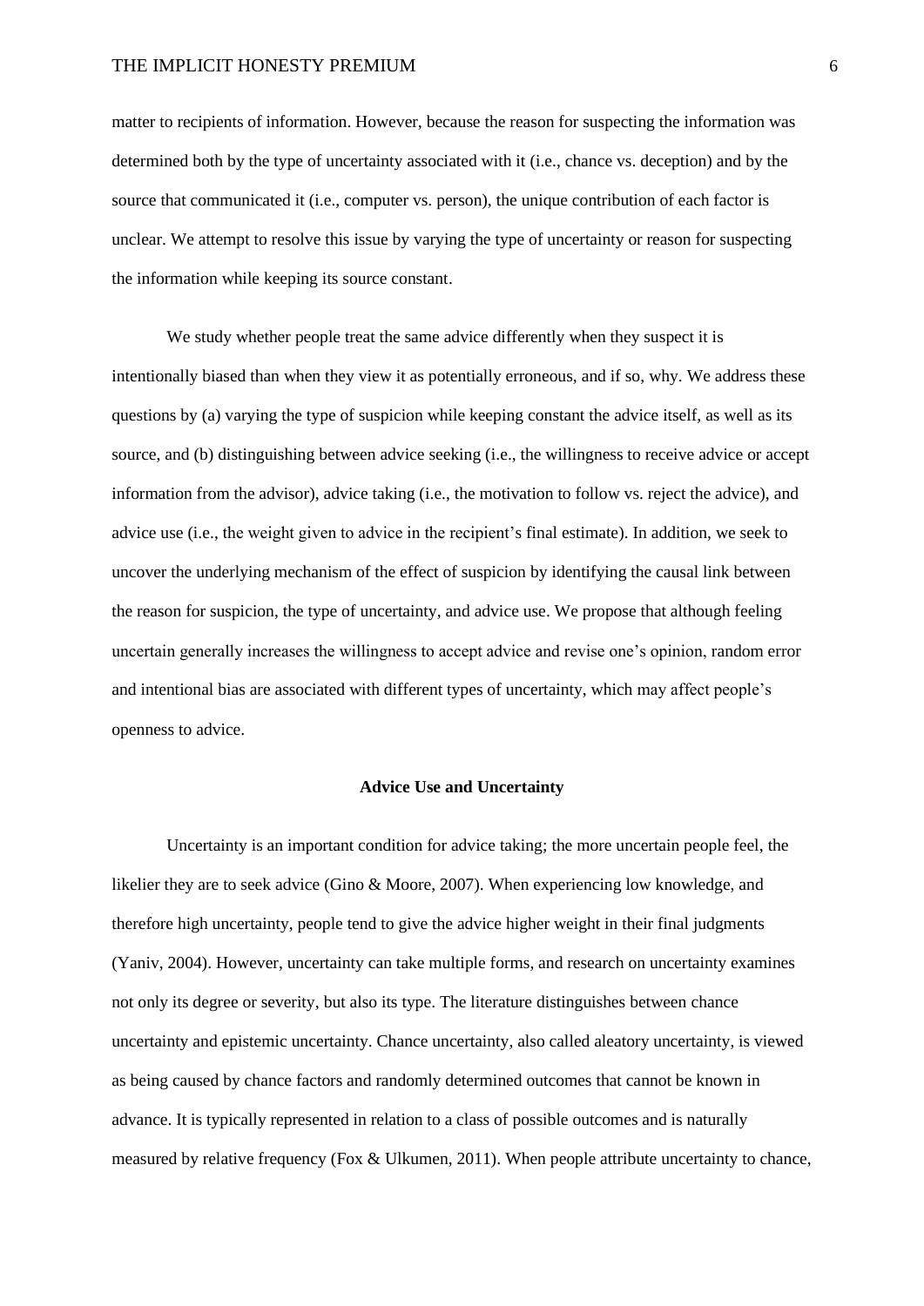matter to recipients of information. However, because the reason for suspecting the information was determined both by the type of uncertainty associated with it (i.e., chance vs. deception) and by the source that communicated it (i.e., computer vs. person), the unique contribution of each factor is unclear. We attempt to resolve this issue by varying the type of uncertainty or reason for suspecting the information while keeping its source constant.

We study whether people treat the same advice differently when they suspect it is intentionally biased than when they view it as potentially erroneous, and if so, why. We address these questions by (a) varying the type of suspicion while keeping constant the advice itself, as well as its source, and (b) distinguishing between advice seeking (i.e., the willingness to receive advice or accept information from the advisor), advice taking (i.e., the motivation to follow vs. reject the advice), and advice use (i.e., the weight given to advice in the recipient's final estimate). In addition, we seek to uncover the underlying mechanism of the effect of suspicion by identifying the causal link between the reason for suspicion, the type of uncertainty, and advice use. We propose that although feeling uncertain generally increases the willingness to accept advice and revise one's opinion, random error and intentional bias are associated with different types of uncertainty, which may affect people's openness to advice.

## Advice Use and Uncertainty

Uncertainty is an important condition for advice taking; the more uncertain people feel, the likelier they are to seek advice (Gino & Moore, 2007). When experiencing low knowledge, and therefore high uncertainty, people tend to give the advice higher weight in their final judgments (Yaniv, 2004). However, uncertainty can take multiple forms, and research on uncertainty examines not only its degree or severity, but also its type. The literature distinguishes between chance uncertainty and epistemic uncertainty. Chance uncertainty, also called aleatory uncertainty, is viewed as being caused by chance factors and randomly determined outcomes that cannot be known in advance. It is typically represented in relation to a class of possible outcomes and is naturally measured by relative frequency (Fox & Ulkumen, 2011). When people attribute uncertainty to chance,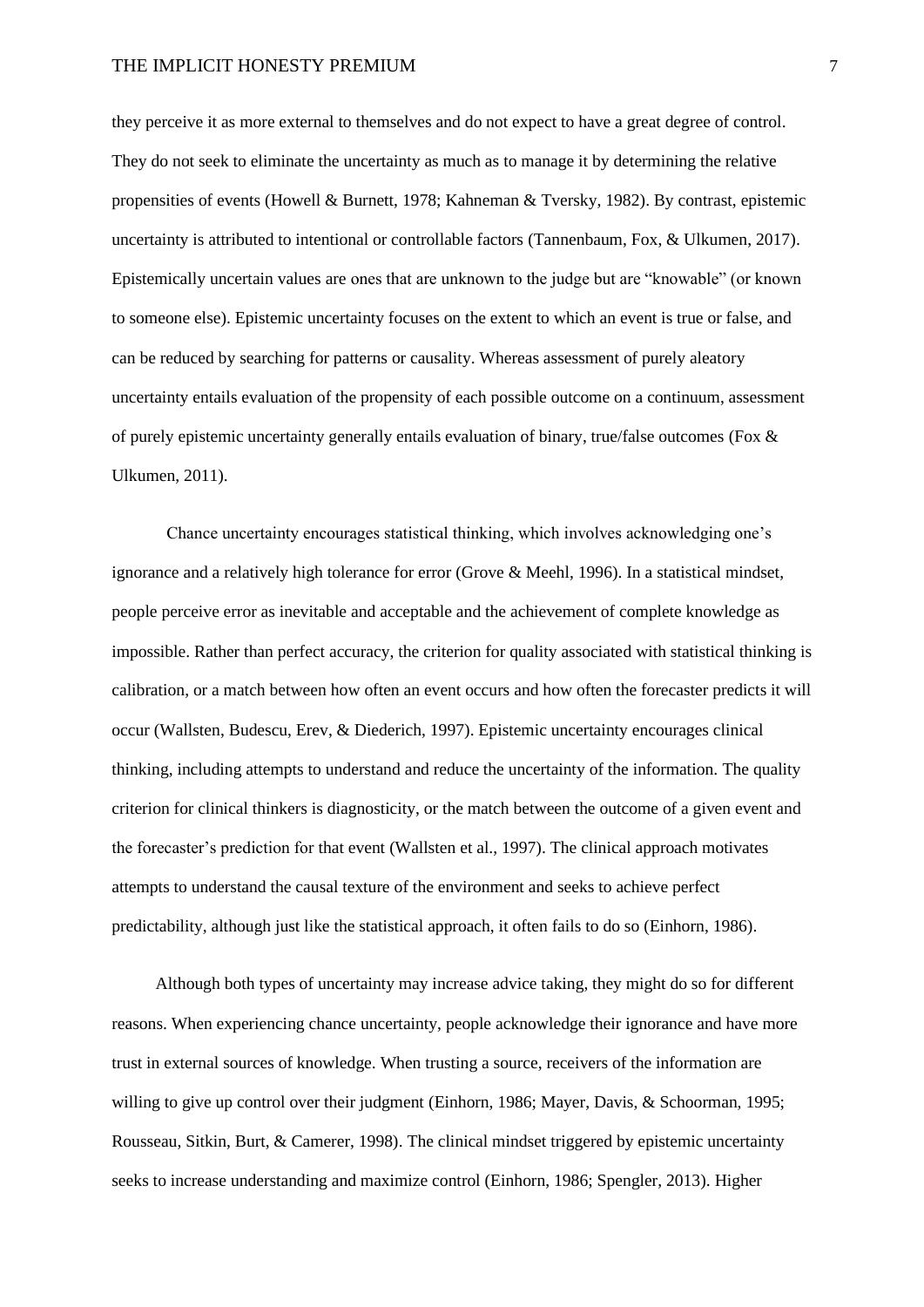they perceive it as more external to themselves and do not expect to have a great degree of control. They do not seek to eliminate the uncertainty as much as to manage it by determining the relative propensities of events (Howell & Burnett, 1978; Kahneman & Tversky, 1982). By contrast, epistemic uncertainty is attributed to intentional or controllable factors (Tannenbaum, Fox, & Ulkumen, 2017). Epistemically uncertain values are ones that are unknown to the judge but are "knowable" (or known to someone else). Epistemic uncertainty focuses on the extent to which an event is true or false, and can be reduced by searching for patterns or causality. Whereas assessment of purely aleatory uncertainty entails evaluation of the propensity of each possible outcome on a continuum, assessment of purely epistemic uncertainty generally entails evaluation of binary, true/false outcomes (Fox & Ulkumen, 2011).

Chance uncertainty encourages statistical thinking, which involves acknowledging one's ignorance and a relatively high tolerance for error (Grove & Meehl, 1996). In a statistical mindset, people perceive error as inevitable and acceptable and the achievement of complete knowledge as impossible. Rather than perfect accuracy, the criterion for quality associated with statistical thinking is calibration, or a match between how often an event occurs and how often the forecaster predicts it will occur (Wallsten, Budescu, Erev, & Diederich, 1997). Epistemic uncertainty encourages clinical thinking, including attempts to understand and reduce the uncertainty of the information. The quality criterion for clinical thinkers is diagnosticity, or the match between the outcome of a given event and the forecaster's prediction for that event (Wallsten et al., 1997). The clinical approach motivates attempts to understand the causal texture of the environment and seeks to achieve perfect predictability, although just like the statistical approach, it often fails to do so (Einhorn, 1986).

Although both types of uncertainty may increase advice taking, they might do so for different reasons. When experiencing chance uncertainty, people acknowledge their ignorance and have more trust in external sources of knowledge. When trusting a source, receivers of the information are willing to give up control over their judgment (Einhorn, 1986; Mayer, Davis, & Schoorman, 1995; Rousseau, Sitkin, Burt, & Camerer, 1998). The clinical mindset triggered by epistemic uncertainty seeks to increase understanding and maximize control (Einhorn, 1986; Spengler, 2013). Higher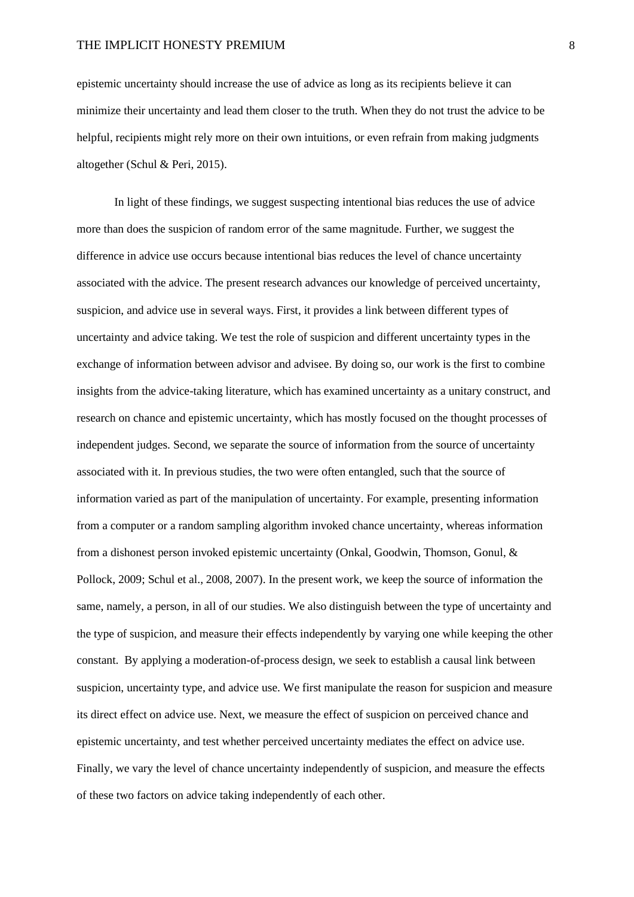epistemic uncertainty should increase the use of advice as long as its recipients believe it can minimize their uncertainty and lead them closer to the truth. When they do not trust the advice to be helpful, recipients might rely more on their own intuitions, or even refrain from making judgments altogether (Schul & Peri, 2015).

In light of these findings, we suggest suspecting intentional bias reduces the use of advice more than does the suspicion of random error of the same magnitude. Further, we suggest the difference in advice use occurs because intentional bias reduces the level of chance uncertainty associated with the advice. The present research advances our knowledge of perceived uncertainty, suspicion, and advice use in several ways. First, it provides a link between different types of uncertainty and advice taking. We test the role of suspicion and different uncertainty types in the exchange of information between advisor and advisee. By doing so, our work is the first to combine insights from the advice-taking literature, which has examined uncertainty as a unitary construct, and research on chance and epistemic uncertainty, which has mostly focused on the thought processes of independent judges. Second, we separate the source of information from the source of uncertainty associated with it. In previous studies, the two were often entangled, such that the source of information varied as part of the manipulation of uncertainty. For example, presenting information from a computer or a random sampling algorithm invoked chance uncertainty, whereas information from a dishonest person invoked epistemic uncertainty (Onkal, Goodwin, Thomson, Gonul, & Pollock, 2009; Schul et al., 2008, 2007). In the present work, we keep the source of information the same, namely, a person, in all of our studies. We also distinguish between the type of uncertainty and the type of suspicion, and measure their effects independently by varying one while keeping the other constant. By applying a moderation-of-process design, we seek to establish a causal link between suspicion, uncertainty type, and advice use. We first manipulate the reason for suspicion and measure its direct effect on advice use. Next, we measure the effect of suspicion on perceived chance and epistemic uncertainty, and test whether perceived uncertainty mediates the effect on advice use. Finally, we vary the level of chance uncertainty independently of suspicion, and measure the effects of these two factors on advice taking independently of each other.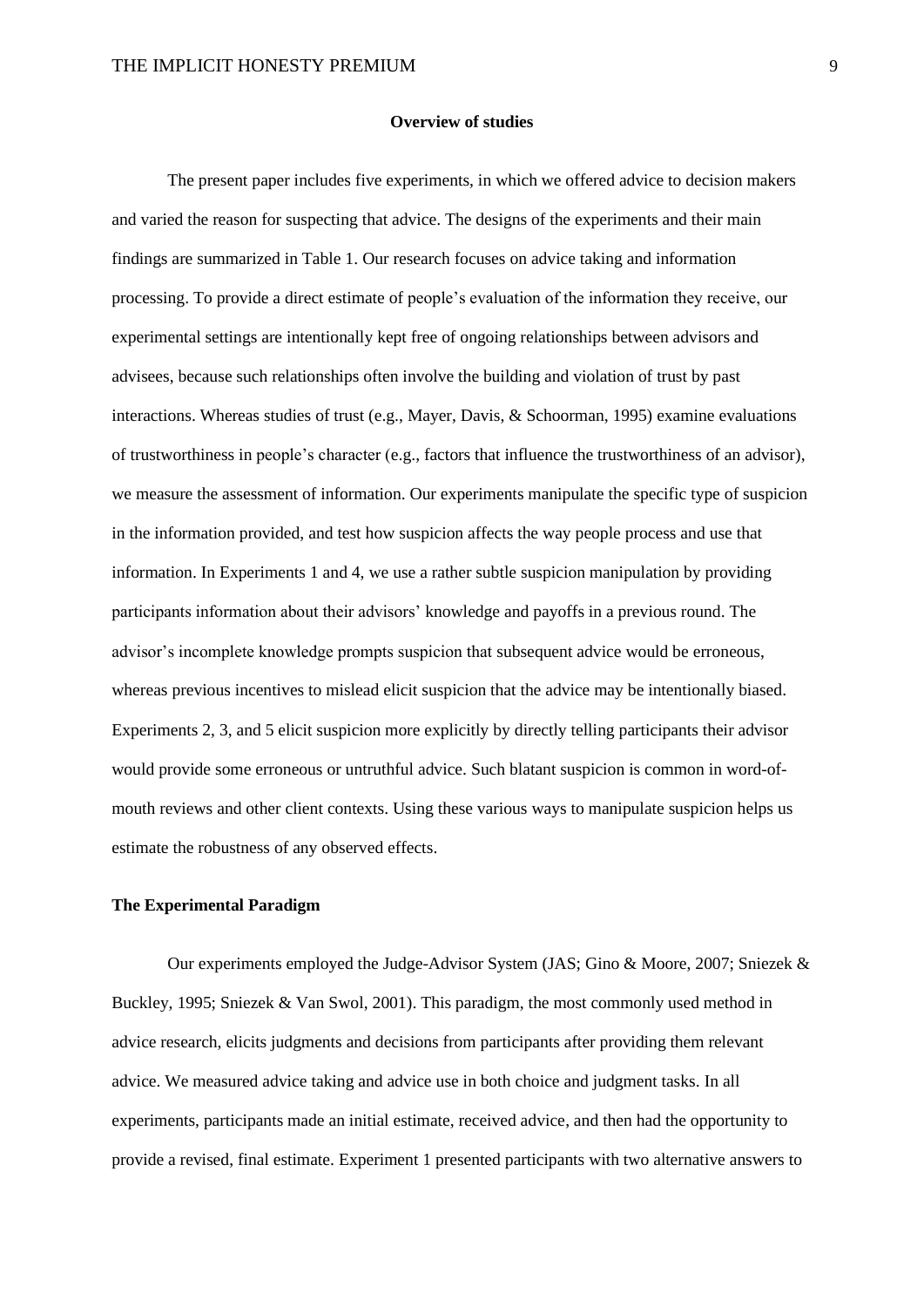**Overview of studies**

The present paper includes five experiments, in which we offered advice to decision makers and varied the reason for suspecting that advice. The designs of the experiments and their main findings are summarized in Table 1. Our research focuses on advice taking and information processing. To provide a direct estimate of people's evaluation of the information they receive, our experimental settings are intentionally kept free of ongoing relationships between advisors and advisees, because such relationships often involve the building and violation of trust by past interactions. Whereas studies of trust (e.g., Mayer, Davis, & Schoorman, 1995) examine evaluations of trustworthiness in people's character (e.g., factors that influence the trustworthiness of an advisor), we measure the assessment of information. Our experiments manipulate the specific type of suspicion in the information provided, and test how suspicion affects the way people process and use that information. In Experiments 1 and 4, we use a rather subtle suspicion manipulation by providing participants information about their advisors' knowledge and payoffs in a previous round. The advisor's incomplete knowledge prompts suspicion that subsequent advice would be erroneous, whereas previous incentives to mislead elicit suspicion that the advice may be intentionally biased. Experiments 2, 3, and 5 elicit suspicion more explicitly by directly telling participants their advisor would provide some erroneous or untruthful advice. Such blatant suspicion is common in word-of-mouth reviews and other client contexts. Using these various ways to manipulate suspicion helps us estimate the robustness of any observed effects.

**The Experimental Paradigm**

Our experiments employed the Judge-Advisor System (JAS; Gino & Moore, 2007; Sniezek & Buckley, 1995; Sniezek & Van Swol, 2001). This paradigm, the most commonly used method in advice research, elicits judgments and decisions from participants after providing them relevant advice. We measured advice taking and advice use in both choice and judgment tasks. In all experiments, participants made an initial estimate, received advice, and then had the opportunity to provide a revised, final estimate. Experiment 1 presented participants with two alternative answers to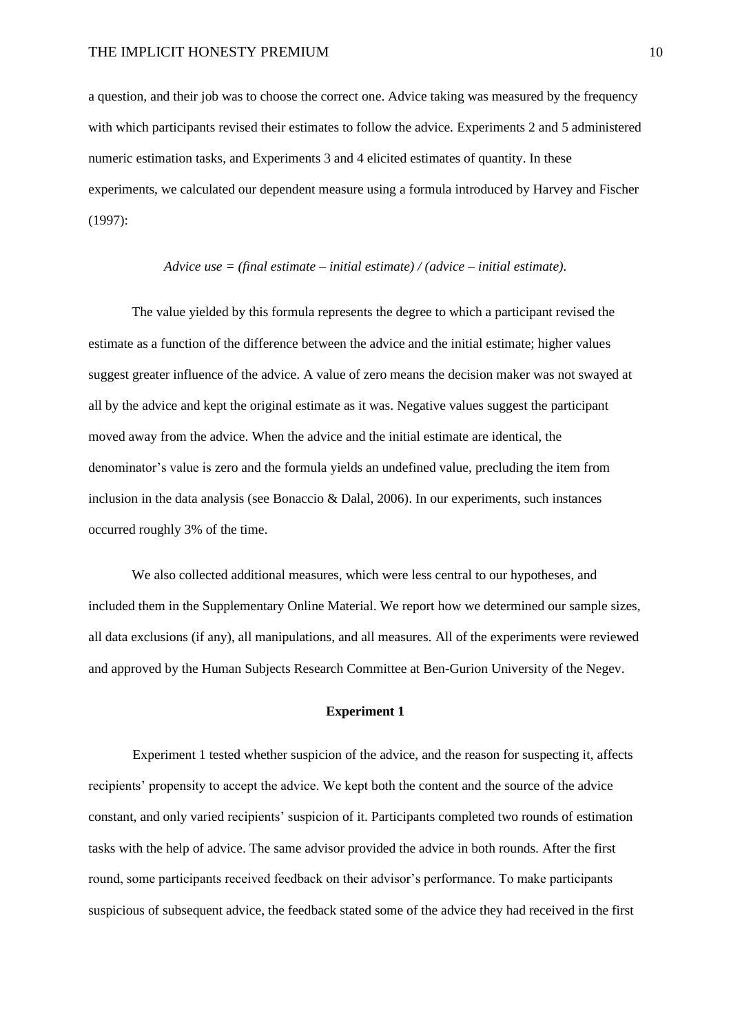a question, and their job was to choose the correct one. Advice taking was measured by the frequency with which participants revised their estimates to follow the advice. Experiments 2 and 5 administered numeric estimation tasks, and Experiments 3 and 4 elicited estimates of quantity. In these experiments, we calculated our dependent measure using a formula introduced by Harvey and Fischer (1997):

*Advice use = (final estimate – initial estimate) / (advice – initial estimate).*

The value yielded by this formula represents the degree to which a participant revised the estimate as a function of the difference between the advice and the initial estimate; higher values suggest greater influence of the advice. A value of zero means the decision maker was not swayed at all by the advice and kept the original estimate as it was. Negative values suggest the participant moved away from the advice. When the advice and the initial estimate are identical, the denominator's value is zero and the formula yields an undefined value, precluding the item from inclusion in the data analysis (see Bonaccio & Dalal, 2006). In our experiments, such instances occurred roughly 3% of the time.

We also collected additional measures, which were less central to our hypotheses, and included them in the Supplementary Online Material. We report how we determined our sample sizes, all data exclusions (if any), all manipulations, and all measures. All of the experiments were reviewed and approved by the Human Subjects Research Committee at Ben-Gurion University of the Negev.

## Experiment 1

Experiment 1 tested whether suspicion of the advice, and the reason for suspecting it, affects recipients' propensity to accept the advice. We kept both the content and the source of the advice constant, and only varied recipients' suspicion of it. Participants completed two rounds of estimation tasks with the help of advice. The same advisor provided the advice in both rounds. After the first round, some participants received feedback on their advisor's performance. To make participants suspicious of subsequent advice, the feedback stated some of the advice they had received in the first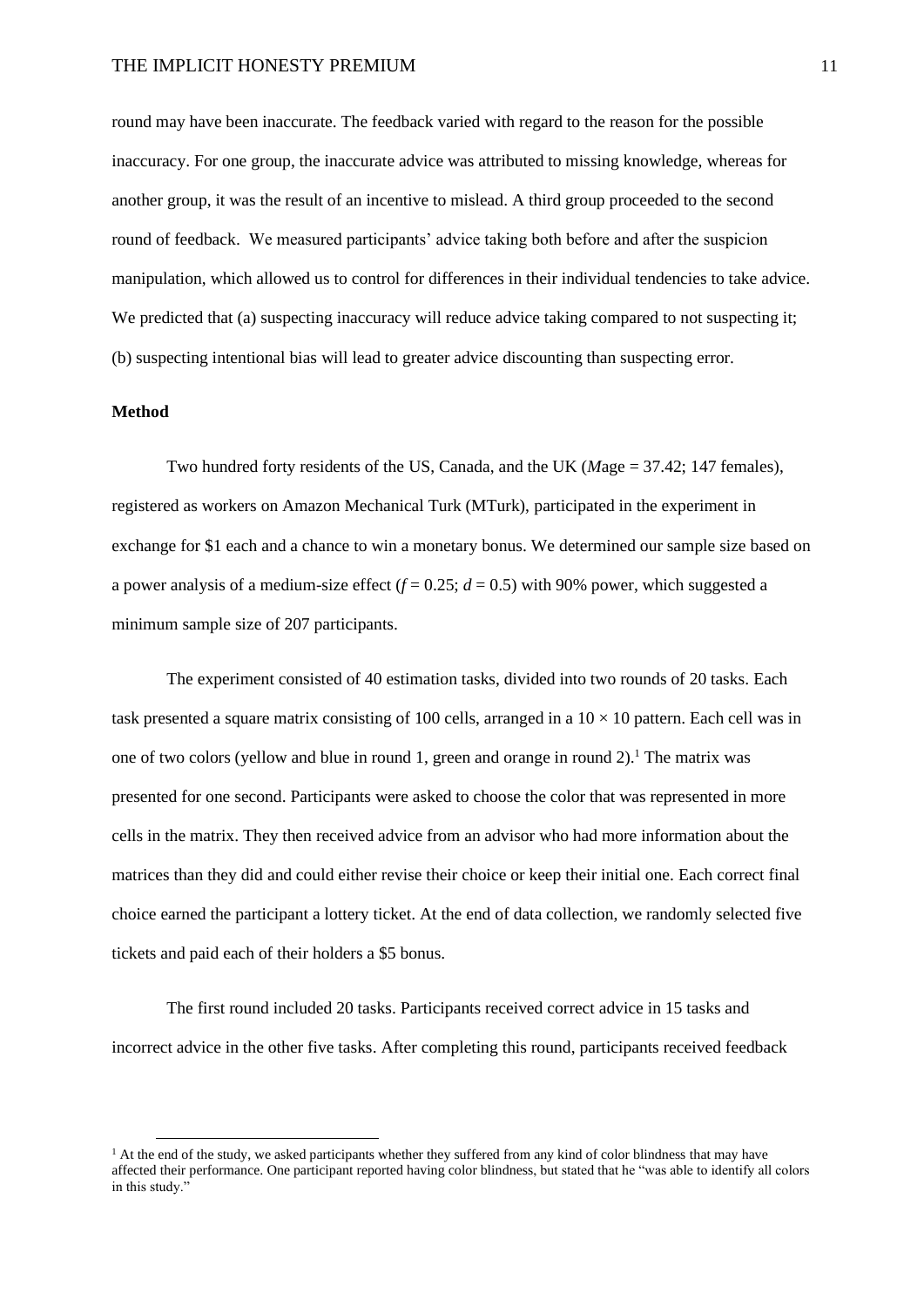round may have been inaccurate. The feedback varied with regard to the reason for the possible inaccuracy. For one group, the inaccurate advice was attributed to missing knowledge, whereas for another group, it was the result of an incentive to mislead. A third group proceeded to the second round of feedback. We measured participants' advice taking both before and after the suspicion manipulation, which allowed us to control for differences in their individual tendencies to take advice. We predicted that (a) suspecting inaccuracy will reduce advice taking compared to not suspecting it; (b) suspecting intentional bias will lead to greater advice discounting than suspecting error.

**Method**

Two hundred forty residents of the US, Canada, and the UK (*M*age = 37.42; 147 females), registered as workers on Amazon Mechanical Turk (MTurk), participated in the experiment in exchange for $1 each and a chance to win a monetary bonus. We determined our sample size based on a power analysis of a medium-size effect ($f$ = 0.25; $d$ = 0.5) with 90% power, which suggested a minimum sample size of 207 participants.

The experiment consisted of 40 estimation tasks, divided into two rounds of 20 tasks. Each task presented a square matrix consisting of 100 cells, arranged in a $10 \times 10$ pattern. Each cell was in one of two colors (yellow and blue in round 1, green and orange in round 2).[1] The matrix was presented for one second. Participants were asked to choose the color that was represented in more cells in the matrix. They then received advice from an advisor who had more information about the matrices than they did and could either revise their choice or keep their initial one. Each correct final choice earned the participant a lottery ticket. At the end of data collection, we randomly selected five tickets and paid each of their holders a $5 bonus.

The first round included 20 tasks. Participants received correct advice in 15 tasks and incorrect advice in the other five tasks. After completing this round, participants received feedback

[1] At the end of the study, we asked participants whether they suffered from any kind of color blindness that may have affected their performance. One participant reported having color blindness, but stated that he "was able to identify all colors in this study."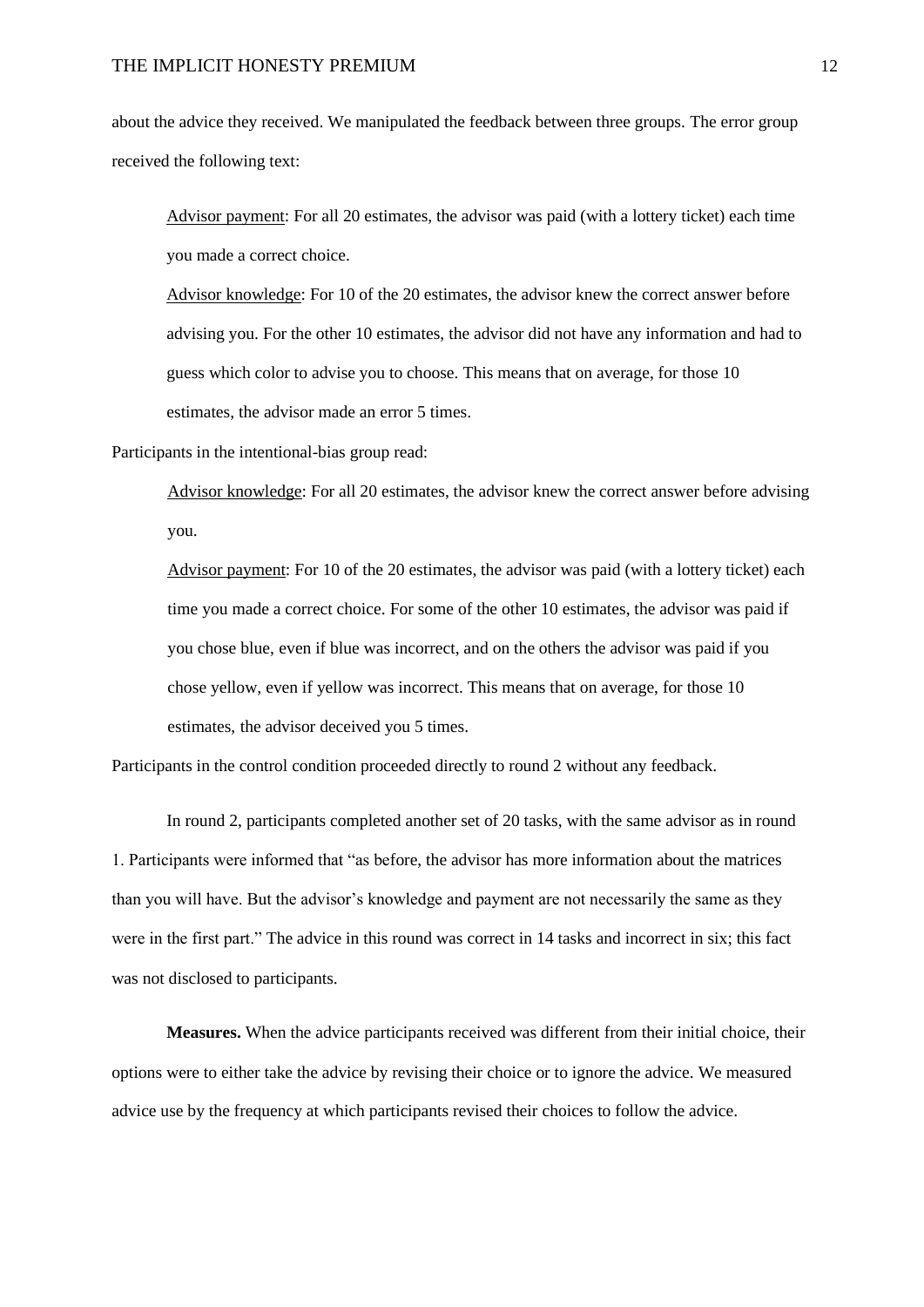about the advice they received. We manipulated the feedback between three groups. The error group received the following text:

> <u>Advisor payment</u>: For all 20 estimates, the advisor was paid (with a lottery ticket) each time you made a correct choice.
>
> <u>Advisor knowledge</u>: For 10 of the 20 estimates, the advisor knew the correct answer before advising you. For the other 10 estimates, the advisor did not have any information and had to guess which color to advise you to choose. This means that on average, for those 10 estimates, the advisor made an error 5 times.

Participants in the intentional-bias group read:

> <u>Advisor knowledge</u>: For all 20 estimates, the advisor knew the correct answer before advising you.
>
> <u>Advisor payment</u>: For 10 of the 20 estimates, the advisor was paid (with a lottery ticket) each time you made a correct choice. For some of the other 10 estimates, the advisor was paid if you chose blue, even if blue was incorrect, and on the others the advisor was paid if you chose yellow, even if yellow was incorrect. This means that on average, for those 10 estimates, the advisor deceived you 5 times.

Participants in the control condition proceeded directly to round 2 without any feedback.

In round 2, participants completed another set of 20 tasks, with the same advisor as in round 1. Participants were informed that "as before, the advisor has more information about the matrices than you will have. But the advisor's knowledge and payment are not necessarily the same as they were in the first part." The advice in this round was correct in 14 tasks and incorrect in six; this fact was not disclosed to participants.

**Measures.** When the advice participants received was different from their initial choice, their options were to either take the advice by revising their choice or to ignore the advice. We measured advice use by the frequency at which participants revised their choices to follow the advice.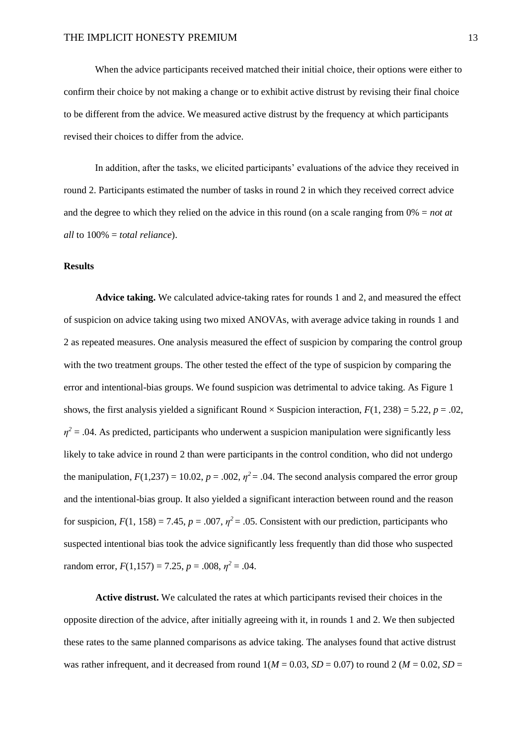When the advice participants received matched their initial choice, their options were either to confirm their choice by not making a change or to exhibit active distrust by revising their final choice to be different from the advice. We measured active distrust by the frequency at which participants revised their choices to differ from the advice.

In addition, after the tasks, we elicited participants' evaluations of the advice they received in round 2. Participants estimated the number of tasks in round 2 in which they received correct advice and the degree to which they relied on the advice in this round (on a scale ranging from 0% = *not at all* to 100% = *total reliance*).

**Results**

**Advice taking.** We calculated advice-taking rates for rounds 1 and 2, and measured the effect of suspicion on advice taking using two mixed ANOVAs, with average advice taking in rounds 1 and 2 as repeated measures. One analysis measured the effect of suspicion by comparing the control group with the two treatment groups. The other tested the effect of the type of suspicion by comparing the error and intentional-bias groups. We found suspicion was detrimental to advice taking. As Figure 1 shows, the first analysis yielded a significant Round × Suspicion interaction, $F(1, 238) = 5.22$, $p = .02$, $\eta^2 = .04$. As predicted, participants who underwent a suspicion manipulation were significantly less likely to take advice in round 2 than were participants in the control condition, who did not undergo the manipulation, $F(1,237) = 10.02$, $p = .002$, $\eta^2 = .04$. The second analysis compared the error group and the intentional-bias group. It also yielded a significant interaction between round and the reason for suspicion, $F(1, 158) = 7.45$, $p = .007$, $\eta^2 = .05$. Consistent with our prediction, participants who suspected intentional bias took the advice significantly less frequently than did those who suspected random error, $F(1,157) = 7.25$, $p = .008$, $\eta^2 = .04$.

**Active distrust.** We calculated the rates at which participants revised their choices in the opposite direction of the advice, after initially agreeing with it, in rounds 1 and 2. We then subjected these rates to the same planned comparisons as advice taking. The analyses found that active distrust was rather infrequent, and it decreased from round 1($M = 0.03$, $SD = 0.07$) to round 2 ($M = 0.02$, $SD =$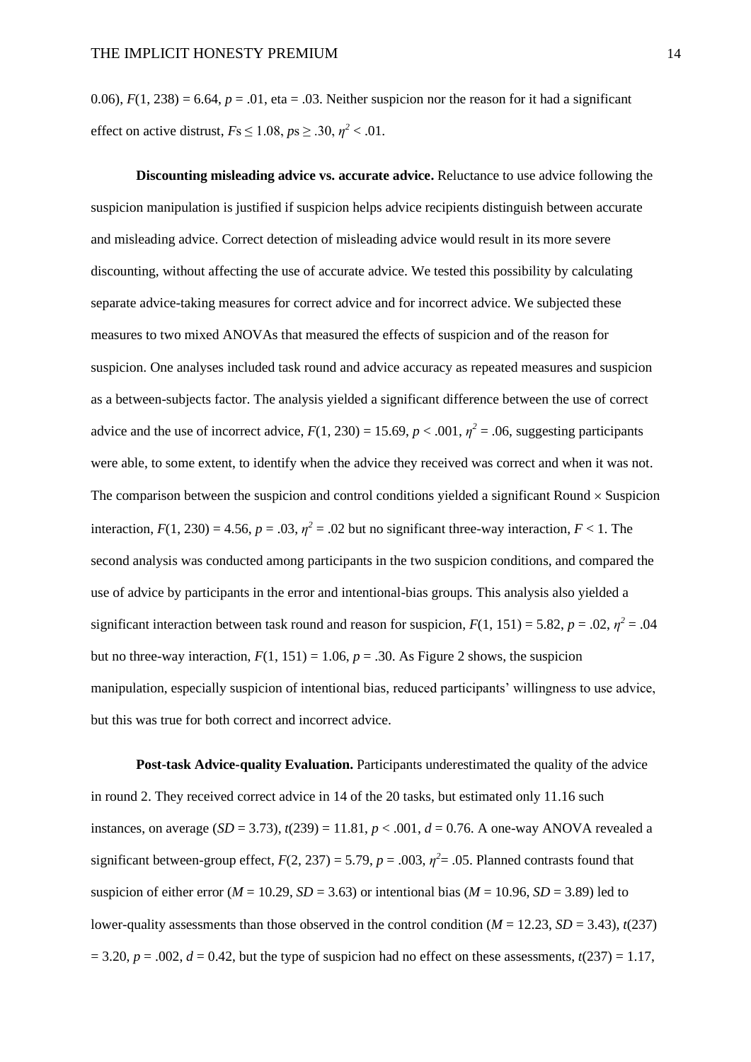0.06), $F(1, 238) = 6.64$, $p = .01$, eta = .03. Neither suspicion nor the reason for it had a significant effect on active distrust, $F\text{s} \leq 1.08$, $p\text{s} \geq .30$, $\eta^2 < .01$.

**Discounting misleading advice vs. accurate advice.** Reluctance to use advice following the suspicion manipulation is justified if suspicion helps advice recipients distinguish between accurate and misleading advice. Correct detection of misleading advice would result in its more severe discounting, without affecting the use of accurate advice. We tested this possibility by calculating separate advice-taking measures for correct advice and for incorrect advice. We subjected these measures to two mixed ANOVAs that measured the effects of suspicion and of the reason for suspicion. One analyses included task round and advice accuracy as repeated measures and suspicion as a between-subjects factor. The analysis yielded a significant difference between the use of correct advice and the use of incorrect advice, $F(1, 230) = 15.69$, $p < .001$, $\eta^2 = .06$, suggesting participants were able, to some extent, to identify when the advice they received was correct and when it was not. The comparison between the suspicion and control conditions yielded a significant Round × Suspicion interaction, $F(1, 230) = 4.56$, $p = .03$, $\eta^2 = .02$ but no significant three-way interaction, $F < 1$. The second analysis was conducted among participants in the two suspicion conditions, and compared the use of advice by participants in the error and intentional-bias groups. This analysis also yielded a significant interaction between task round and reason for suspicion, $F(1, 151) = 5.82$, $p = .02$, $\eta^2 = .04$ but no three-way interaction, $F(1, 151) = 1.06$, $p = .30$. As Figure 2 shows, the suspicion manipulation, especially suspicion of intentional bias, reduced participants' willingness to use advice, but this was true for both correct and incorrect advice.

**Post-task Advice-quality Evaluation.** Participants underestimated the quality of the advice in round 2. They received correct advice in 14 of the 20 tasks, but estimated only 11.16 such instances, on average ($SD = 3.73$), $t(239) = 11.81$, $p < .001$, $d = 0.76$. A one-way ANOVA revealed a significant between-group effect, $F(2, 237) = 5.79$, $p = .003$, $\eta^2 = .05$. Planned contrasts found that suspicion of either error ($M = 10.29$, $SD = 3.63$) or intentional bias ($M = 10.96$, $SD = 3.89$) led to lower-quality assessments than those observed in the control condition ($M = 12.23$, $SD = 3.43$), $t(237) = 3.20$, $p = .002$, $d = 0.42$, but the type of suspicion had no effect on these assessments, $t(237) = 1.17$,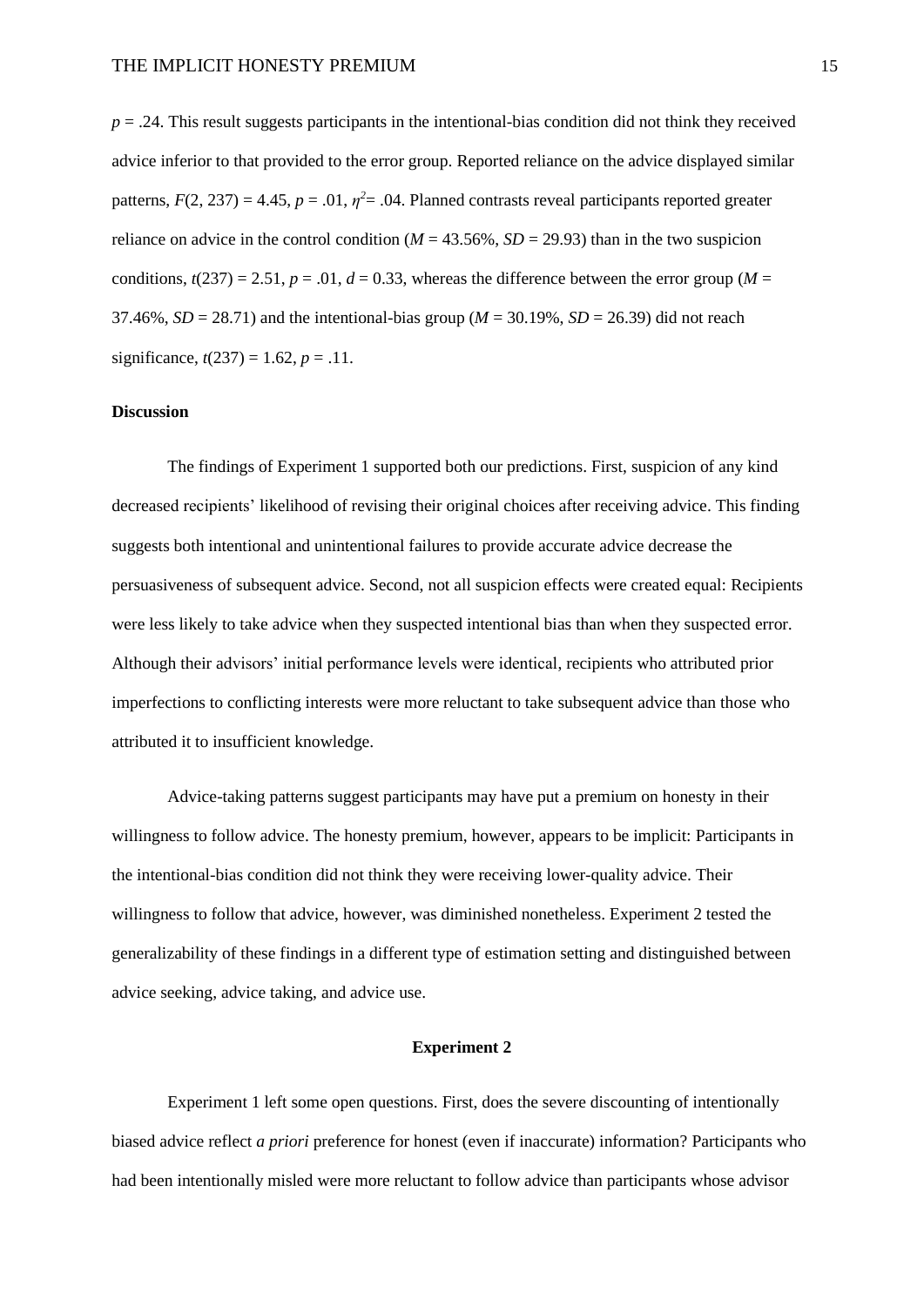$p = .24$. This result suggests participants in the intentional-bias condition did not think they received advice inferior to that provided to the error group. Reported reliance on the advice displayed similar patterns, $F(2, 237) = 4.45$, $p = .01$, $\eta^2 = .04$. Planned contrasts reveal participants reported greater reliance on advice in the control condition ($M = 43.56\%$, $SD = 29.93$) than in the two suspicion conditions, $t(237) = 2.51$, $p = .01$, $d = 0.33$, whereas the difference between the error group ($M = 37.46\%$, $SD = 28.71$) and the intentional-bias group ($M = 30.19\%$, $SD = 26.39$) did not reach significance, $t(237) = 1.62$, $p = .11$.

### Discussion

The findings of Experiment 1 supported both our predictions. First, suspicion of any kind decreased recipients' likelihood of revising their original choices after receiving advice. This finding suggests both intentional and unintentional failures to provide accurate advice decrease the persuasiveness of subsequent advice. Second, not all suspicion effects were created equal: Recipients were less likely to take advice when they suspected intentional bias than when they suspected error. Although their advisors' initial performance levels were identical, recipients who attributed prior imperfections to conflicting interests were more reluctant to take subsequent advice than those who attributed it to insufficient knowledge.

Advice-taking patterns suggest participants may have put a premium on honesty in their willingness to follow advice. The honesty premium, however, appears to be implicit: Participants in the intentional-bias condition did not think they were receiving lower-quality advice. Their willingness to follow that advice, however, was diminished nonetheless. Experiment 2 tested the generalizability of these findings in a different type of estimation setting and distinguished between advice seeking, advice taking, and advice use.

## Experiment 2

Experiment 1 left some open questions. First, does the severe discounting of intentionally biased advice reflect *a priori* preference for honest (even if inaccurate) information? Participants who had been intentionally misled were more reluctant to follow advice than participants whose advisor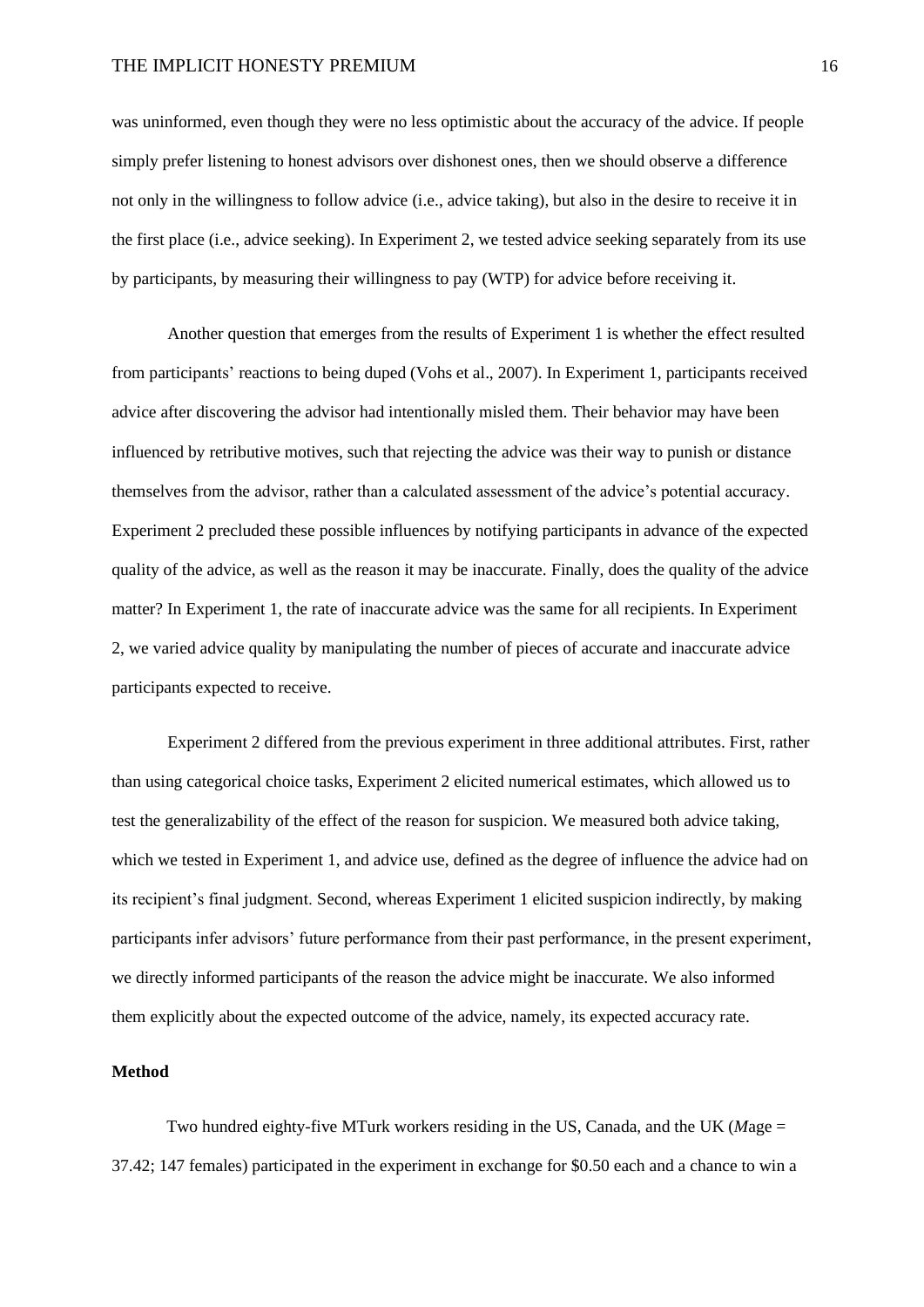was uninformed, even though they were no less optimistic about the accuracy of the advice. If people simply prefer listening to honest advisors over dishonest ones, then we should observe a difference not only in the willingness to follow advice (i.e., advice taking), but also in the desire to receive it in the first place (i.e., advice seeking). In Experiment 2, we tested advice seeking separately from its use by participants, by measuring their willingness to pay (WTP) for advice before receiving it.

Another question that emerges from the results of Experiment 1 is whether the effect resulted from participants' reactions to being duped (Vohs et al., 2007). In Experiment 1, participants received advice after discovering the advisor had intentionally misled them. Their behavior may have been influenced by retributive motives, such that rejecting the advice was their way to punish or distance themselves from the advisor, rather than a calculated assessment of the advice's potential accuracy. Experiment 2 precluded these possible influences by notifying participants in advance of the expected quality of the advice, as well as the reason it may be inaccurate. Finally, does the quality of the advice matter? In Experiment 1, the rate of inaccurate advice was the same for all recipients. In Experiment 2, we varied advice quality by manipulating the number of pieces of accurate and inaccurate advice participants expected to receive.

Experiment 2 differed from the previous experiment in three additional attributes. First, rather than using categorical choice tasks, Experiment 2 elicited numerical estimates, which allowed us to test the generalizability of the effect of the reason for suspicion. We measured both advice taking, which we tested in Experiment 1, and advice use, defined as the degree of influence the advice had on its recipient's final judgment. Second, whereas Experiment 1 elicited suspicion indirectly, by making participants infer advisors' future performance from their past performance, in the present experiment, we directly informed participants of the reason the advice might be inaccurate. We also informed them explicitly about the expected outcome of the advice, namely, its expected accuracy rate.

**Method**

Two hundred eighty-five MTurk workers residing in the US, Canada, and the UK (*M*age = 37.42; 147 females) participated in the experiment in exchange for $0.50 each and a chance to win a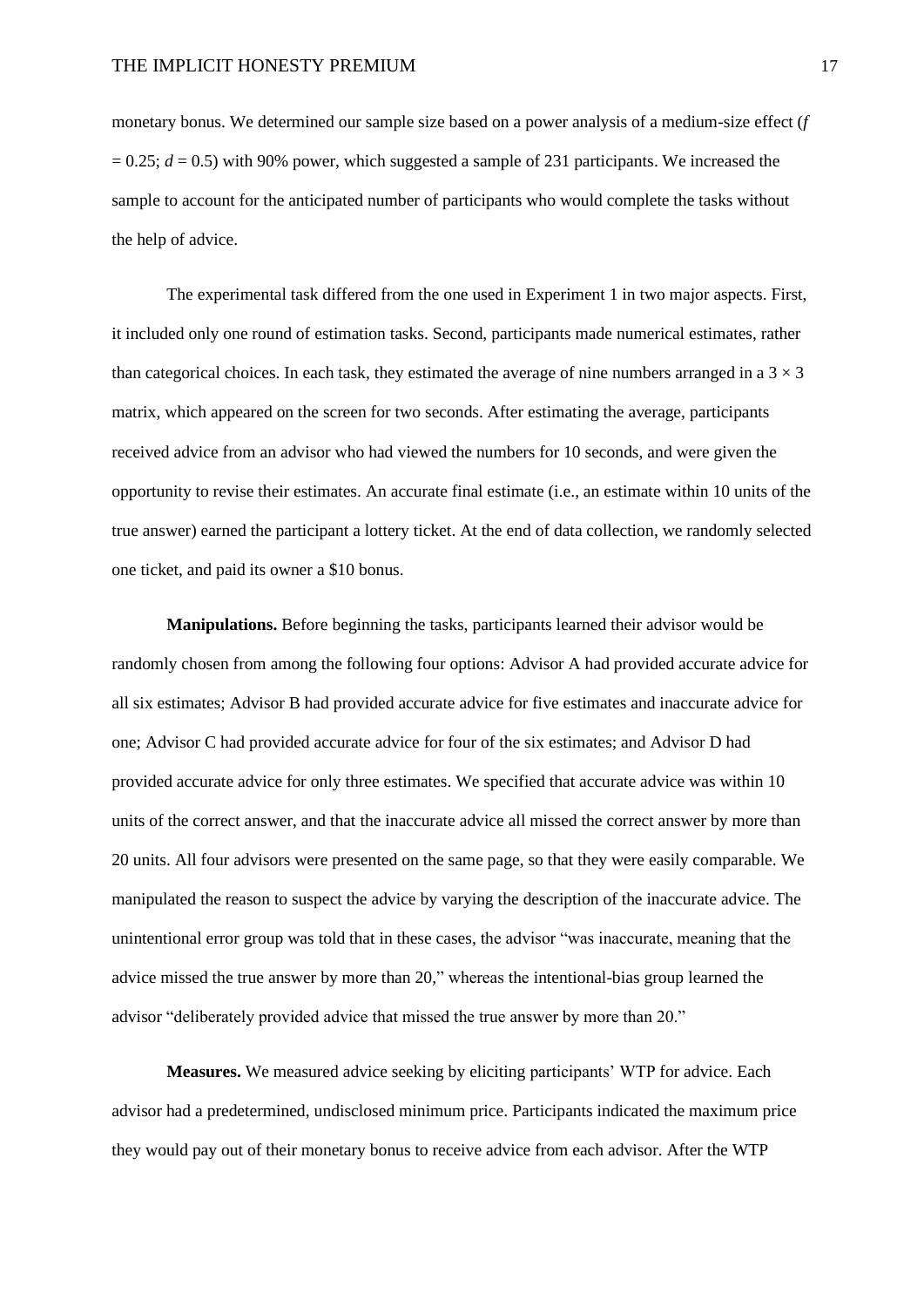monetary bonus. We determined our sample size based on a power analysis of a medium-size effect ($f = 0.25$; $d = 0.5$) with 90% power, which suggested a sample of 231 participants. We increased the sample to account for the anticipated number of participants who would complete the tasks without the help of advice.

The experimental task differed from the one used in Experiment 1 in two major aspects. First, it included only one round of estimation tasks. Second, participants made numerical estimates, rather than categorical choices. In each task, they estimated the average of nine numbers arranged in a $3 \times 3$ matrix, which appeared on the screen for two seconds. After estimating the average, participants received advice from an advisor who had viewed the numbers for 10 seconds, and were given the opportunity to revise their estimates. An accurate final estimate (i.e., an estimate within 10 units of the true answer) earned the participant a lottery ticket. At the end of data collection, we randomly selected one ticket, and paid its owner a $10 bonus.

**Manipulations.** Before beginning the tasks, participants learned their advisor would be randomly chosen from among the following four options: Advisor A had provided accurate advice for all six estimates; Advisor B had provided accurate advice for five estimates and inaccurate advice for one; Advisor C had provided accurate advice for four of the six estimates; and Advisor D had provided accurate advice for only three estimates. We specified that accurate advice was within 10 units of the correct answer, and that the inaccurate advice all missed the correct answer by more than 20 units. All four advisors were presented on the same page, so that they were easily comparable. We manipulated the reason to suspect the advice by varying the description of the inaccurate advice. The unintentional error group was told that in these cases, the advisor "was inaccurate, meaning that the advice missed the true answer by more than 20," whereas the intentional-bias group learned the advisor "deliberately provided advice that missed the true answer by more than 20."

**Measures.** We measured advice seeking by eliciting participants' WTP for advice. Each advisor had a predetermined, undisclosed minimum price. Participants indicated the maximum price they would pay out of their monetary bonus to receive advice from each advisor. After the WTP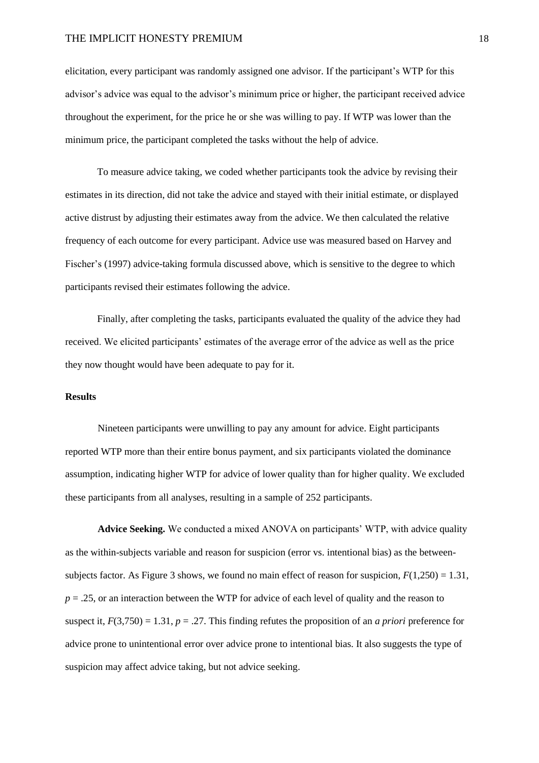elicitation, every participant was randomly assigned one advisor. If the participant's WTP for this advisor's advice was equal to the advisor's minimum price or higher, the participant received advice throughout the experiment, for the price he or she was willing to pay. If WTP was lower than the minimum price, the participant completed the tasks without the help of advice.

To measure advice taking, we coded whether participants took the advice by revising their estimates in its direction, did not take the advice and stayed with their initial estimate, or displayed active distrust by adjusting their estimates away from the advice. We then calculated the relative frequency of each outcome for every participant. Advice use was measured based on Harvey and Fischer's (1997) advice-taking formula discussed above, which is sensitive to the degree to which participants revised their estimates following the advice.

Finally, after completing the tasks, participants evaluated the quality of the advice they had received. We elicited participants' estimates of the average error of the advice as well as the price they now thought would have been adequate to pay for it.

**Results**

Nineteen participants were unwilling to pay any amount for advice. Eight participants reported WTP more than their entire bonus payment, and six participants violated the dominance assumption, indicating higher WTP for advice of lower quality than for higher quality. We excluded these participants from all analyses, resulting in a sample of 252 participants.

**Advice Seeking.** We conducted a mixed ANOVA on participants' WTP, with advice quality as the within-subjects variable and reason for suspicion (error vs. intentional bias) as the between-subjects factor. As Figure 3 shows, we found no main effect of reason for suspicion, $F(1,250) = 1.31$, $p = .25$, or an interaction between the WTP for advice of each level of quality and the reason to suspect it, $F(3,750) = 1.31$, $p = .27$. This finding refutes the proposition of an *a priori* preference for advice prone to unintentional error over advice prone to intentional bias. It also suggests the type of suspicion may affect advice taking, but not advice seeking.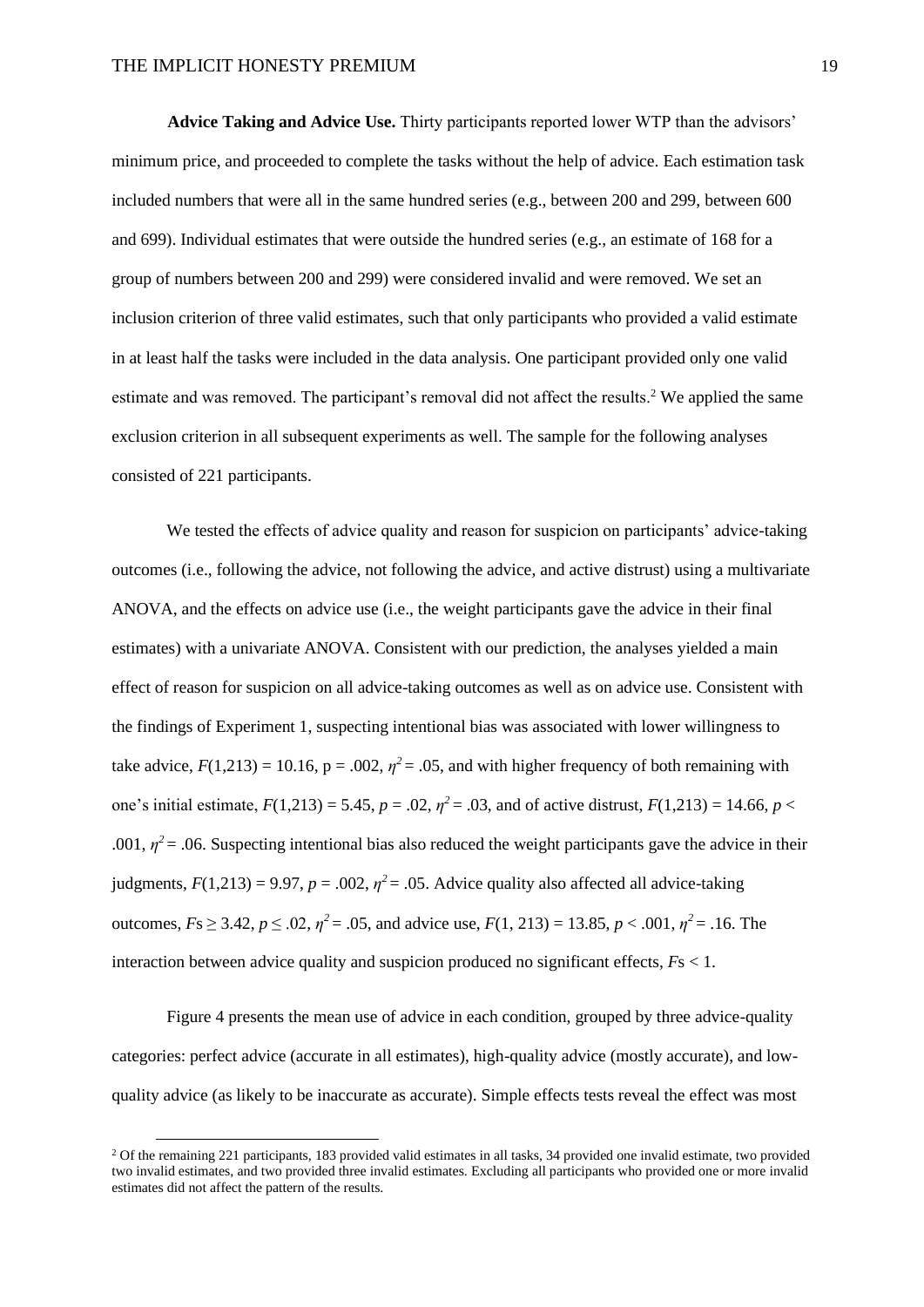**Advice Taking and Advice Use.** Thirty participants reported lower WTP than the advisors' minimum price, and proceeded to complete the tasks without the help of advice. Each estimation task included numbers that were all in the same hundred series (e.g., between 200 and 299, between 600 and 699). Individual estimates that were outside the hundred series (e.g., an estimate of 168 for a group of numbers between 200 and 299) were considered invalid and were removed. We set an inclusion criterion of three valid estimates, such that only participants who provided a valid estimate in at least half the tasks were included in the data analysis. One participant provided only one valid estimate and was removed. The participant's removal did not affect the results.[2] We applied the same exclusion criterion in all subsequent experiments as well. The sample for the following analyses consisted of 221 participants.

We tested the effects of advice quality and reason for suspicion on participants' advice-taking outcomes (i.e., following the advice, not following the advice, and active distrust) using a multivariate ANOVA, and the effects on advice use (i.e., the weight participants gave the advice in their final estimates) with a univariate ANOVA. Consistent with our prediction, the analyses yielded a main effect of reason for suspicion on all advice-taking outcomes as well as on advice use. Consistent with the findings of Experiment 1, suspecting intentional bias was associated with lower willingness to take advice, $F(1,213) = 10.16$, p = .002, $\eta^2 = .05$, and with higher frequency of both remaining with one's initial estimate, $F(1,213) = 5.45$, $p = .02$, $\eta^2 = .03$, and of active distrust, $F(1,213) = 14.66$, $p < .001$, $\eta^2 = .06$. Suspecting intentional bias also reduced the weight participants gave the advice in their judgments, $F(1,213) = 9.97$, $p = .002$, $\eta^2 = .05$. Advice quality also affected all advice-taking outcomes, $F\text{s} \geq 3.42$, $p \leq .02$, $\eta^2 = .05$, and advice use, $F(1, 213) = 13.85$, $p < .001$, $\eta^2 = .16$. The interaction between advice quality and suspicion produced no significant effects, $F\text{s} < 1$.

Figure 4 presents the mean use of advice in each condition, grouped by three advice-quality categories: perfect advice (accurate in all estimates), high-quality advice (mostly accurate), and low-quality advice (as likely to be inaccurate as accurate). Simple effects tests reveal the effect was most

[2] Of the remaining 221 participants, 183 provided valid estimates in all tasks, 34 provided one invalid estimate, two provided two invalid estimates, and two provided three invalid estimates. Excluding all participants who provided one or more invalid estimates did not affect the pattern of the results.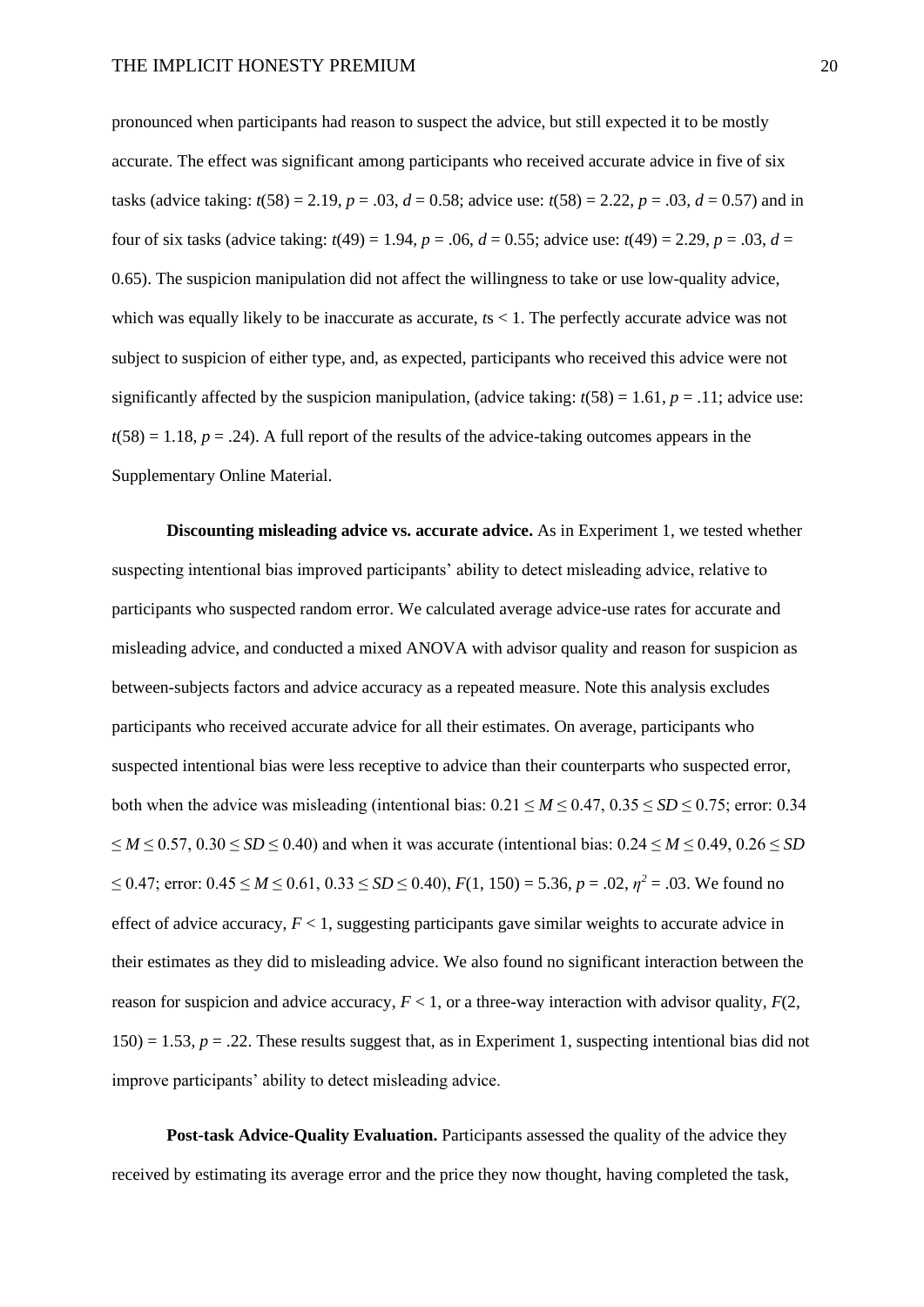pronounced when participants had reason to suspect the advice, but still expected it to be mostly accurate. The effect was significant among participants who received accurate advice in five of six tasks (advice taking: $t(58) = 2.19$, $p = .03$, $d = 0.58$; advice use: $t(58) = 2.22$, $p = .03$, $d = 0.57$) and in four of six tasks (advice taking: $t(49) = 1.94$, $p = .06$, $d = 0.55$; advice use: $t(49) = 2.29$, $p = .03$, $d = 0.65$). The suspicion manipulation did not affect the willingness to take or use low-quality advice, which was equally likely to be inaccurate as accurate, $t$s $< 1$. The perfectly accurate advice was not subject to suspicion of either type, and, as expected, participants who received this advice were not significantly affected by the suspicion manipulation, (advice taking: $t(58) = 1.61$, $p = .11$; advice use: $t(58) = 1.18$, $p = .24$). A full report of the results of the advice-taking outcomes appears in the Supplementary Online Material.

**Discounting misleading advice vs. accurate advice.** As in Experiment 1, we tested whether suspecting intentional bias improved participants' ability to detect misleading advice, relative to participants who suspected random error. We calculated average advice-use rates for accurate and misleading advice, and conducted a mixed ANOVA with advisor quality and reason for suspicion as between-subjects factors and advice accuracy as a repeated measure. Note this analysis excludes participants who received accurate advice for all their estimates. On average, participants who suspected intentional bias were less receptive to advice than their counterparts who suspected error, both when the advice was misleading (intentional bias: $0.21 \leq M \leq 0.47$, $0.35 \leq SD \leq 0.75$; error: $0.34 \leq M \leq 0.57$, $0.30 \leq SD \leq 0.40$) and when it was accurate (intentional bias: $0.24 \leq M \leq 0.49$, $0.26 \leq SD \leq 0.47$; error: $0.45 \leq M \leq 0.61$, $0.33 \leq SD \leq 0.40$), $F(1, 150) = 5.36$, $p = .02$, $\eta^2 = .03$. We found no effect of advice accuracy, $F < 1$, suggesting participants gave similar weights to accurate advice in their estimates as they did to misleading advice. We also found no significant interaction between the reason for suspicion and advice accuracy, $F < 1$, or a three-way interaction with advisor quality, $F(2, 150) = 1.53$, $p = .22$. These results suggest that, as in Experiment 1, suspecting intentional bias did not improve participants' ability to detect misleading advice.

**Post-task Advice-Quality Evaluation.** Participants assessed the quality of the advice they received by estimating its average error and the price they now thought, having completed the task,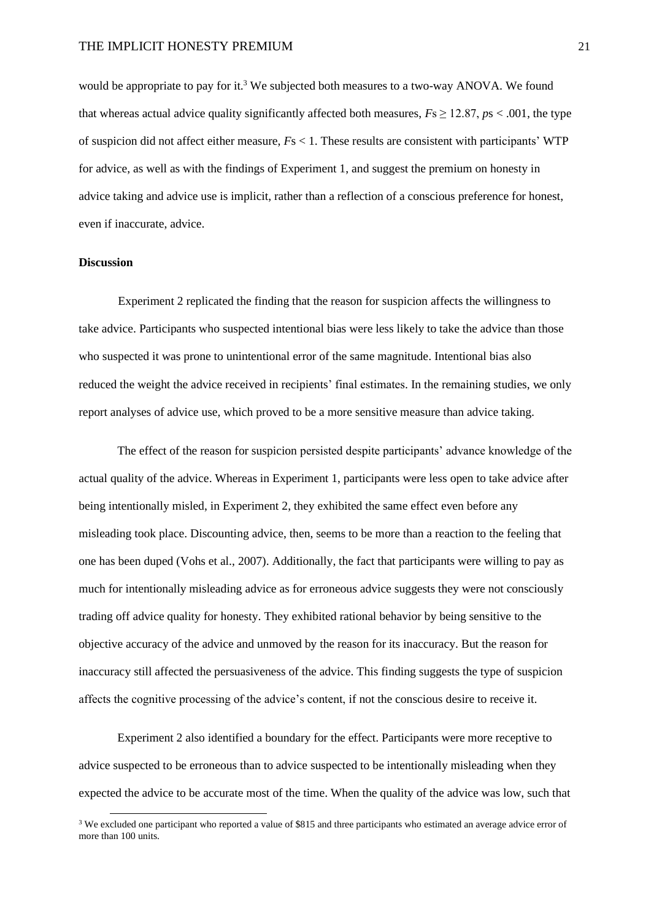would be appropriate to pay for it.[3] We subjected both measures to a two-way ANOVA. We found that whereas actual advice quality significantly affected both measures, $F\text{s} \geq 12.87$, $p\text{s} < .001$, the type of suspicion did not affect either measure, $F\text{s} < 1$. These results are consistent with participants' WTP for advice, as well as with the findings of Experiment 1, and suggest the premium on honesty in advice taking and advice use is implicit, rather than a reflection of a conscious preference for honest, even if inaccurate, advice.

**Discussion**

Experiment 2 replicated the finding that the reason for suspicion affects the willingness to take advice. Participants who suspected intentional bias were less likely to take the advice than those who suspected it was prone to unintentional error of the same magnitude. Intentional bias also reduced the weight the advice received in recipients' final estimates. In the remaining studies, we only report analyses of advice use, which proved to be a more sensitive measure than advice taking.

The effect of the reason for suspicion persisted despite participants' advance knowledge of the actual quality of the advice. Whereas in Experiment 1, participants were less open to take advice after being intentionally misled, in Experiment 2, they exhibited the same effect even before any misleading took place. Discounting advice, then, seems to be more than a reaction to the feeling that one has been duped (Vohs et al., 2007). Additionally, the fact that participants were willing to pay as much for intentionally misleading advice as for erroneous advice suggests they were not consciously trading off advice quality for honesty. They exhibited rational behavior by being sensitive to the objective accuracy of the advice and unmoved by the reason for its inaccuracy. But the reason for inaccuracy still affected the persuasiveness of the advice. This finding suggests the type of suspicion affects the cognitive processing of the advice's content, if not the conscious desire to receive it.

Experiment 2 also identified a boundary for the effect. Participants were more receptive to advice suspected to be erroneous than to advice suspected to be intentionally misleading when they expected the advice to be accurate most of the time. When the quality of the advice was low, such that

[3] We excluded one participant who reported a value of \$815 and three participants who estimated an average advice error of more than 100 units.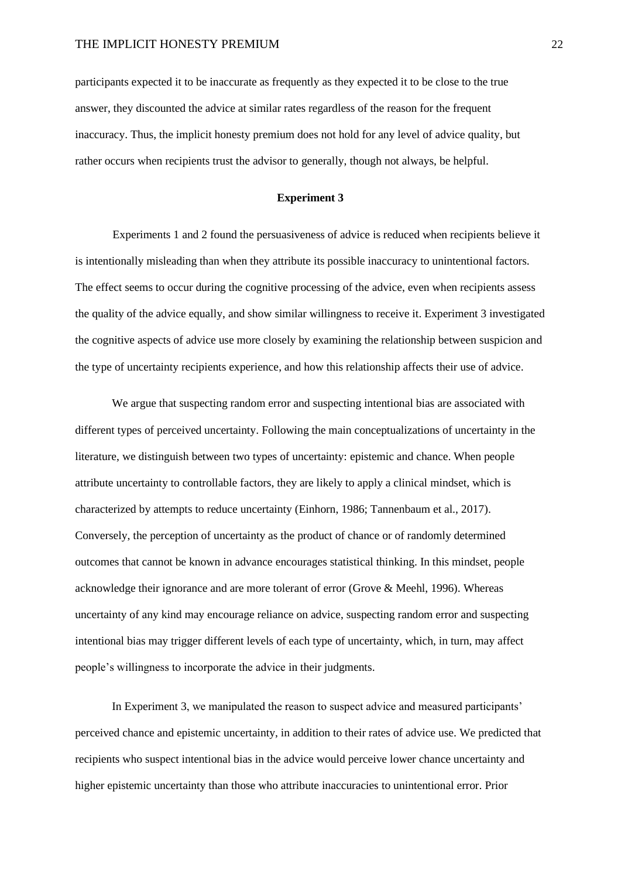participants expected it to be inaccurate as frequently as they expected it to be close to the true answer, they discounted the advice at similar rates regardless of the reason for the frequent inaccuracy. Thus, the implicit honesty premium does not hold for any level of advice quality, but rather occurs when recipients trust the advisor to generally, though not always, be helpful.

## Experiment 3

Experiments 1 and 2 found the persuasiveness of advice is reduced when recipients believe it is intentionally misleading than when they attribute its possible inaccuracy to unintentional factors. The effect seems to occur during the cognitive processing of the advice, even when recipients assess the quality of the advice equally, and show similar willingness to receive it. Experiment 3 investigated the cognitive aspects of advice use more closely by examining the relationship between suspicion and the type of uncertainty recipients experience, and how this relationship affects their use of advice.

We argue that suspecting random error and suspecting intentional bias are associated with different types of perceived uncertainty. Following the main conceptualizations of uncertainty in the literature, we distinguish between two types of uncertainty: epistemic and chance. When people attribute uncertainty to controllable factors, they are likely to apply a clinical mindset, which is characterized by attempts to reduce uncertainty (Einhorn, 1986; Tannenbaum et al., 2017). Conversely, the perception of uncertainty as the product of chance or of randomly determined outcomes that cannot be known in advance encourages statistical thinking. In this mindset, people acknowledge their ignorance and are more tolerant of error (Grove & Meehl, 1996). Whereas uncertainty of any kind may encourage reliance on advice, suspecting random error and suspecting intentional bias may trigger different levels of each type of uncertainty, which, in turn, may affect people's willingness to incorporate the advice in their judgments.

In Experiment 3, we manipulated the reason to suspect advice and measured participants' perceived chance and epistemic uncertainty, in addition to their rates of advice use. We predicted that recipients who suspect intentional bias in the advice would perceive lower chance uncertainty and higher epistemic uncertainty than those who attribute inaccuracies to unintentional error. Prior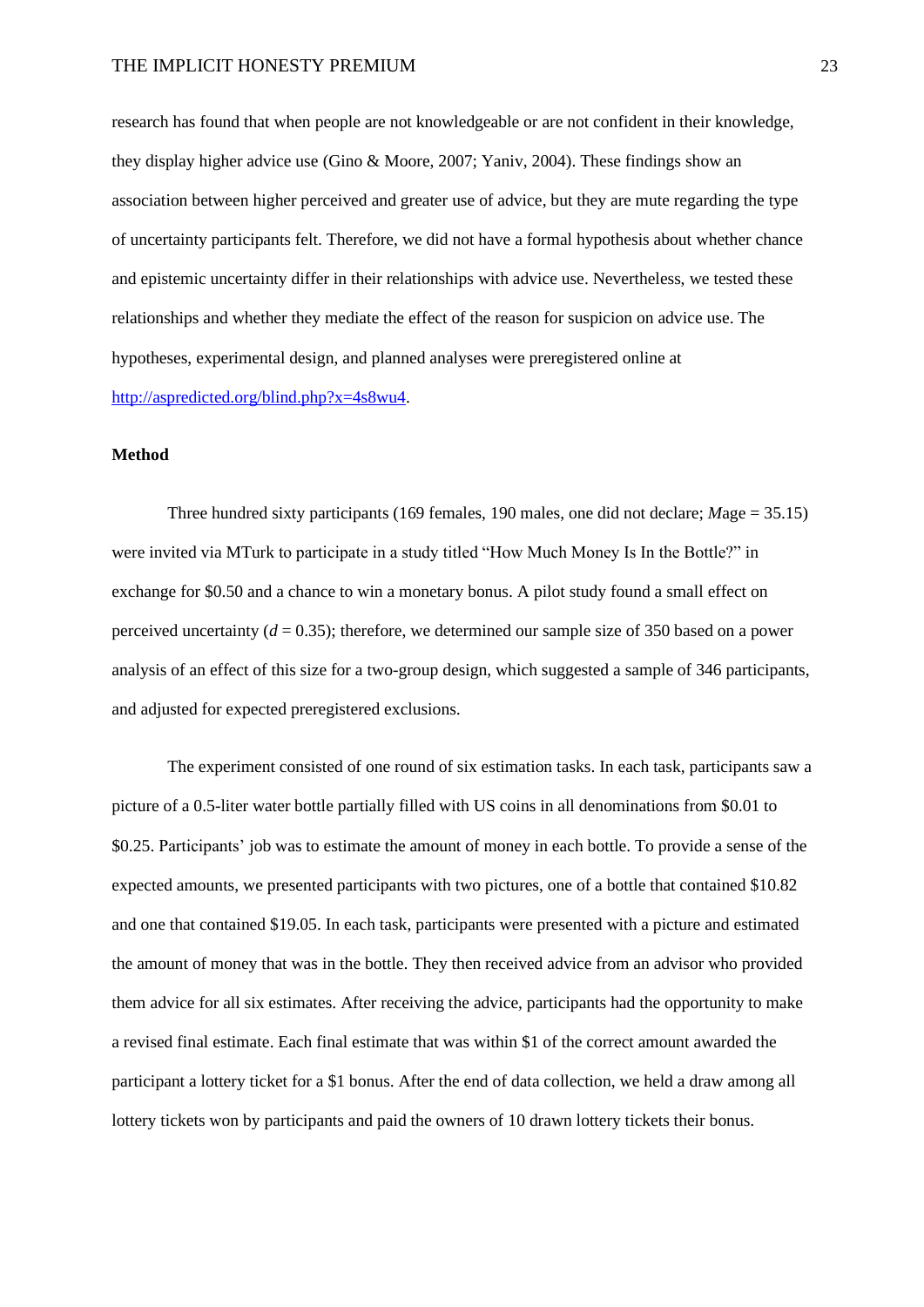research has found that when people are not knowledgeable or are not confident in their knowledge, they display higher advice use (Gino & Moore, 2007; Yaniv, 2004). These findings show an association between higher perceived and greater use of advice, but they are mute regarding the type of uncertainty participants felt. Therefore, we did not have a formal hypothesis about whether chance and epistemic uncertainty differ in their relationships with advice use. Nevertheless, we tested these relationships and whether they mediate the effect of the reason for suspicion on advice use. The hypotheses, experimental design, and planned analyses were preregistered online at [http://aspredicted.org/blind.php?x=4s8wu4](http://aspredicted.org/blind.php?x=4s8wu4).

**Method**

Three hundred sixty participants (169 females, 190 males, one did not declare; *M*age = 35.15) were invited via MTurk to participate in a study titled "How Much Money Is In the Bottle?" in exchange for $0.50 and a chance to win a monetary bonus. A pilot study found a small effect on perceived uncertainty ($d = 0.35$); therefore, we determined our sample size of 350 based on a power analysis of an effect of this size for a two-group design, which suggested a sample of 346 participants, and adjusted for expected preregistered exclusions.

The experiment consisted of one round of six estimation tasks. In each task, participants saw a picture of a 0.5-liter water bottle partially filled with US coins in all denominations from $0.01 to $0.25. Participants' job was to estimate the amount of money in each bottle. To provide a sense of the expected amounts, we presented participants with two pictures, one of a bottle that contained $10.82 and one that contained $19.05. In each task, participants were presented with a picture and estimated the amount of money that was in the bottle. They then received advice from an advisor who provided them advice for all six estimates. After receiving the advice, participants had the opportunity to make a revised final estimate. Each final estimate that was within $1 of the correct amount awarded the participant a lottery ticket for a $1 bonus. After the end of data collection, we held a draw among all lottery tickets won by participants and paid the owners of 10 drawn lottery tickets their bonus.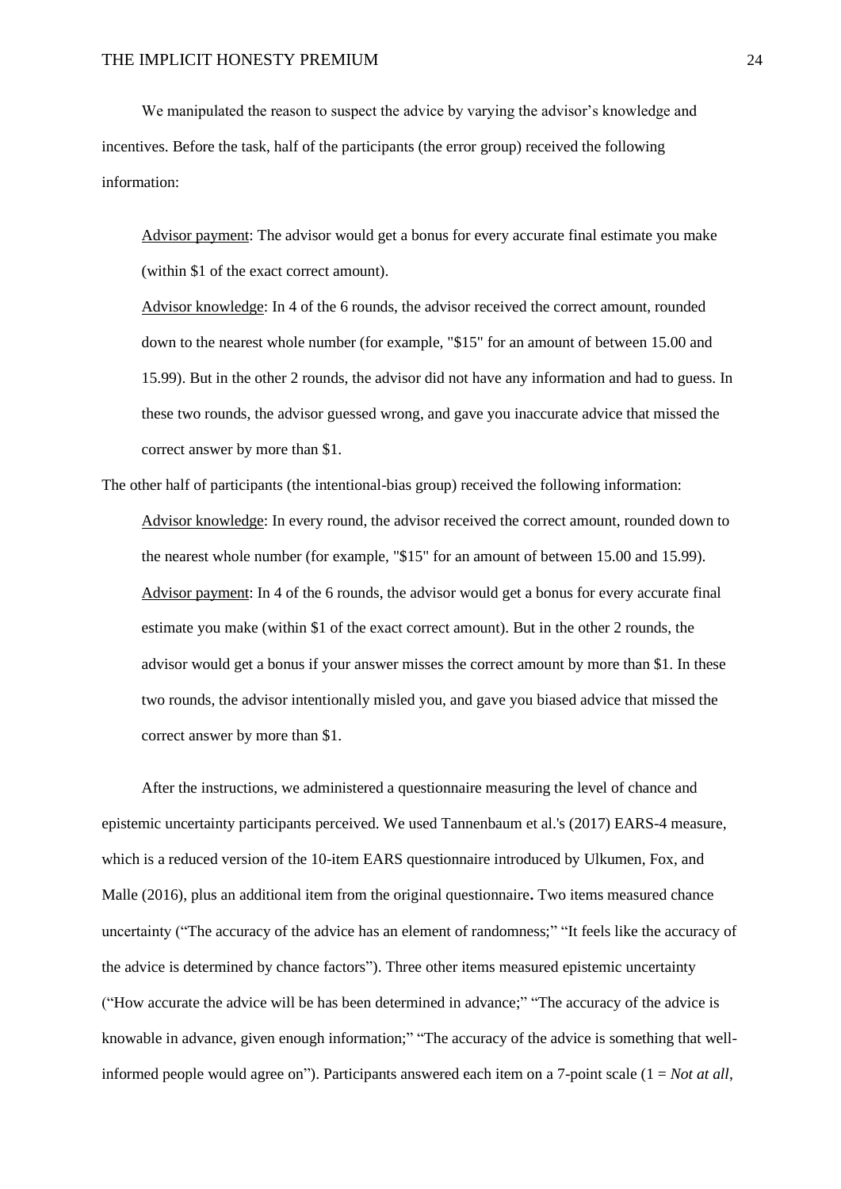We manipulated the reason to suspect the advice by varying the advisor's knowledge and incentives. Before the task, half of the participants (the error group) received the following information:

> Advisor payment: The advisor would get a bonus for every accurate final estimate you make (within $1 of the exact correct amount).
>
> Advisor knowledge: In 4 of the 6 rounds, the advisor received the correct amount, rounded down to the nearest whole number (for example, "$15" for an amount of between 15.00 and 15.99). But in the other 2 rounds, the advisor did not have any information and had to guess. In these two rounds, the advisor guessed wrong, and gave you inaccurate advice that missed the correct answer by more than $1.

The other half of participants (the intentional-bias group) received the following information:

> Advisor knowledge: In every round, the advisor received the correct amount, rounded down to the nearest whole number (for example, "$15" for an amount of between 15.00 and 15.99).
>
> Advisor payment: In 4 of the 6 rounds, the advisor would get a bonus for every accurate final estimate you make (within $1 of the exact correct amount). But in the other 2 rounds, the advisor would get a bonus if your answer misses the correct amount by more than $1. In these two rounds, the advisor intentionally misled you, and gave you biased advice that missed the correct answer by more than $1.

After the instructions, we administered a questionnaire measuring the level of chance and epistemic uncertainty participants perceived. We used Tannenbaum et al.'s (2017) EARS-4 measure, which is a reduced version of the 10-item EARS questionnaire introduced by Ulkumen, Fox, and Malle (2016), plus an additional item from the original questionnaire**.** Two items measured chance uncertainty ("The accuracy of the advice has an element of randomness;" "It feels like the accuracy of the advice is determined by chance factors"). Three other items measured epistemic uncertainty ("How accurate the advice will be has been determined in advance;" "The accuracy of the advice is knowable in advance, given enough information;" "The accuracy of the advice is something that well-informed people would agree on"). Participants answered each item on a 7-point scale (1 = *Not at all*,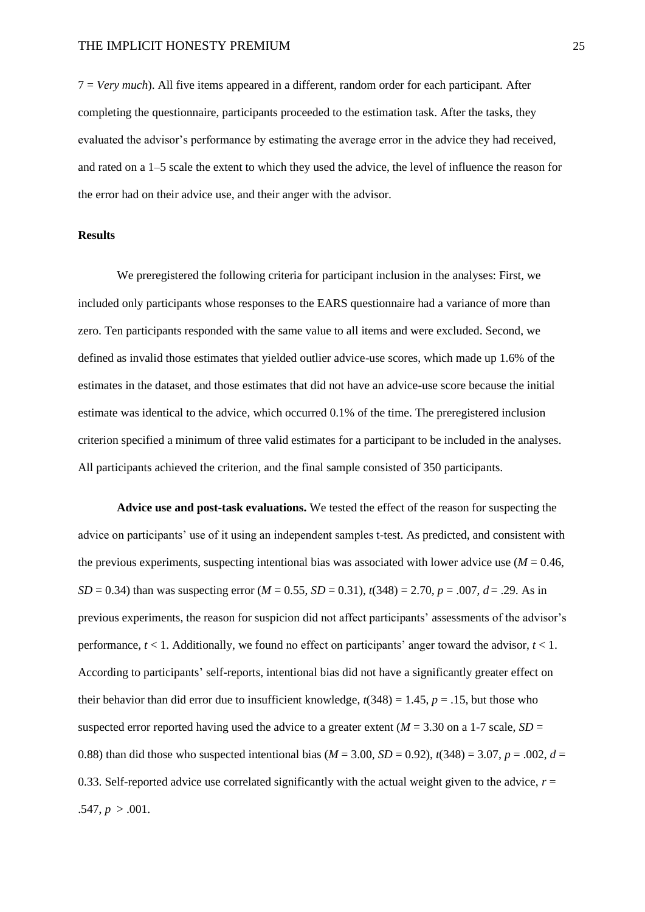7 = *Very much*). All five items appeared in a different, random order for each participant. After completing the questionnaire, participants proceeded to the estimation task. After the tasks, they evaluated the advisor's performance by estimating the average error in the advice they had received, and rated on a 1–5 scale the extent to which they used the advice, the level of influence the reason for the error had on their advice use, and their anger with the advisor.

**Results**

We preregistered the following criteria for participant inclusion in the analyses: First, we included only participants whose responses to the EARS questionnaire had a variance of more than zero. Ten participants responded with the same value to all items and were excluded. Second, we defined as invalid those estimates that yielded outlier advice-use scores, which made up 1.6% of the estimates in the dataset, and those estimates that did not have an advice-use score because the initial estimate was identical to the advice, which occurred 0.1% of the time. The preregistered inclusion criterion specified a minimum of three valid estimates for a participant to be included in the analyses. All participants achieved the criterion, and the final sample consisted of 350 participants.

**Advice use and post-task evaluations.** We tested the effect of the reason for suspecting the advice on participants' use of it using an independent samples t-test. As predicted, and consistent with the previous experiments, suspecting intentional bias was associated with lower advice use ($M$ = 0.46, $SD$ = 0.34) than was suspecting error ($M$ = 0.55, $SD$ = 0.31), $t(348) = 2.70$, $p = .007$, $d = .29$. As in previous experiments, the reason for suspicion did not affect participants' assessments of the advisor's performance, $t < 1$. Additionally, we found no effect on participants' anger toward the advisor, $t < 1$. According to participants' self-reports, intentional bias did not have a significantly greater effect on their behavior than did error due to insufficient knowledge, $t(348) = 1.45$, $p = .15$, but those who suspected error reported having used the advice to a greater extent ($M$ = 3.30 on a 1-7 scale, $SD$ = 0.88) than did those who suspected intentional bias ($M$ = 3.00, $SD$ = 0.92), $t(348) = 3.07$, $p = .002$, $d$ = 0.33. Self-reported advice use correlated significantly with the actual weight given to the advice, $r$ = .547, $p > .001$.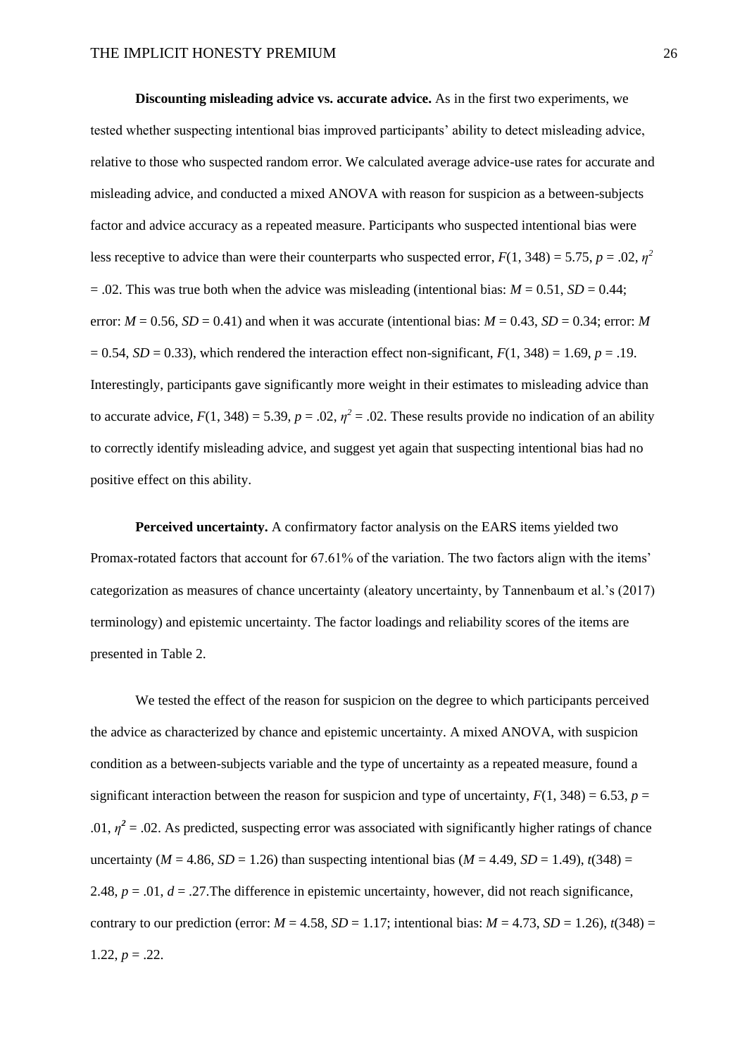**Discounting misleading advice vs. accurate advice.** As in the first two experiments, we tested whether suspecting intentional bias improved participants' ability to detect misleading advice, relative to those who suspected random error. We calculated average advice-use rates for accurate and misleading advice, and conducted a mixed ANOVA with reason for suspicion as a between-subjects factor and advice accuracy as a repeated measure. Participants who suspected intentional bias were less receptive to advice than were their counterparts who suspected error, $F(1, 348) = 5.75$, $p = .02$, $\eta^2 = .02$. This was true both when the advice was misleading (intentional bias: $M = 0.51$, $SD = 0.44$; error: $M = 0.56$, $SD = 0.41$) and when it was accurate (intentional bias: $M = 0.43$, $SD = 0.34$; error: $M = 0.54$, $SD = 0.33$), which rendered the interaction effect non-significant, $F(1, 348) = 1.69$, $p = .19$. Interestingly, participants gave significantly more weight in their estimates to misleading advice than to accurate advice, $F(1, 348) = 5.39$, $p = .02$, $\eta^2 = .02$. These results provide no indication of an ability to correctly identify misleading advice, and suggest yet again that suspecting intentional bias had no positive effect on this ability.

**Perceived uncertainty.** A confirmatory factor analysis on the EARS items yielded two Promax-rotated factors that account for 67.61% of the variation. The two factors align with the items' categorization as measures of chance uncertainty (aleatory uncertainty, by Tannenbaum et al.'s (2017) terminology) and epistemic uncertainty. The factor loadings and reliability scores of the items are presented in Table 2.

We tested the effect of the reason for suspicion on the degree to which participants perceived the advice as characterized by chance and epistemic uncertainty. A mixed ANOVA, with suspicion condition as a between-subjects variable and the type of uncertainty as a repeated measure, found a significant interaction between the reason for suspicion and type of uncertainty, $F(1, 348) = 6.53$, $p = .01$, $\eta^2 = .02$. As predicted, suspecting error was associated with significantly higher ratings of chance uncertainty ($M = 4.86$, $SD = 1.26$) than suspecting intentional bias ($M = 4.49$, $SD = 1.49$), $t(348) = 2.48$, $p = .01$, $d = .27$.The difference in epistemic uncertainty, however, did not reach significance, contrary to our prediction (error: $M = 4.58$, $SD = 1.17$; intentional bias: $M = 4.73$, $SD = 1.26$), $t(348) = 1.22$, $p = .22$.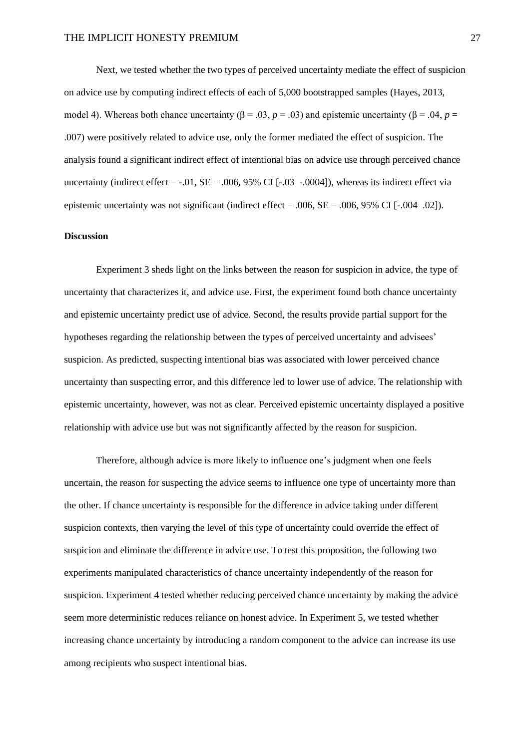Next, we tested whether the two types of perceived uncertainty mediate the effect of suspicion on advice use by computing indirect effects of each of 5,000 bootstrapped samples (Hayes, 2013, model 4). Whereas both chance uncertainty ($\beta = .03$, $p = .03$) and epistemic uncertainty ($\beta = .04$, $p = .007$) were positively related to advice use, only the former mediated the effect of suspicion. The analysis found a significant indirect effect of intentional bias on advice use through perceived chance uncertainty (indirect effect = -.01, SE = .006, 95% CI [-.03 -.0004]), whereas its indirect effect via epistemic uncertainty was not significant (indirect effect = .006, SE = .006, 95% CI [-.004 .02]).

**Discussion**

Experiment 3 sheds light on the links between the reason for suspicion in advice, the type of uncertainty that characterizes it, and advice use. First, the experiment found both chance uncertainty and epistemic uncertainty predict use of advice. Second, the results provide partial support for the hypotheses regarding the relationship between the types of perceived uncertainty and advisees' suspicion. As predicted, suspecting intentional bias was associated with lower perceived chance uncertainty than suspecting error, and this difference led to lower use of advice. The relationship with epistemic uncertainty, however, was not as clear. Perceived epistemic uncertainty displayed a positive relationship with advice use but was not significantly affected by the reason for suspicion.

Therefore, although advice is more likely to influence one's judgment when one feels uncertain, the reason for suspecting the advice seems to influence one type of uncertainty more than the other. If chance uncertainty is responsible for the difference in advice taking under different suspicion contexts, then varying the level of this type of uncertainty could override the effect of suspicion and eliminate the difference in advice use. To test this proposition, the following two experiments manipulated characteristics of chance uncertainty independently of the reason for suspicion. Experiment 4 tested whether reducing perceived chance uncertainty by making the advice seem more deterministic reduces reliance on honest advice. In Experiment 5, we tested whether increasing chance uncertainty by introducing a random component to the advice can increase its use among recipients who suspect intentional bias.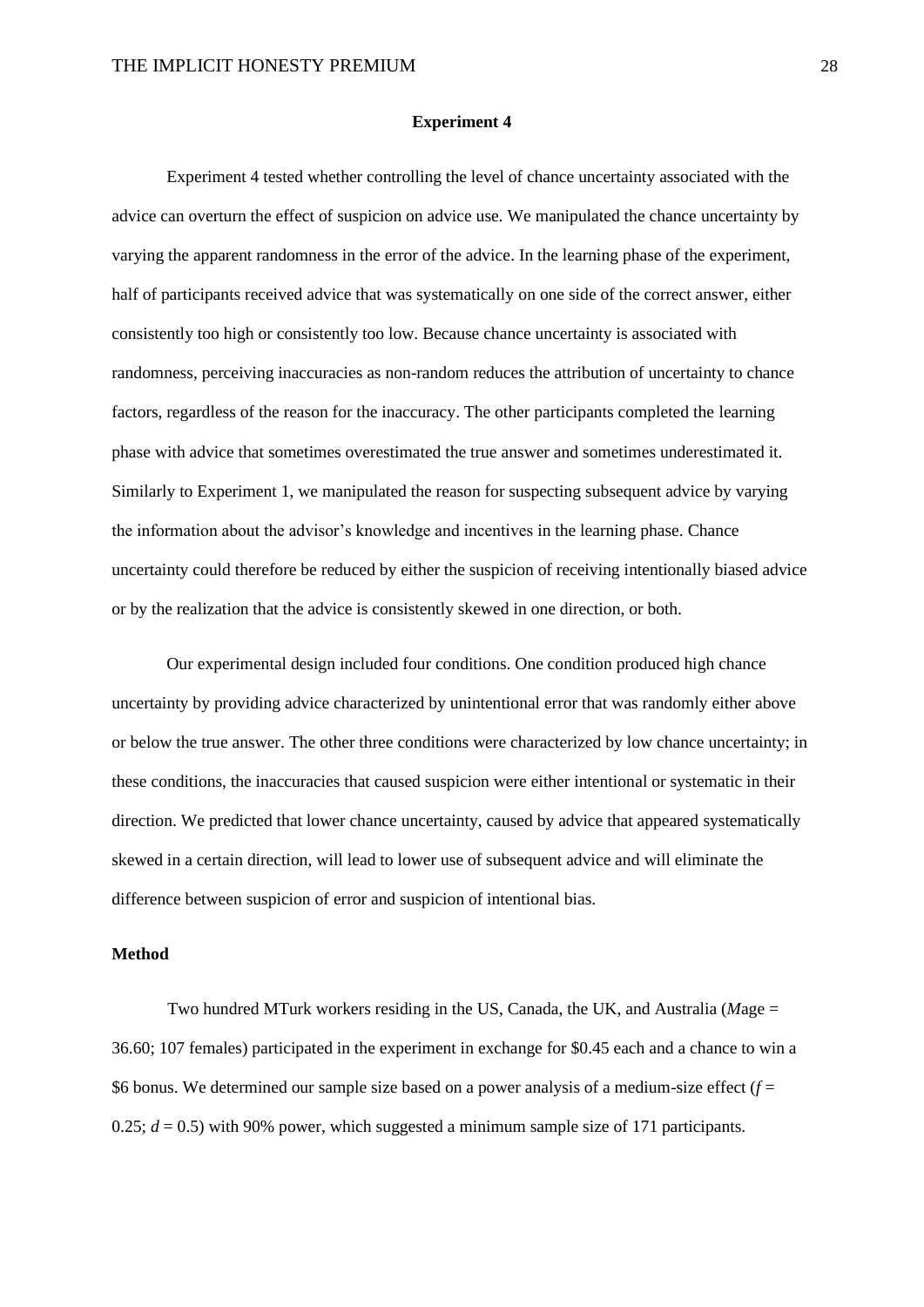## Experiment 4

Experiment 4 tested whether controlling the level of chance uncertainty associated with the advice can overturn the effect of suspicion on advice use. We manipulated the chance uncertainty by varying the apparent randomness in the error of the advice. In the learning phase of the experiment, half of participants received advice that was systematically on one side of the correct answer, either consistently too high or consistently too low. Because chance uncertainty is associated with randomness, perceiving inaccuracies as non-random reduces the attribution of uncertainty to chance factors, regardless of the reason for the inaccuracy. The other participants completed the learning phase with advice that sometimes overestimated the true answer and sometimes underestimated it. Similarly to Experiment 1, we manipulated the reason for suspecting subsequent advice by varying the information about the advisor's knowledge and incentives in the learning phase. Chance uncertainty could therefore be reduced by either the suspicion of receiving intentionally biased advice or by the realization that the advice is consistently skewed in one direction, or both.

Our experimental design included four conditions. One condition produced high chance uncertainty by providing advice characterized by unintentional error that was randomly either above or below the true answer. The other three conditions were characterized by low chance uncertainty; in these conditions, the inaccuracies that caused suspicion were either intentional or systematic in their direction. We predicted that lower chance uncertainty, caused by advice that appeared systematically skewed in a certain direction, will lead to lower use of subsequent advice and will eliminate the difference between suspicion of error and suspicion of intentional bias.

### Method

Two hundred MTurk workers residing in the US, Canada, the UK, and Australia (*M*age = 36.60; 107 females) participated in the experiment in exchange for \$0.45 each and a chance to win a \$6 bonus. We determined our sample size based on a power analysis of a medium-size effect ($f$ = 0.25; $d$ = 0.5) with 90% power, which suggested a minimum sample size of 171 participants.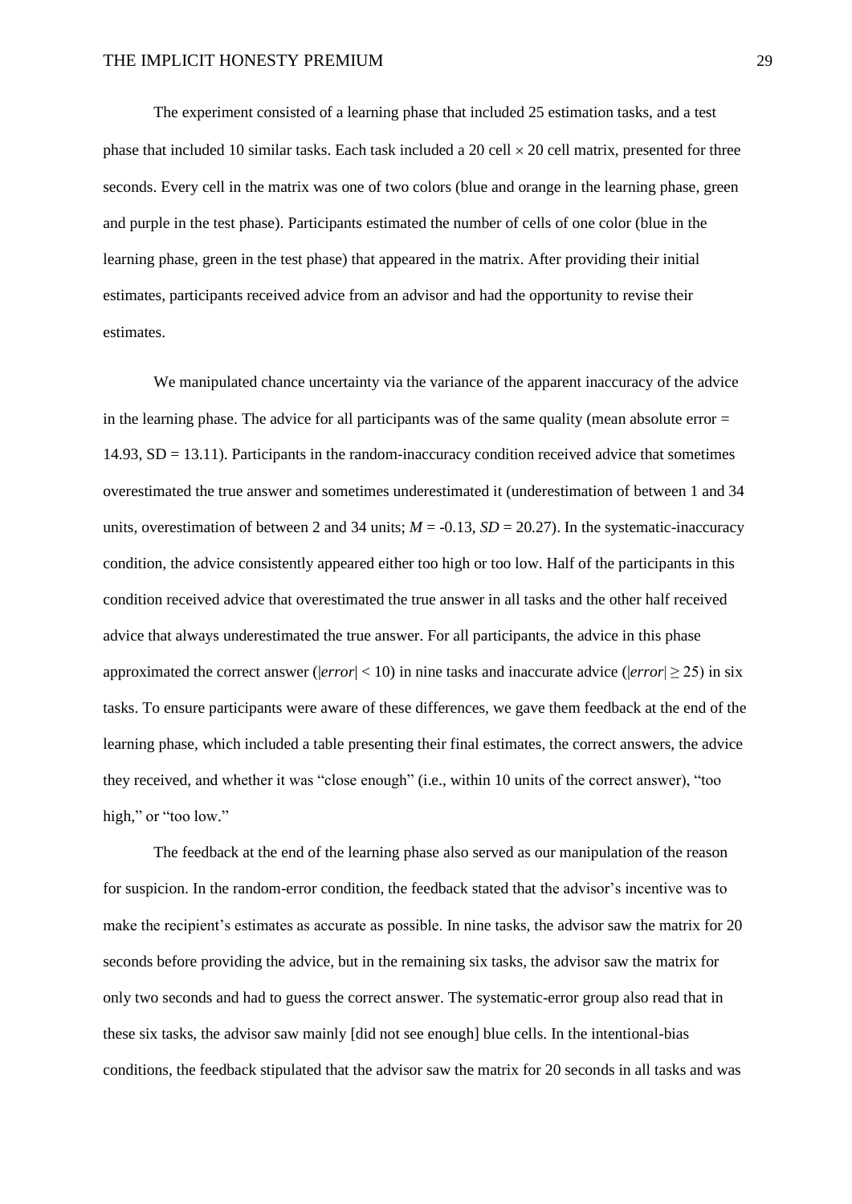The experiment consisted of a learning phase that included 25 estimation tasks, and a test phase that included 10 similar tasks. Each task included a 20 cell × 20 cell matrix, presented for three seconds. Every cell in the matrix was one of two colors (blue and orange in the learning phase, green and purple in the test phase). Participants estimated the number of cells of one color (blue in the learning phase, green in the test phase) that appeared in the matrix. After providing their initial estimates, participants received advice from an advisor and had the opportunity to revise their estimates.

We manipulated chance uncertainty via the variance of the apparent inaccuracy of the advice in the learning phase. The advice for all participants was of the same quality (mean absolute error = 14.93, SD = 13.11). Participants in the random-inaccuracy condition received advice that sometimes overestimated the true answer and sometimes underestimated it (underestimation of between 1 and 34 units, overestimation of between 2 and 34 units; $M = -0.13$, $SD = 20.27$). In the systematic-inaccuracy condition, the advice consistently appeared either too high or too low. Half of the participants in this condition received advice that overestimated the true answer in all tasks and the other half received advice that always underestimated the true answer. For all participants, the advice in this phase approximated the correct answer ($|error| < 10$) in nine tasks and inaccurate advice ($|error| \geq 25$) in six tasks. To ensure participants were aware of these differences, we gave them feedback at the end of the learning phase, which included a table presenting their final estimates, the correct answers, the advice they received, and whether it was "close enough" (i.e., within 10 units of the correct answer), "too high," or "too low."

The feedback at the end of the learning phase also served as our manipulation of the reason for suspicion. In the random-error condition, the feedback stated that the advisor's incentive was to make the recipient's estimates as accurate as possible. In nine tasks, the advisor saw the matrix for 20 seconds before providing the advice, but in the remaining six tasks, the advisor saw the matrix for only two seconds and had to guess the correct answer. The systematic-error group also read that in these six tasks, the advisor saw mainly [did not see enough] blue cells. In the intentional-bias conditions, the feedback stipulated that the advisor saw the matrix for 20 seconds in all tasks and was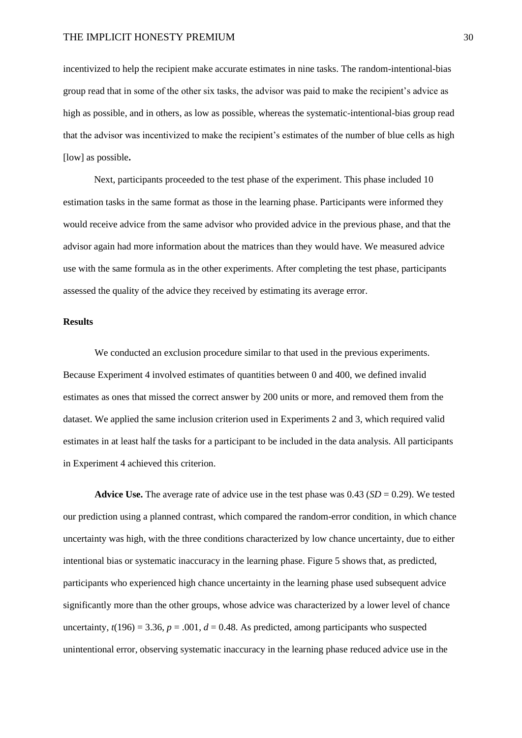incentivized to help the recipient make accurate estimates in nine tasks. The random-intentional-bias group read that in some of the other six tasks, the advisor was paid to make the recipient's advice as high as possible, and in others, as low as possible, whereas the systematic-intentional-bias group read that the advisor was incentivized to make the recipient's estimates of the number of blue cells as high [low] as possible**.**

Next, participants proceeded to the test phase of the experiment. This phase included 10 estimation tasks in the same format as those in the learning phase. Participants were informed they would receive advice from the same advisor who provided advice in the previous phase, and that the advisor again had more information about the matrices than they would have. We measured advice use with the same formula as in the other experiments. After completing the test phase, participants assessed the quality of the advice they received by estimating its average error.

**Results**

We conducted an exclusion procedure similar to that used in the previous experiments. Because Experiment 4 involved estimates of quantities between 0 and 400, we defined invalid estimates as ones that missed the correct answer by 200 units or more, and removed them from the dataset. We applied the same inclusion criterion used in Experiments 2 and 3, which required valid estimates in at least half the tasks for a participant to be included in the data analysis. All participants in Experiment 4 achieved this criterion.

**Advice Use.** The average rate of advice use in the test phase was 0.43 ($SD$ = 0.29). We tested our prediction using a planned contrast, which compared the random-error condition, in which chance uncertainty was high, with the three conditions characterized by low chance uncertainty, due to either intentional bias or systematic inaccuracy in the learning phase. Figure 5 shows that, as predicted, participants who experienced high chance uncertainty in the learning phase used subsequent advice significantly more than the other groups, whose advice was characterized by a lower level of chance uncertainty, $t(196) = 3.36$, $p = .001$, $d = 0.48$. As predicted, among participants who suspected unintentional error, observing systematic inaccuracy in the learning phase reduced advice use in the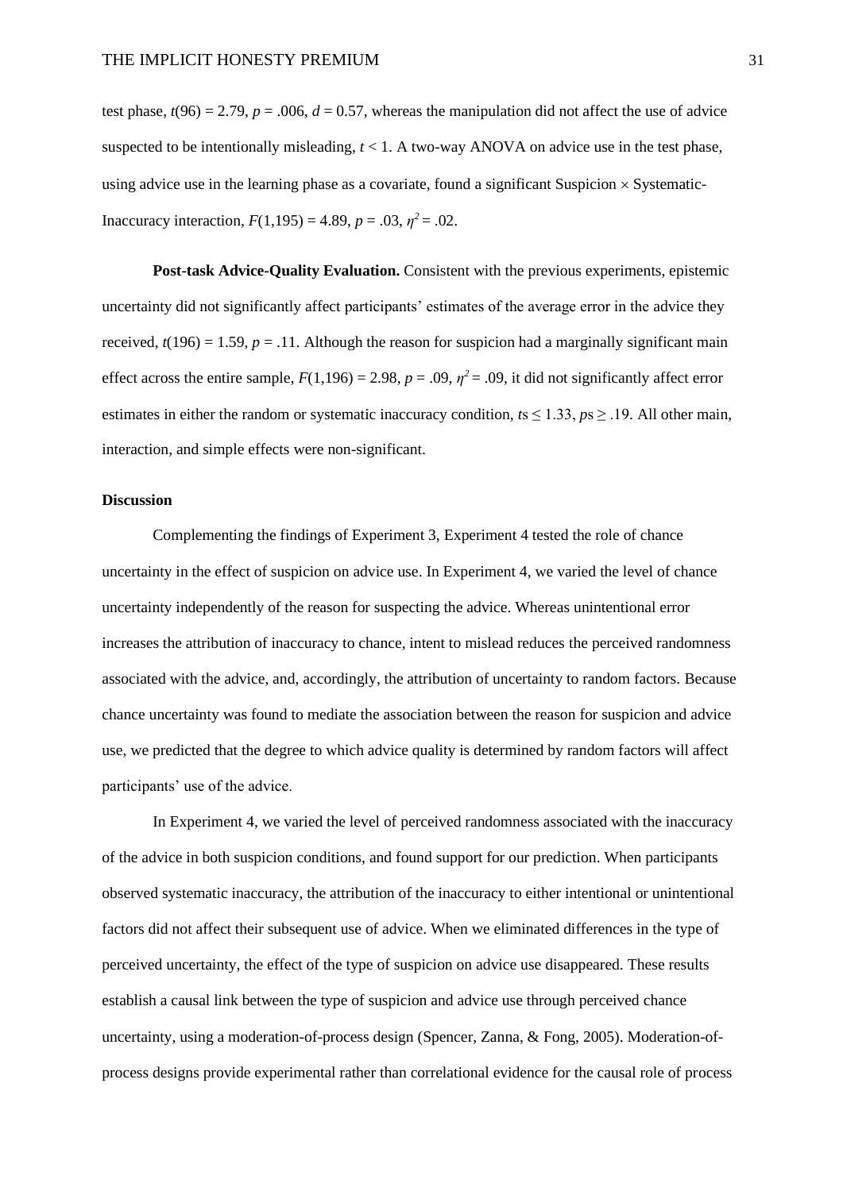test phase, $t(96) = 2.79$, $p = .006$, $d = 0.57$, whereas the manipulation did not affect the use of advice suspected to be intentionally misleading, $t < 1$. A two-way ANOVA on advice use in the test phase, using advice use in the learning phase as a covariate, found a significant Suspicion × Systematic-Inaccuracy interaction, $F(1,195) = 4.89$, $p = .03$, $\eta^2 = .02$.

**Post-task Advice-Quality Evaluation.** Consistent with the previous experiments, epistemic uncertainty did not significantly affect participants' estimates of the average error in the advice they received, $t(196) = 1.59$, $p = .11$. Although the reason for suspicion had a marginally significant main effect across the entire sample, $F(1,196) = 2.98$, $p = .09$, $\eta^2 = .09$, it did not significantly affect error estimates in either the random or systematic inaccuracy condition, $t\text{s} \leq 1.33$, $p\text{s} \geq .19$. All other main, interaction, and simple effects were non-significant.

**Discussion**

Complementing the findings of Experiment 3, Experiment 4 tested the role of chance uncertainty in the effect of suspicion on advice use. In Experiment 4, we varied the level of chance uncertainty independently of the reason for suspecting the advice. Whereas unintentional error increases the attribution of inaccuracy to chance, intent to mislead reduces the perceived randomness associated with the advice, and, accordingly, the attribution of uncertainty to random factors. Because chance uncertainty was found to mediate the association between the reason for suspicion and advice use, we predicted that the degree to which advice quality is determined by random factors will affect participants' use of the advice.

In Experiment 4, we varied the level of perceived randomness associated with the inaccuracy of the advice in both suspicion conditions, and found support for our prediction. When participants observed systematic inaccuracy, the attribution of the inaccuracy to either intentional or unintentional factors did not affect their subsequent use of advice. When we eliminated differences in the type of perceived uncertainty, the effect of the type of suspicion on advice use disappeared. These results establish a causal link between the type of suspicion and advice use through perceived chance uncertainty, using a moderation-of-process design (Spencer, Zanna, & Fong, 2005). Moderation-of-process designs provide experimental rather than correlational evidence for the causal role of process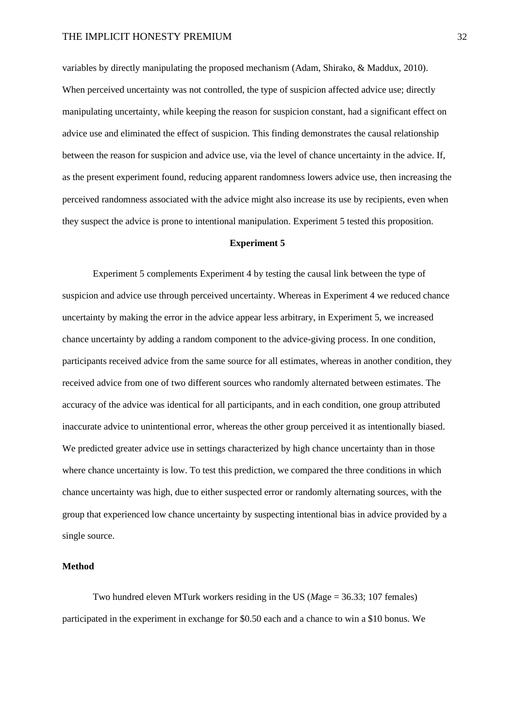variables by directly manipulating the proposed mechanism (Adam, Shirako, & Maddux, 2010). When perceived uncertainty was not controlled, the type of suspicion affected advice use; directly manipulating uncertainty, while keeping the reason for suspicion constant, had a significant effect on advice use and eliminated the effect of suspicion. This finding demonstrates the causal relationship between the reason for suspicion and advice use, via the level of chance uncertainty in the advice. If, as the present experiment found, reducing apparent randomness lowers advice use, then increasing the perceived randomness associated with the advice might also increase its use by recipients, even when they suspect the advice is prone to intentional manipulation. Experiment 5 tested this proposition.

## Experiment 5

Experiment 5 complements Experiment 4 by testing the causal link between the type of suspicion and advice use through perceived uncertainty. Whereas in Experiment 4 we reduced chance uncertainty by making the error in the advice appear less arbitrary, in Experiment 5, we increased chance uncertainty by adding a random component to the advice-giving process. In one condition, participants received advice from the same source for all estimates, whereas in another condition, they received advice from one of two different sources who randomly alternated between estimates. The accuracy of the advice was identical for all participants, and in each condition, one group attributed inaccurate advice to unintentional error, whereas the other group perceived it as intentionally biased. We predicted greater advice use in settings characterized by high chance uncertainty than in those where chance uncertainty is low. To test this prediction, we compared the three conditions in which chance uncertainty was high, due to either suspected error or randomly alternating sources, with the group that experienced low chance uncertainty by suspecting intentional bias in advice provided by a single source.

### Method

Two hundred eleven MTurk workers residing in the US (*M*age = 36.33; 107 females) participated in the experiment in exchange for $0.50 each and a chance to win a $10 bonus. We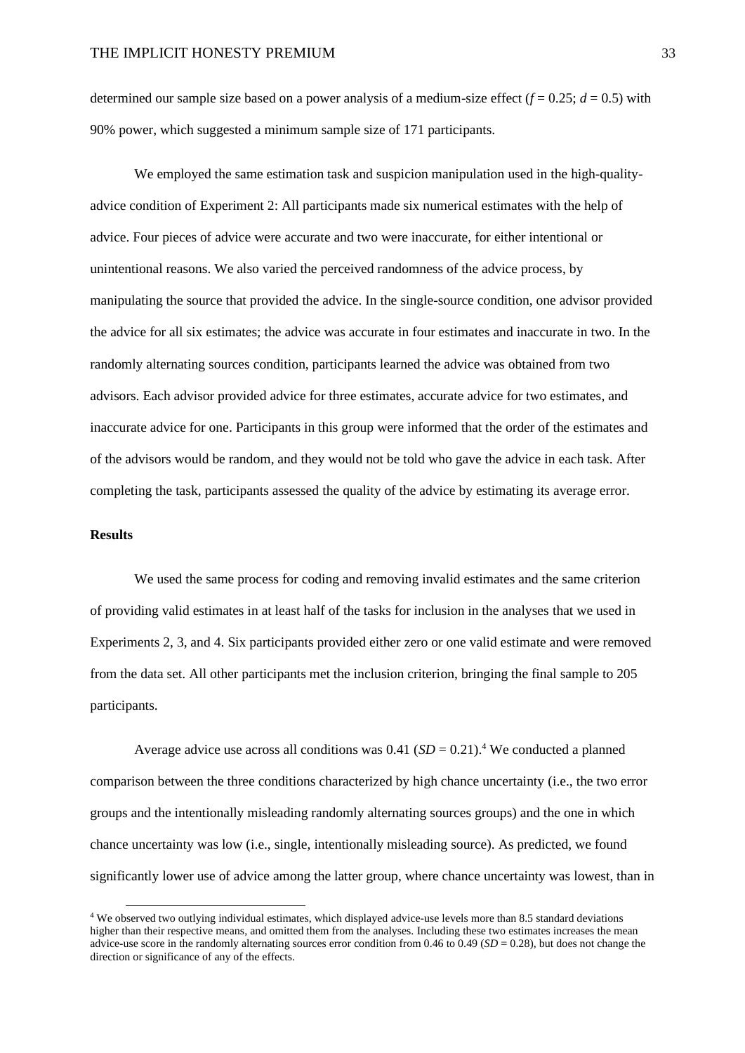determined our sample size based on a power analysis of a medium-size effect ($f = 0.25$; $d = 0.5$) with 90% power, which suggested a minimum sample size of 171 participants.

We employed the same estimation task and suspicion manipulation used in the high-quality-advice condition of Experiment 2: All participants made six numerical estimates with the help of advice. Four pieces of advice were accurate and two were inaccurate, for either intentional or unintentional reasons. We also varied the perceived randomness of the advice process, by manipulating the source that provided the advice. In the single-source condition, one advisor provided the advice for all six estimates; the advice was accurate in four estimates and inaccurate in two. In the randomly alternating sources condition, participants learned the advice was obtained from two advisors. Each advisor provided advice for three estimates, accurate advice for two estimates, and inaccurate advice for one. Participants in this group were informed that the order of the estimates and of the advisors would be random, and they would not be told who gave the advice in each task. After completing the task, participants assessed the quality of the advice by estimating its average error.

**Results**

We used the same process for coding and removing invalid estimates and the same criterion of providing valid estimates in at least half of the tasks for inclusion in the analyses that we used in Experiments 2, 3, and 4. Six participants provided either zero or one valid estimate and were removed from the data set. All other participants met the inclusion criterion, bringing the final sample to 205 participants.

Average advice use across all conditions was 0.41 ($SD = 0.21$).[4] We conducted a planned comparison between the three conditions characterized by high chance uncertainty (i.e., the two error groups and the intentionally misleading randomly alternating sources groups) and the one in which chance uncertainty was low (i.e., single, intentionally misleading source). As predicted, we found significantly lower use of advice among the latter group, where chance uncertainty was lowest, than in

[4] We observed two outlying individual estimates, which displayed advice-use levels more than 8.5 standard deviations higher than their respective means, and omitted them from the analyses. Including these two estimates increases the mean advice-use score in the randomly alternating sources error condition from 0.46 to 0.49 ($SD = 0.28$), but does not change the direction or significance of any of the effects.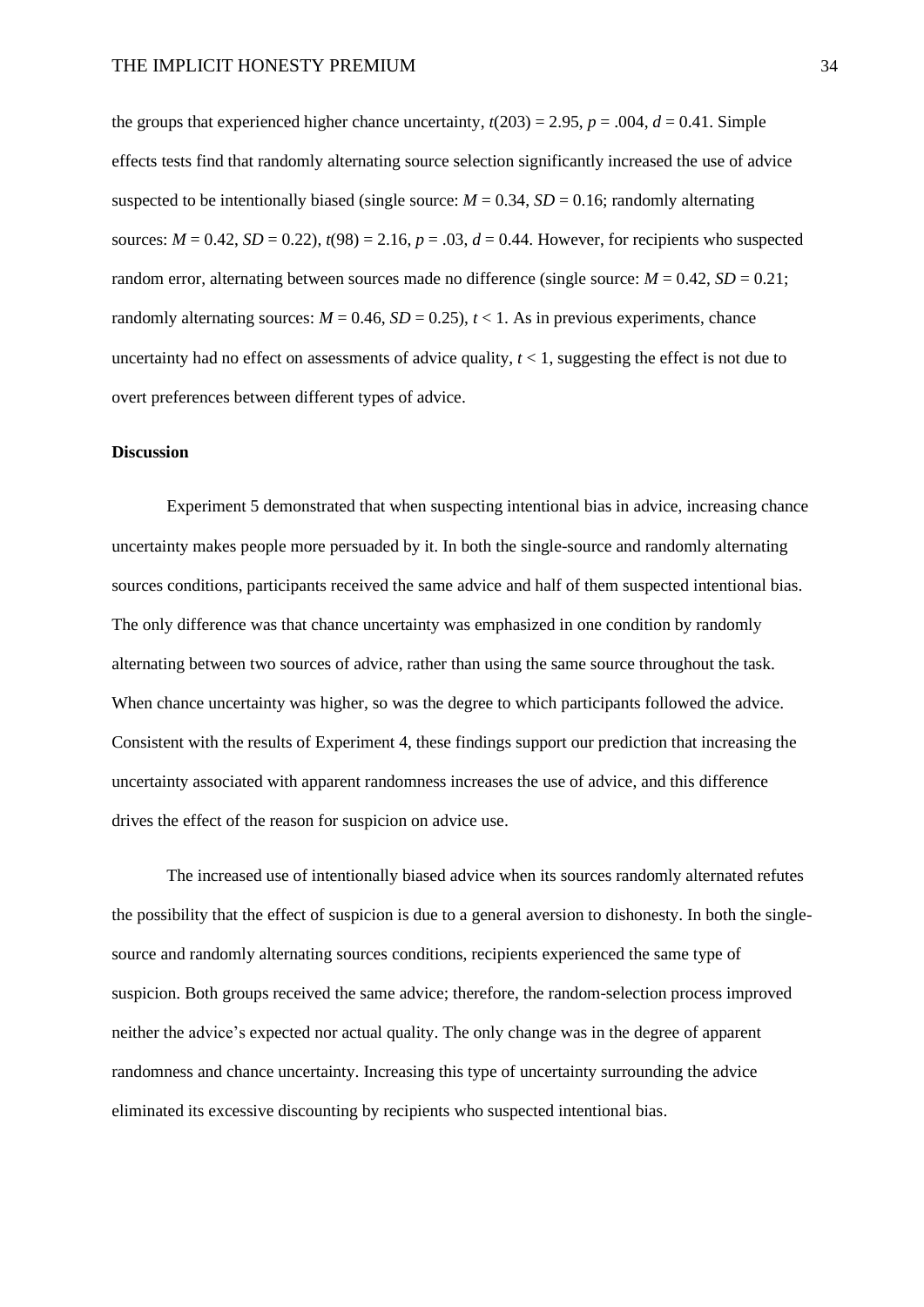the groups that experienced higher chance uncertainty, $t(203) = 2.95$, $p = .004$, $d = 0.41$. Simple effects tests find that randomly alternating source selection significantly increased the use of advice suspected to be intentionally biased (single source: $M = 0.34$, $SD = 0.16$; randomly alternating sources: $M = 0.42$, $SD = 0.22$), $t(98) = 2.16$, $p = .03$, $d = 0.44$. However, for recipients who suspected random error, alternating between sources made no difference (single source: $M = 0.42$, $SD = 0.21$; randomly alternating sources: $M = 0.46$, $SD = 0.25$), $t < 1$. As in previous experiments, chance uncertainty had no effect on assessments of advice quality, $t < 1$, suggesting the effect is not due to overt preferences between different types of advice.

## Discussion

Experiment 5 demonstrated that when suspecting intentional bias in advice, increasing chance uncertainty makes people more persuaded by it. In both the single-source and randomly alternating sources conditions, participants received the same advice and half of them suspected intentional bias. The only difference was that chance uncertainty was emphasized in one condition by randomly alternating between two sources of advice, rather than using the same source throughout the task. When chance uncertainty was higher, so was the degree to which participants followed the advice. Consistent with the results of Experiment 4, these findings support our prediction that increasing the uncertainty associated with apparent randomness increases the use of advice, and this difference drives the effect of the reason for suspicion on advice use.

The increased use of intentionally biased advice when its sources randomly alternated refutes the possibility that the effect of suspicion is due to a general aversion to dishonesty. In both the single-source and randomly alternating sources conditions, recipients experienced the same type of suspicion. Both groups received the same advice; therefore, the random-selection process improved neither the advice's expected nor actual quality. The only change was in the degree of apparent randomness and chance uncertainty. Increasing this type of uncertainty surrounding the advice eliminated its excessive discounting by recipients who suspected intentional bias.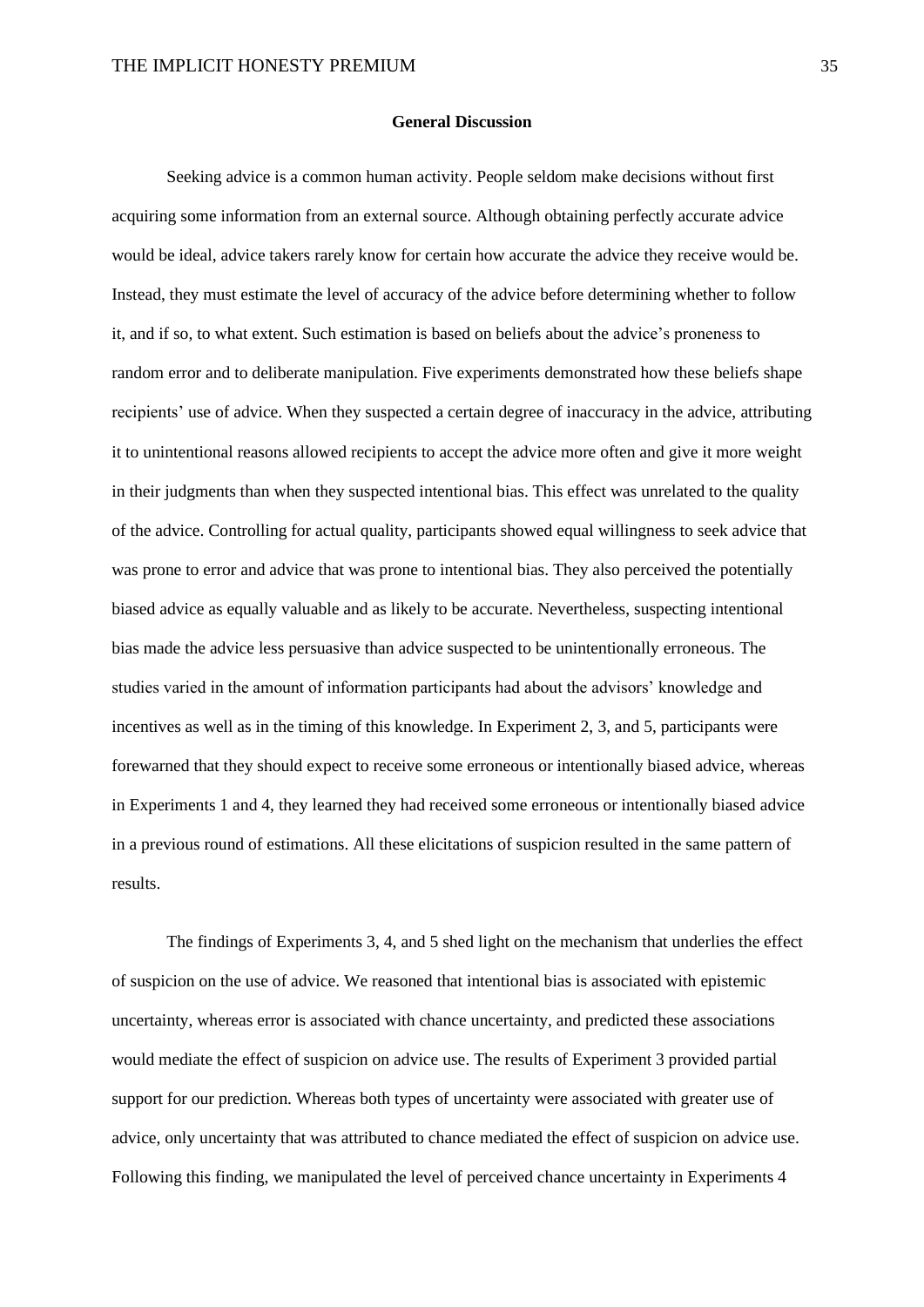## General Discussion

Seeking advice is a common human activity. People seldom make decisions without first acquiring some information from an external source. Although obtaining perfectly accurate advice would be ideal, advice takers rarely know for certain how accurate the advice they receive would be. Instead, they must estimate the level of accuracy of the advice before determining whether to follow it, and if so, to what extent. Such estimation is based on beliefs about the advice's proneness to random error and to deliberate manipulation. Five experiments demonstrated how these beliefs shape recipients' use of advice. When they suspected a certain degree of inaccuracy in the advice, attributing it to unintentional reasons allowed recipients to accept the advice more often and give it more weight in their judgments than when they suspected intentional bias. This effect was unrelated to the quality of the advice. Controlling for actual quality, participants showed equal willingness to seek advice that was prone to error and advice that was prone to intentional bias. They also perceived the potentially biased advice as equally valuable and as likely to be accurate. Nevertheless, suspecting intentional bias made the advice less persuasive than advice suspected to be unintentionally erroneous. The studies varied in the amount of information participants had about the advisors' knowledge and incentives as well as in the timing of this knowledge. In Experiment 2, 3, and 5, participants were forewarned that they should expect to receive some erroneous or intentionally biased advice, whereas in Experiments 1 and 4, they learned they had received some erroneous or intentionally biased advice in a previous round of estimations. All these elicitations of suspicion resulted in the same pattern of results.

The findings of Experiments 3, 4, and 5 shed light on the mechanism that underlies the effect of suspicion on the use of advice. We reasoned that intentional bias is associated with epistemic uncertainty, whereas error is associated with chance uncertainty, and predicted these associations would mediate the effect of suspicion on advice use. The results of Experiment 3 provided partial support for our prediction. Whereas both types of uncertainty were associated with greater use of advice, only uncertainty that was attributed to chance mediated the effect of suspicion on advice use. Following this finding, we manipulated the level of perceived chance uncertainty in Experiments 4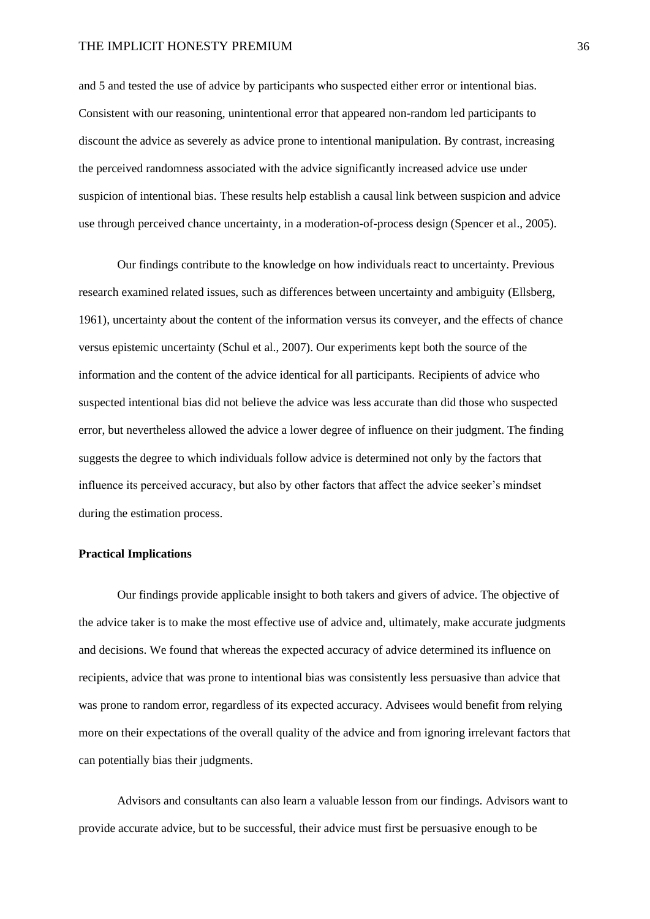and 5 and tested the use of advice by participants who suspected either error or intentional bias. Consistent with our reasoning, unintentional error that appeared non-random led participants to discount the advice as severely as advice prone to intentional manipulation. By contrast, increasing the perceived randomness associated with the advice significantly increased advice use under suspicion of intentional bias. These results help establish a causal link between suspicion and advice use through perceived chance uncertainty, in a moderation-of-process design (Spencer et al., 2005).

Our findings contribute to the knowledge on how individuals react to uncertainty. Previous research examined related issues, such as differences between uncertainty and ambiguity (Ellsberg, 1961), uncertainty about the content of the information versus its conveyer, and the effects of chance versus epistemic uncertainty (Schul et al., 2007). Our experiments kept both the source of the information and the content of the advice identical for all participants. Recipients of advice who suspected intentional bias did not believe the advice was less accurate than did those who suspected error, but nevertheless allowed the advice a lower degree of influence on their judgment. The finding suggests the degree to which individuals follow advice is determined not only by the factors that influence its perceived accuracy, but also by other factors that affect the advice seeker's mindset during the estimation process.

**Practical Implications**

Our findings provide applicable insight to both takers and givers of advice. The objective of the advice taker is to make the most effective use of advice and, ultimately, make accurate judgments and decisions. We found that whereas the expected accuracy of advice determined its influence on recipients, advice that was prone to intentional bias was consistently less persuasive than advice that was prone to random error, regardless of its expected accuracy. Advisees would benefit from relying more on their expectations of the overall quality of the advice and from ignoring irrelevant factors that can potentially bias their judgments.

Advisors and consultants can also learn a valuable lesson from our findings. Advisors want to provide accurate advice, but to be successful, their advice must first be persuasive enough to be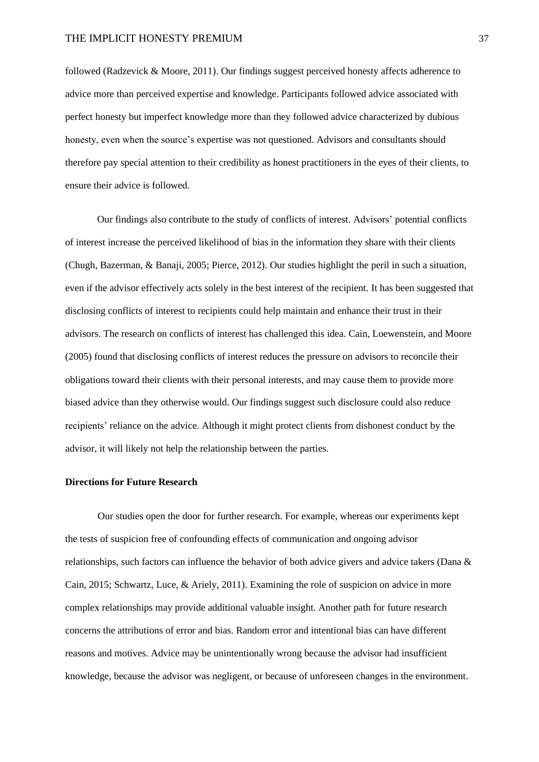followed (Radzevick & Moore, 2011). Our findings suggest perceived honesty affects adherence to advice more than perceived expertise and knowledge. Participants followed advice associated with perfect honesty but imperfect knowledge more than they followed advice characterized by dubious honesty, even when the source's expertise was not questioned. Advisors and consultants should therefore pay special attention to their credibility as honest practitioners in the eyes of their clients, to ensure their advice is followed.

Our findings also contribute to the study of conflicts of interest. Advisors' potential conflicts of interest increase the perceived likelihood of bias in the information they share with their clients (Chugh, Bazerman, & Banaji, 2005; Pierce, 2012). Our studies highlight the peril in such a situation, even if the advisor effectively acts solely in the best interest of the recipient. It has been suggested that disclosing conflicts of interest to recipients could help maintain and enhance their trust in their advisors. The research on conflicts of interest has challenged this idea. Cain, Loewenstein, and Moore (2005) found that disclosing conflicts of interest reduces the pressure on advisors to reconcile their obligations toward their clients with their personal interests, and may cause them to provide more biased advice than they otherwise would. Our findings suggest such disclosure could also reduce recipients' reliance on the advice. Although it might protect clients from dishonest conduct by the advisor, it will likely not help the relationship between the parties.

**Directions for Future Research**

Our studies open the door for further research. For example, whereas our experiments kept the tests of suspicion free of confounding effects of communication and ongoing advisor relationships, such factors can influence the behavior of both advice givers and advice takers (Dana & Cain, 2015; Schwartz, Luce, & Ariely, 2011). Examining the role of suspicion on advice in more complex relationships may provide additional valuable insight. Another path for future research concerns the attributions of error and bias. Random error and intentional bias can have different reasons and motives. Advice may be unintentionally wrong because the advisor had insufficient knowledge, because the advisor was negligent, or because of unforeseen changes in the environment.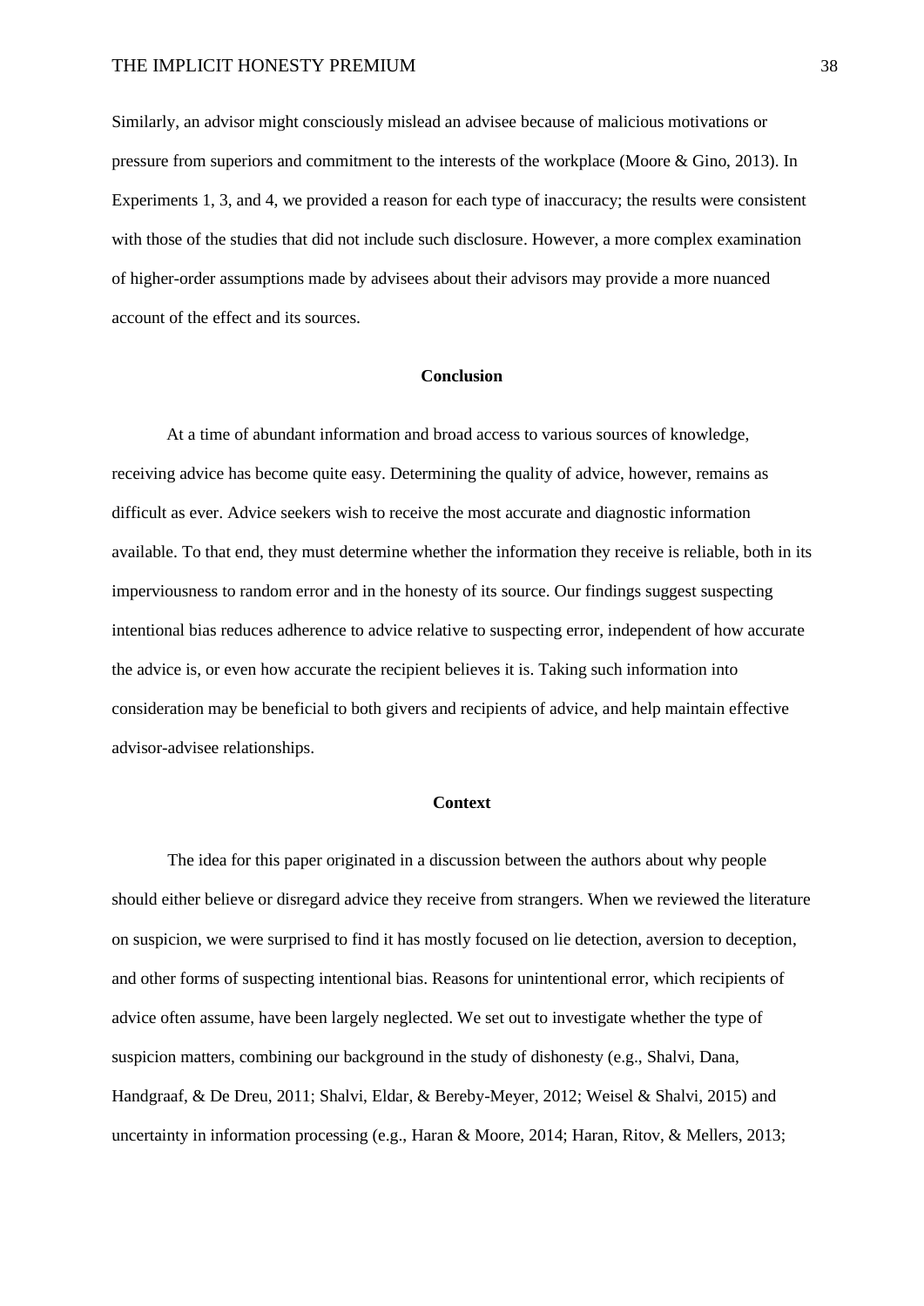Similarly, an advisor might consciously mislead an advisee because of malicious motivations or pressure from superiors and commitment to the interests of the workplace (Moore & Gino, 2013). In Experiments 1, 3, and 4, we provided a reason for each type of inaccuracy; the results were consistent with those of the studies that did not include such disclosure. However, a more complex examination of higher-order assumptions made by advisees about their advisors may provide a more nuanced account of the effect and its sources.

## Conclusion

At a time of abundant information and broad access to various sources of knowledge, receiving advice has become quite easy. Determining the quality of advice, however, remains as difficult as ever. Advice seekers wish to receive the most accurate and diagnostic information available. To that end, they must determine whether the information they receive is reliable, both in its imperviousness to random error and in the honesty of its source. Our findings suggest suspecting intentional bias reduces adherence to advice relative to suspecting error, independent of how accurate the advice is, or even how accurate the recipient believes it is. Taking such information into consideration may be beneficial to both givers and recipients of advice, and help maintain effective advisor-advisee relationships.

## Context

The idea for this paper originated in a discussion between the authors about why people should either believe or disregard advice they receive from strangers. When we reviewed the literature on suspicion, we were surprised to find it has mostly focused on lie detection, aversion to deception, and other forms of suspecting intentional bias. Reasons for unintentional error, which recipients of advice often assume, have been largely neglected. We set out to investigate whether the type of suspicion matters, combining our background in the study of dishonesty (e.g., Shalvi, Dana, Handgraaf, & De Dreu, 2011; Shalvi, Eldar, & Bereby-Meyer, 2012; Weisel & Shalvi, 2015) and uncertainty in information processing (e.g., Haran & Moore, 2014; Haran, Ritov, & Mellers, 2013;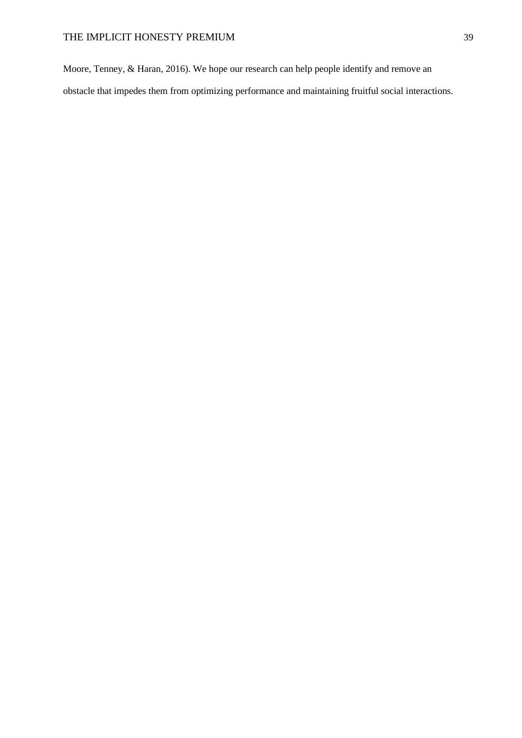Moore, Tenney, & Haran, 2016). We hope our research can help people identify and remove an obstacle that impedes them from optimizing performance and maintaining fruitful social interactions.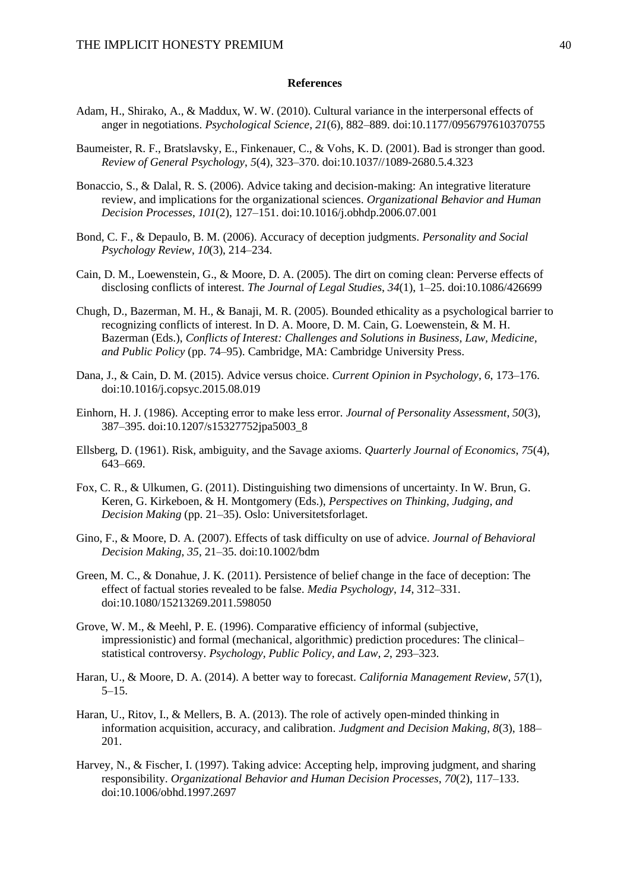## References

Adam, H., Shirako, A., & Maddux, W. W. (2010). Cultural variance in the interpersonal effects of anger in negotiations. *Psychological Science*, *21*(6), 882–889. doi:10.1177/0956797610370755

Baumeister, R. F., Bratslavsky, E., Finkenauer, C., & Vohs, K. D. (2001). Bad is stronger than good. *Review of General Psychology*, *5*(4), 323–370. doi:10.1037//1089-2680.5.4.323

Bonaccio, S., & Dalal, R. S. (2006). Advice taking and decision-making: An integrative literature review, and implications for the organizational sciences. *Organizational Behavior and Human Decision Processes*, *101*(2), 127–151. doi:10.1016/j.obhdp.2006.07.001

Bond, C. F., & Depaulo, B. M. (2006). Accuracy of deception judgments. *Personality and Social Psychology Review*, *10*(3), 214–234.

Cain, D. M., Loewenstein, G., & Moore, D. A. (2005). The dirt on coming clean: Perverse effects of disclosing conflicts of interest. *The Journal of Legal Studies*, *34*(1), 1–25. doi:10.1086/426699

Chugh, D., Bazerman, M. H., & Banaji, M. R. (2005). Bounded ethicality as a psychological barrier to recognizing conflicts of interest. In D. A. Moore, D. M. Cain, G. Loewenstein, & M. H. Bazerman (Eds.), *Conflicts of Interest: Challenges and Solutions in Business, Law, Medicine, and Public Policy* (pp. 74–95). Cambridge, MA: Cambridge University Press.

Dana, J., & Cain, D. M. (2015). Advice versus choice. *Current Opinion in Psychology*, *6*, 173–176. doi:10.1016/j.copsyc.2015.08.019

Einhorn, H. J. (1986). Accepting error to make less error. *Journal of Personality Assessment*, *50*(3), 387–395. doi:10.1207/s15327752jpa5003_8

Ellsberg, D. (1961). Risk, ambiguity, and the Savage axioms. *Quarterly Journal of Economics*, *75*(4), 643–669.

Fox, C. R., & Ulkumen, G. (2011). Distinguishing two dimensions of uncertainty. In W. Brun, G. Keren, G. Kirkeboen, & H. Montgomery (Eds.), *Perspectives on Thinking, Judging, and Decision Making* (pp. 21–35). Oslo: Universitetsforlaget.

Gino, F., & Moore, D. A. (2007). Effects of task difficulty on use of advice. *Journal of Behavioral Decision Making*, *35*, 21–35. doi:10.1002/bdm

Green, M. C., & Donahue, J. K. (2011). Persistence of belief change in the face of deception: The effect of factual stories revealed to be false. *Media Psychology*, *14*, 312–331. doi:10.1080/15213269.2011.598050

Grove, W. M., & Meehl, P. E. (1996). Comparative efficiency of informal (subjective, impressionistic) and formal (mechanical, algorithmic) prediction procedures: The clinical–statistical controversy. *Psychology, Public Policy, and Law*, *2*, 293–323.

Haran, U., & Moore, D. A. (2014). A better way to forecast. *California Management Review*, *57*(1), 5–15.

Haran, U., Ritov, I., & Mellers, B. A. (2013). The role of actively open-minded thinking in information acquisition, accuracy, and calibration. *Judgment and Decision Making*, *8*(3), 188–201.

Harvey, N., & Fischer, I. (1997). Taking advice: Accepting help, improving judgment, and sharing responsibility. *Organizational Behavior and Human Decision Processes*, *70*(2), 117–133. doi:10.1006/obhd.1997.2697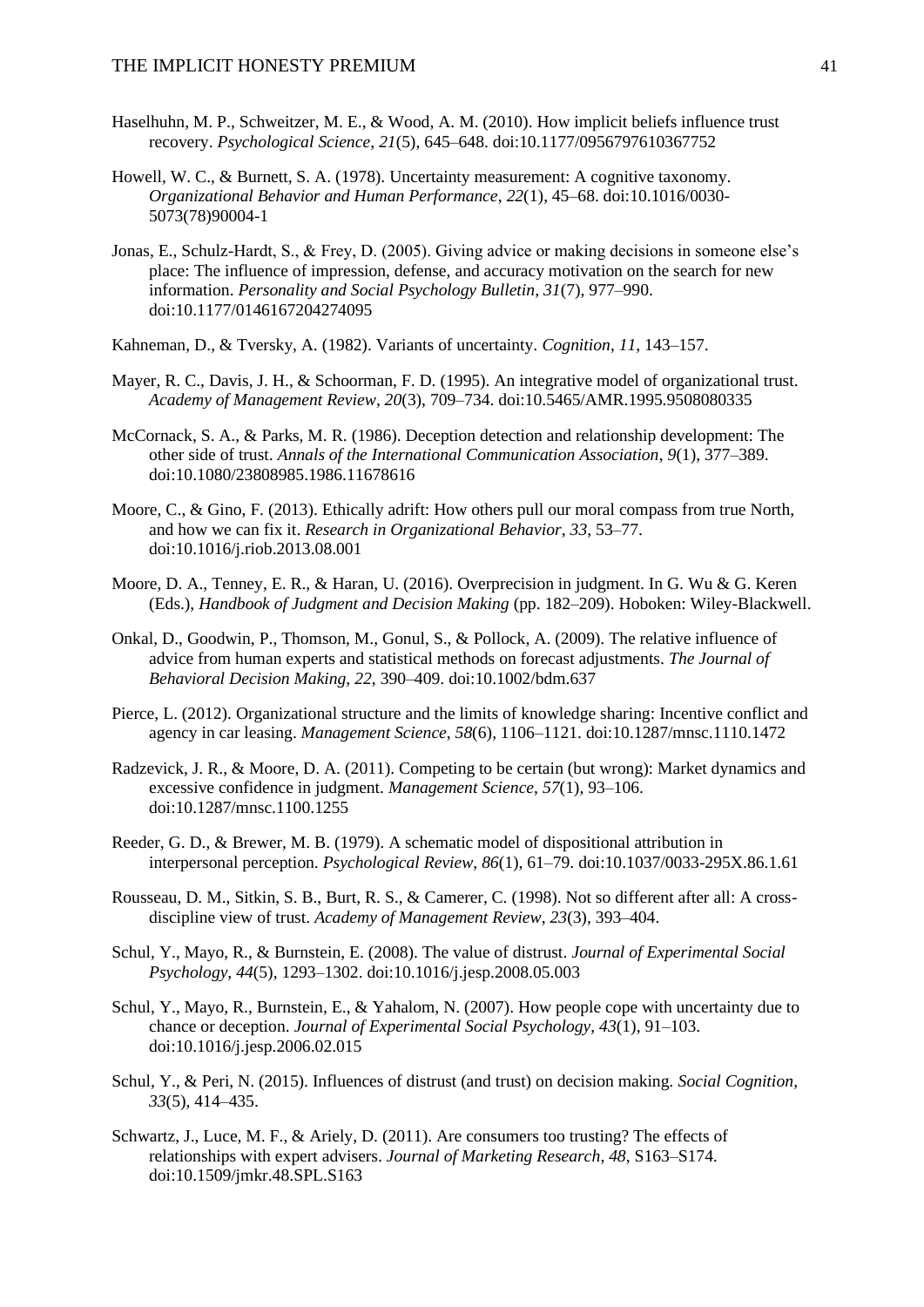Haselhuhn, M. P., Schweitzer, M. E., & Wood, A. M. (2010). How implicit beliefs influence trust recovery. *Psychological Science*, *21*(5), 645–648. doi:10.1177/0956797610367752

Howell, W. C., & Burnett, S. A. (1978). Uncertainty measurement: A cognitive taxonomy. *Organizational Behavior and Human Performance*, *22*(1), 45–68. doi:10.1016/0030-5073(78)90004-1

Jonas, E., Schulz-Hardt, S., & Frey, D. (2005). Giving advice or making decisions in someone else's place: The influence of impression, defense, and accuracy motivation on the search for new information. *Personality and Social Psychology Bulletin*, *31*(7), 977–990. doi:10.1177/0146167204274095

Kahneman, D., & Tversky, A. (1982). Variants of uncertainty. *Cognition*, *11*, 143–157.

Mayer, R. C., Davis, J. H., & Schoorman, F. D. (1995). An integrative model of organizational trust. *Academy of Management Review*, *20*(3), 709–734. doi:10.5465/AMR.1995.9508080335

McCornack, S. A., & Parks, M. R. (1986). Deception detection and relationship development: The other side of trust. *Annals of the International Communication Association*, *9*(1), 377–389. doi:10.1080/23808985.1986.11678616

Moore, C., & Gino, F. (2013). Ethically adrift: How others pull our moral compass from true North, and how we can fix it. *Research in Organizational Behavior*, *33*, 53–77. doi:10.1016/j.riob.2013.08.001

Moore, D. A., Tenney, E. R., & Haran, U. (2016). Overprecision in judgment. In G. Wu & G. Keren (Eds.), *Handbook of Judgment and Decision Making* (pp. 182–209). Hoboken: Wiley-Blackwell.

Onkal, D., Goodwin, P., Thomson, M., Gonul, S., & Pollock, A. (2009). The relative influence of advice from human experts and statistical methods on forecast adjustments. *The Journal of Behavioral Decision Making*, *22*, 390–409. doi:10.1002/bdm.637

Pierce, L. (2012). Organizational structure and the limits of knowledge sharing: Incentive conflict and agency in car leasing. *Management Science*, *58*(6), 1106–1121. doi:10.1287/mnsc.1110.1472

Radzevick, J. R., & Moore, D. A. (2011). Competing to be certain (but wrong): Market dynamics and excessive confidence in judgment. *Management Science*, *57*(1), 93–106. doi:10.1287/mnsc.1100.1255

Reeder, G. D., & Brewer, M. B. (1979). A schematic model of dispositional attribution in interpersonal perception. *Psychological Review*, *86*(1), 61–79. doi:10.1037/0033-295X.86.1.61

Rousseau, D. M., Sitkin, S. B., Burt, R. S., & Camerer, C. (1998). Not so different after all: A cross-discipline view of trust. *Academy of Management Review*, *23*(3), 393–404.

Schul, Y., Mayo, R., & Burnstein, E. (2008). The value of distrust. *Journal of Experimental Social Psychology*, *44*(5), 1293–1302. doi:10.1016/j.jesp.2008.05.003

Schul, Y., Mayo, R., Burnstein, E., & Yahalom, N. (2007). How people cope with uncertainty due to chance or deception. *Journal of Experimental Social Psychology*, *43*(1), 91–103. doi:10.1016/j.jesp.2006.02.015

Schul, Y., & Peri, N. (2015). Influences of distrust (and trust) on decision making. *Social Cognition*, *33*(5), 414–435.

Schwartz, J., Luce, M. F., & Ariely, D. (2011). Are consumers too trusting? The effects of relationships with expert advisers. *Journal of Marketing Research*, *48*, S163–S174. doi:10.1509/jmkr.48.SPL.S163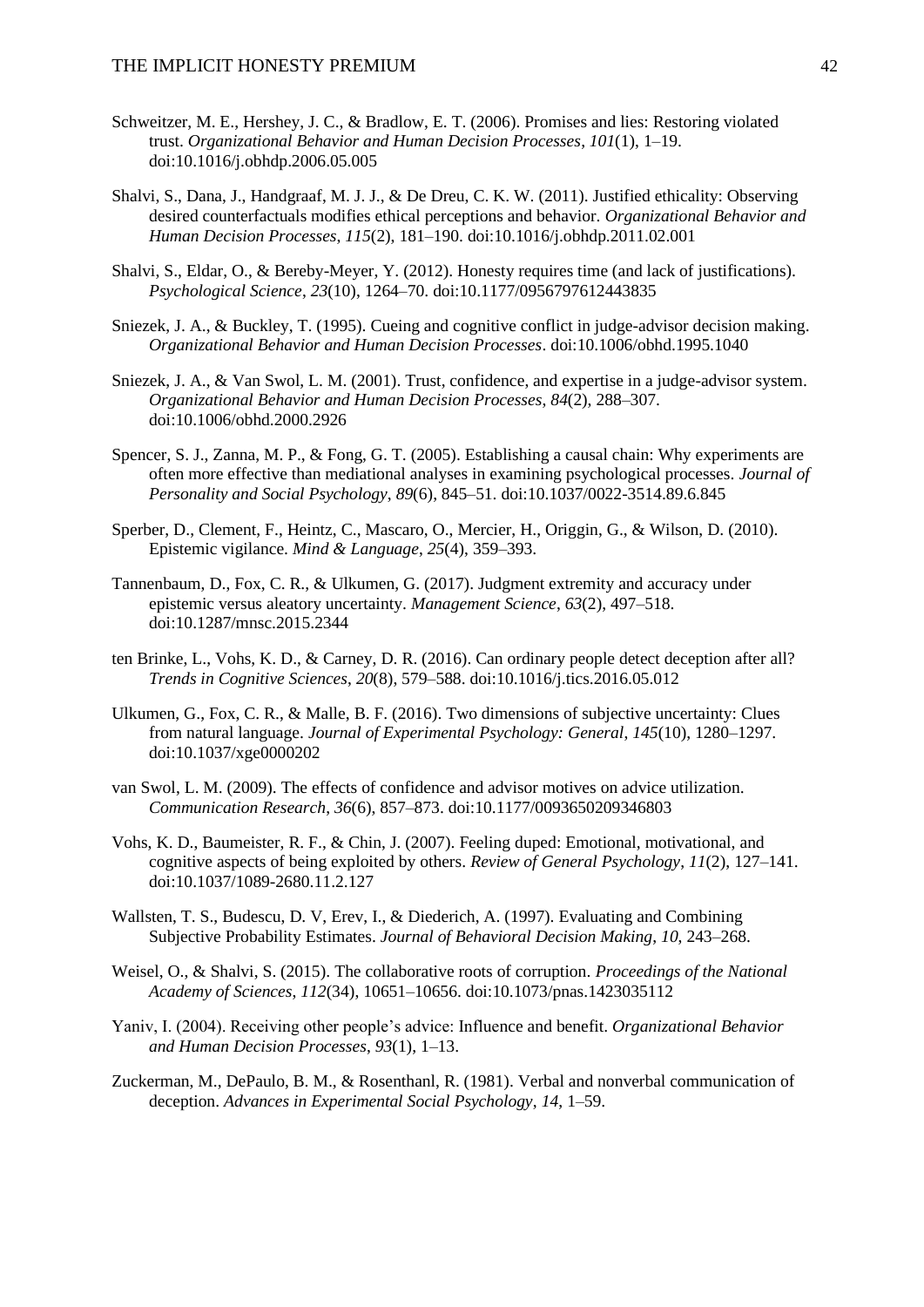Schweitzer, M. E., Hershey, J. C., & Bradlow, E. T. (2006). Promises and lies: Restoring violated trust. *Organizational Behavior and Human Decision Processes*, *101*(1), 1–19. doi:10.1016/j.obhdp.2006.05.005

Shalvi, S., Dana, J., Handgraaf, M. J. J., & De Dreu, C. K. W. (2011). Justified ethicality: Observing desired counterfactuals modifies ethical perceptions and behavior. *Organizational Behavior and Human Decision Processes*, *115*(2), 181–190. doi:10.1016/j.obhdp.2011.02.001

Shalvi, S., Eldar, O., & Bereby-Meyer, Y. (2012). Honesty requires time (and lack of justifications). *Psychological Science*, *23*(10), 1264–70. doi:10.1177/0956797612443835

Sniezek, J. A., & Buckley, T. (1995). Cueing and cognitive conflict in judge-advisor decision making. *Organizational Behavior and Human Decision Processes*. doi:10.1006/obhd.1995.1040

Sniezek, J. A., & Van Swol, L. M. (2001). Trust, confidence, and expertise in a judge-advisor system. *Organizational Behavior and Human Decision Processes*, *84*(2), 288–307. doi:10.1006/obhd.2000.2926

Spencer, S. J., Zanna, M. P., & Fong, G. T. (2005). Establishing a causal chain: Why experiments are often more effective than mediational analyses in examining psychological processes. *Journal of Personality and Social Psychology*, *89*(6), 845–51. doi:10.1037/0022-3514.89.6.845

Sperber, D., Clement, F., Heintz, C., Mascaro, O., Mercier, H., Origgin, G., & Wilson, D. (2010). Epistemic vigilance. *Mind & Language*, *25*(4), 359–393.

Tannenbaum, D., Fox, C. R., & Ulkumen, G. (2017). Judgment extremity and accuracy under epistemic versus aleatory uncertainty. *Management Science*, *63*(2), 497–518. doi:10.1287/mnsc.2015.2344

ten Brinke, L., Vohs, K. D., & Carney, D. R. (2016). Can ordinary people detect deception after all? *Trends in Cognitive Sciences*, *20*(8), 579–588. doi:10.1016/j.tics.2016.05.012

Ulkumen, G., Fox, C. R., & Malle, B. F. (2016). Two dimensions of subjective uncertainty: Clues from natural language. *Journal of Experimental Psychology: General*, *145*(10), 1280–1297. doi:10.1037/xge0000202

van Swol, L. M. (2009). The effects of confidence and advisor motives on advice utilization. *Communication Research*, *36*(6), 857–873. doi:10.1177/0093650209346803

Vohs, K. D., Baumeister, R. F., & Chin, J. (2007). Feeling duped: Emotional, motivational, and cognitive aspects of being exploited by others. *Review of General Psychology*, *11*(2), 127–141. doi:10.1037/1089-2680.11.2.127

Wallsten, T. S., Budescu, D. V, Erev, I., & Diederich, A. (1997). Evaluating and Combining Subjective Probability Estimates. *Journal of Behavioral Decision Making*, *10*, 243–268.

Weisel, O., & Shalvi, S. (2015). The collaborative roots of corruption. *Proceedings of the National Academy of Sciences*, *112*(34), 10651–10656. doi:10.1073/pnas.1423035112

Yaniv, I. (2004). Receiving other people's advice: Influence and benefit. *Organizational Behavior and Human Decision Processes*, *93*(1), 1–13.

Zuckerman, M., DePaulo, B. M., & Rosenthanl, R. (1981). Verbal and nonverbal communication of deception. *Advances in Experimental Social Psychology*, *14*, 1–59.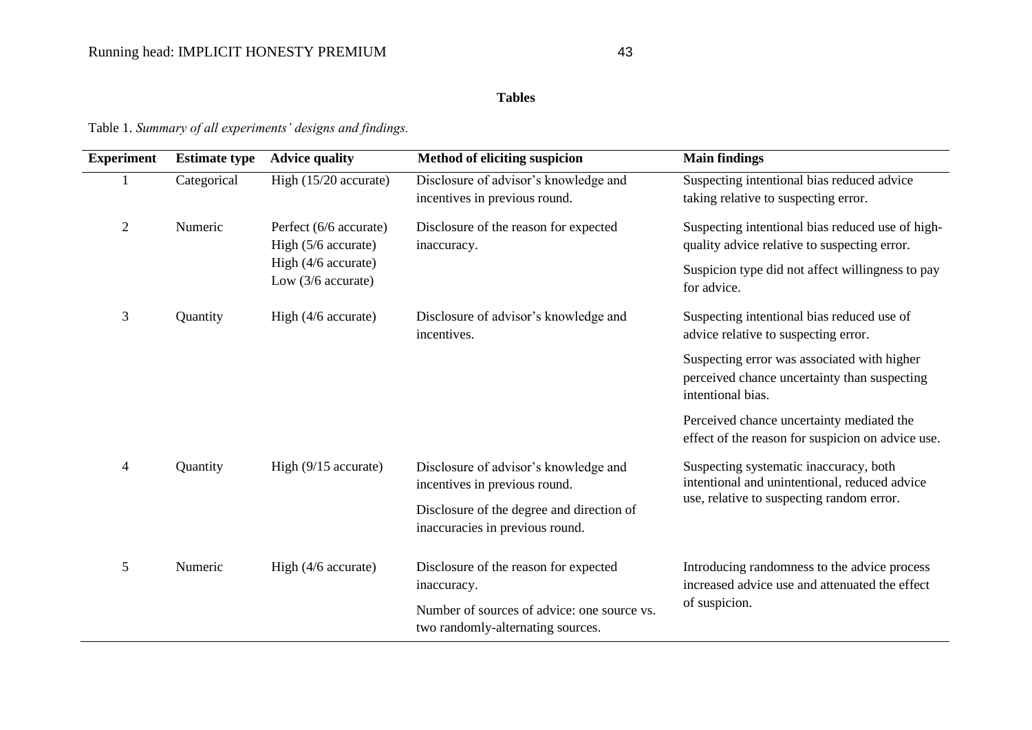## Tables

Table 1. *Summary of all experiments' designs and findings.*

| Experiment | Estimate type | Advice quality | Method of eliciting suspicion | Main findings |
|---|---|---|---|---|
| 1 | Categorical | High (15/20 accurate) | Disclosure of advisor's knowledge and incentives in previous round. | Suspecting intentional bias reduced advice taking relative to suspecting error. |
| 2 | Numeric | Perfect (6/6 accurate)<br>High (5/6 accurate)<br>High (4/6 accurate)<br>Low (3/6 accurate) | Disclosure of the reason for expected inaccuracy. | Suspecting intentional bias reduced use of high-quality advice relative to suspecting error.<br><br>Suspicion type did not affect willingness to pay for advice. |
| 3 | Quantity | High (4/6 accurate) | Disclosure of advisor's knowledge and incentives. | Suspecting intentional bias reduced use of advice relative to suspecting error.<br><br>Suspecting error was associated with higher perceived chance uncertainty than suspecting intentional bias.<br><br>Perceived chance uncertainty mediated the effect of the reason for suspicion on advice use. |
| 4 | Quantity | High (9/15 accurate) | Disclosure of advisor's knowledge and incentives in previous round.<br><br>Disclosure of the degree and direction of inaccuracies in previous round. | Suspecting systematic inaccuracy, both intentional and unintentional, reduced advice use, relative to suspecting random error. |
| 5 | Numeric | High (4/6 accurate) | Disclosure of the reason for expected inaccuracy.<br><br>Number of sources of advice: one source vs. two randomly-alternating sources. | Introducing randomness to the advice process increased advice use and attenuated the effect of suspicion. |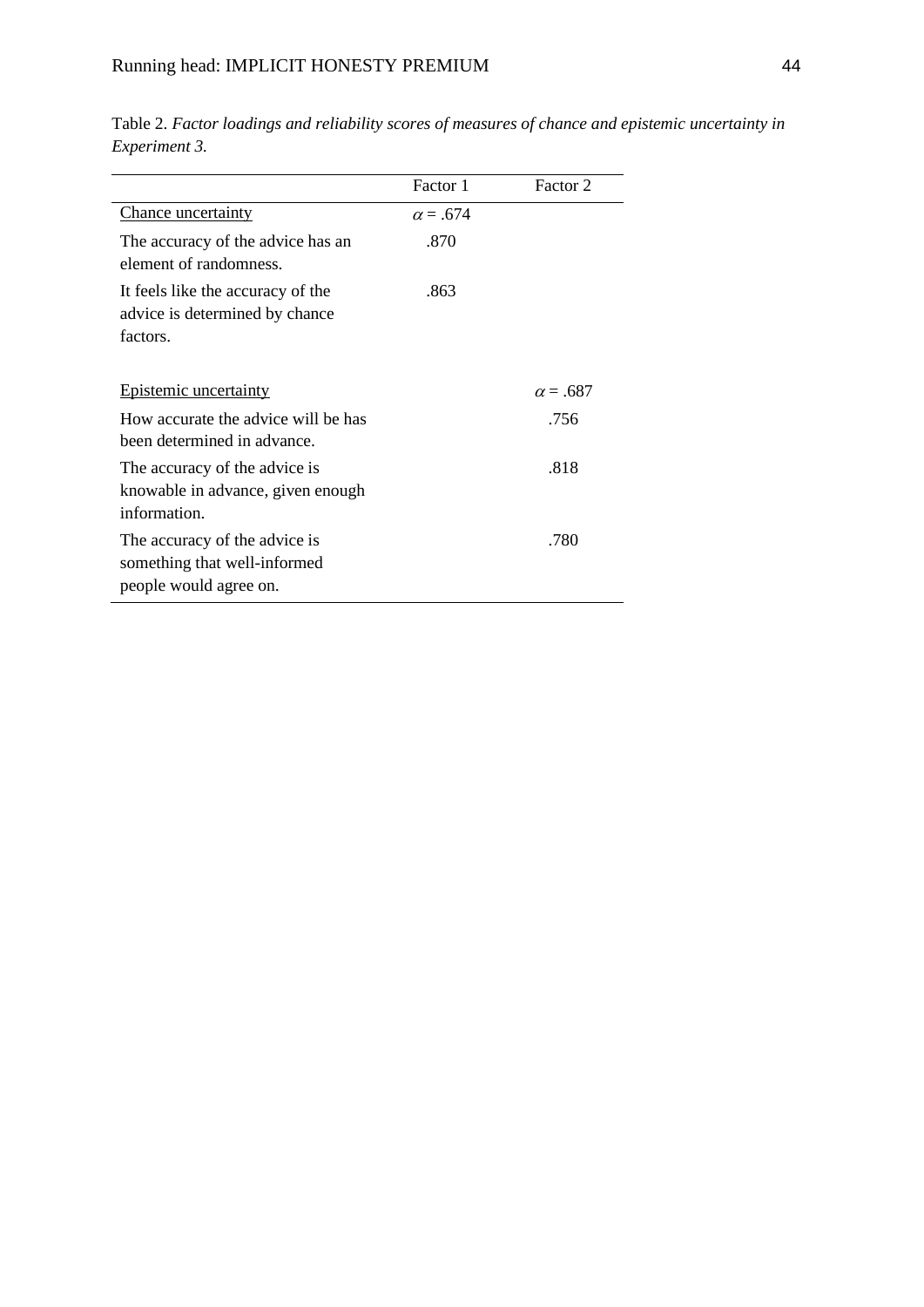Table 2. *Factor loadings and reliability scores of measures of chance and epistemic uncertainty in Experiment 3.*

| | Factor 1 | Factor 2 |
|---|---|---|
| Chance uncertainty | $\alpha = .674$ | |
| The accuracy of the advice has an element of randomness. | .870 | |
| It feels like the accuracy of the advice is determined by chance factors. | .863 | |
| Epistemic uncertainty | | $\alpha = .687$ |
| How accurate the advice will be has been determined in advance. | | .756 |
| The accuracy of the advice is knowable in advance, given enough information. | | .818 |
| The accuracy of the advice is something that well-informed people would agree on. | | .780 |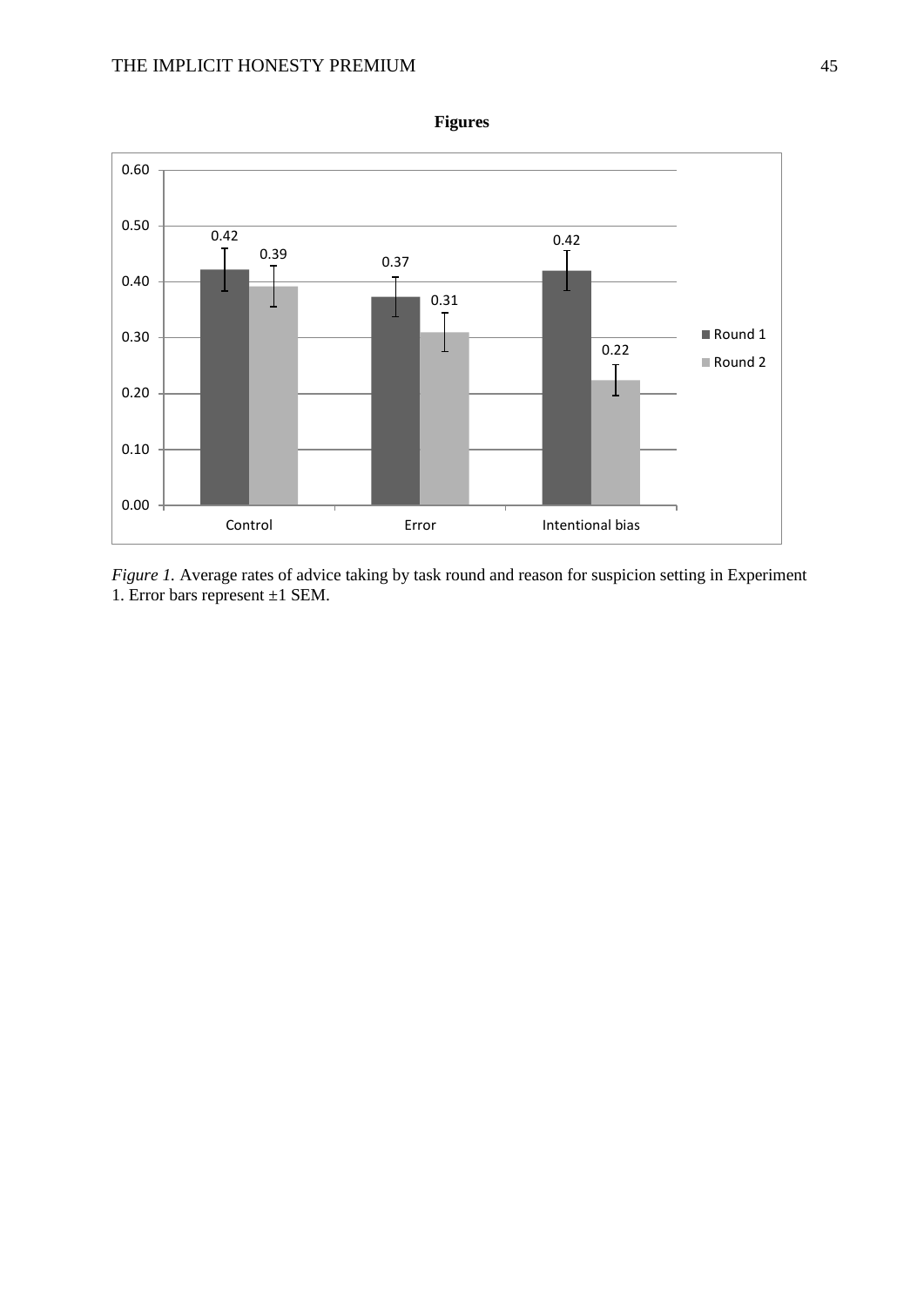**Figures**

*Figure 1.* Average rates of advice taking by task round and reason for suspicion setting in Experiment 1. Error bars represent ±1 SEM.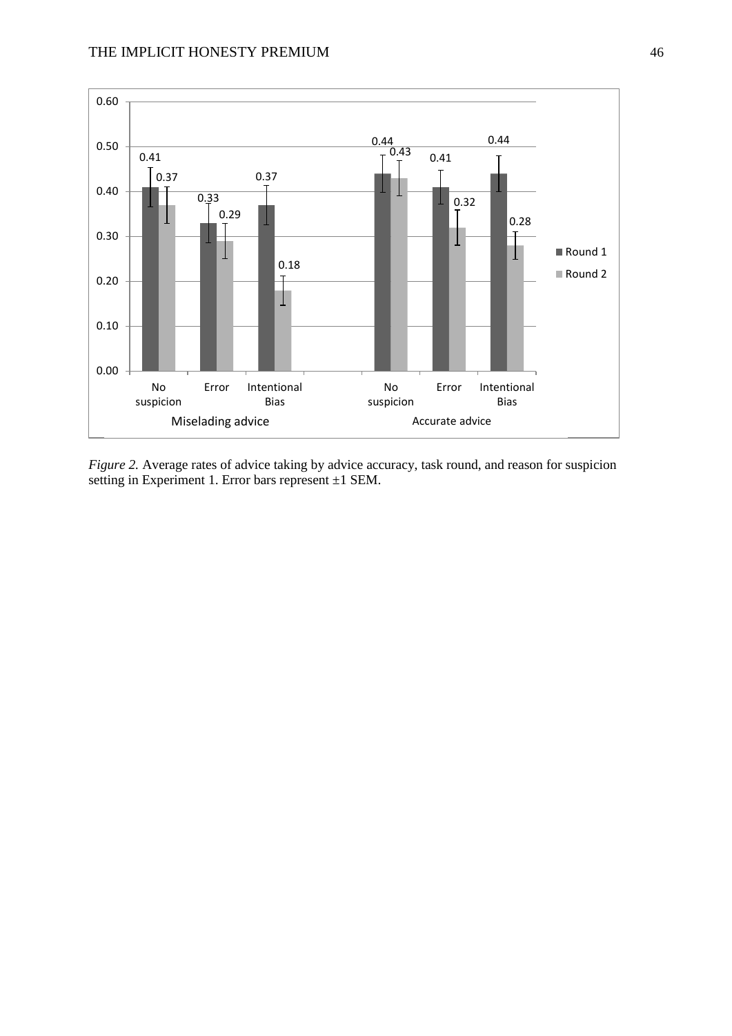| | Miseleading advice | | | Accurate advice | | |
|---|---|---|---|---|---|---|
| | No suspicion | Error | Intentional Bias | No suspicion | Error | Intentional Bias |
| Round 1 | 0.41 | 0.33 | 0.37 | 0.44 | 0.41 | 0.44 |
| Round 2 | 0.37 | 0.29 | 0.18 | 0.43 | 0.32 | 0.28 |

*Figure 2.* Average rates of advice taking by advice accuracy, task round, and reason for suspicion setting in Experiment 1. Error bars represent ±1 SEM.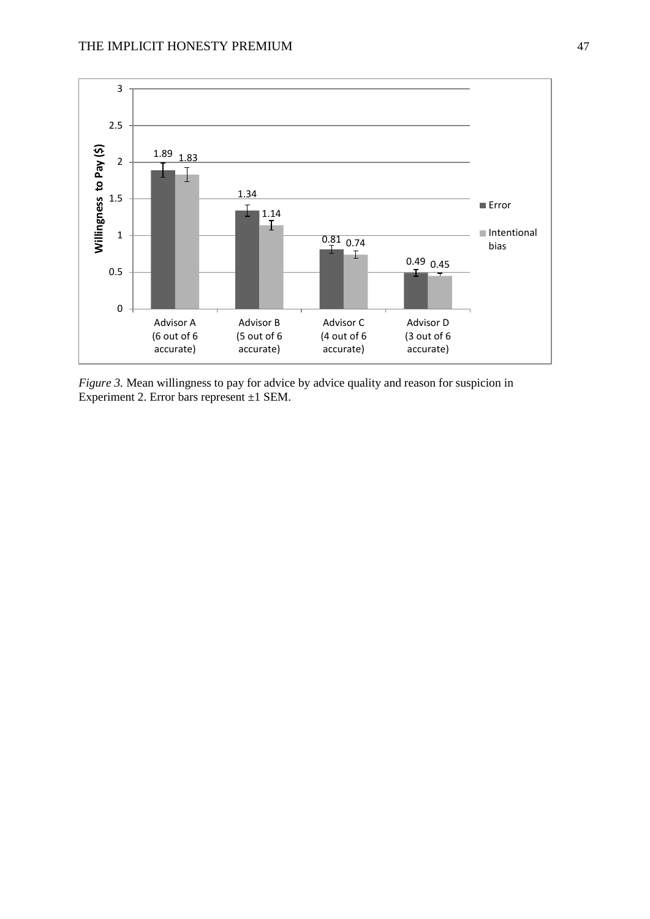| | Error | Intentional bias |
|---|---|---|
| Advisor A (6 out of 6 accurate) | 1.89 | 1.83 |
| Advisor B (5 out of 6 accurate) | 1.34 | 1.14 |
| Advisor C (4 out of 6 accurate) | 0.81 | 0.74 |
| Advisor D (3 out of 6 accurate) | 0.49 | 0.45 |

*Figure 3.* Mean willingness to pay for advice by advice quality and reason for suspicion in Experiment 2. Error bars represent ±1 SEM.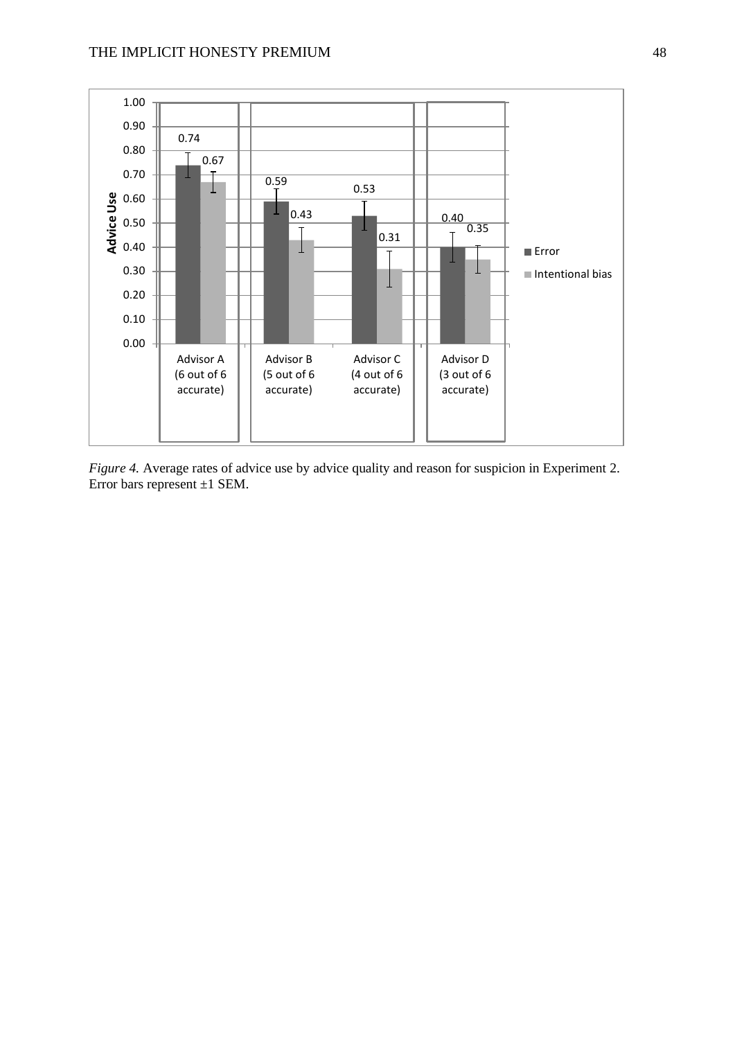| Advisor | Error | Intentional bias |
| --- | --- | --- |
| Advisor A (6 out of 6 accurate) | 0.74 | 0.67 |
| Advisor B (5 out of 6 accurate) | 0.59 | 0.43 |
| Advisor C (4 out of 6 accurate) | 0.53 | 0.31 |
| Advisor D (3 out of 6 accurate) | 0.40 | 0.35 |

*Figure 4.* Average rates of advice use by advice quality and reason for suspicion in Experiment 2. Error bars represent ±1 SEM.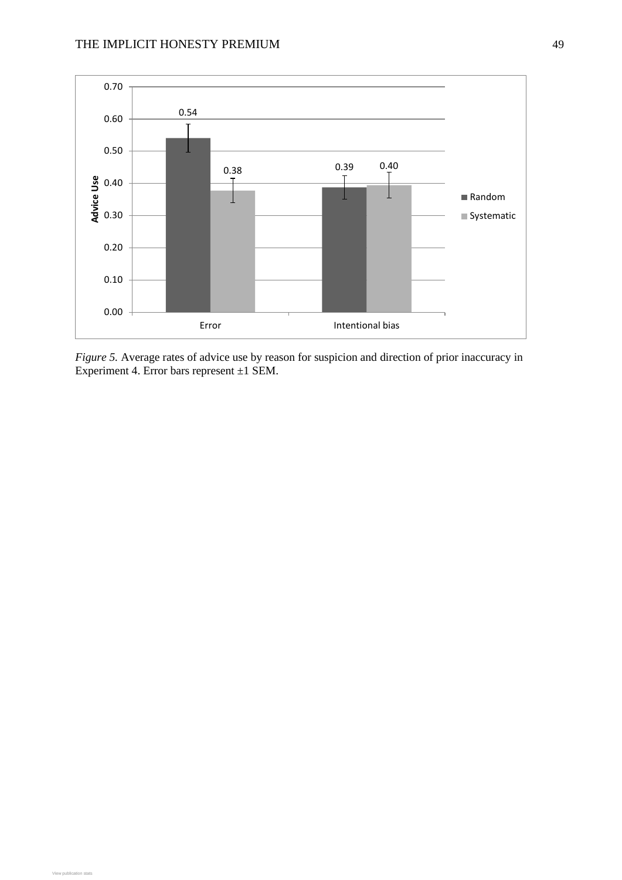0.70
0.60
0.50
0.40
0.30
0.20
0.10
0.00

Advice Use

0.54
0.38
0.39
0.40

Error
Intentional bias

Random
Systematic

*Figure 5.* Average rates of advice use by reason for suspicion and direction of prior inaccuracy in Experiment 4. Error bars represent ±1 SEM.